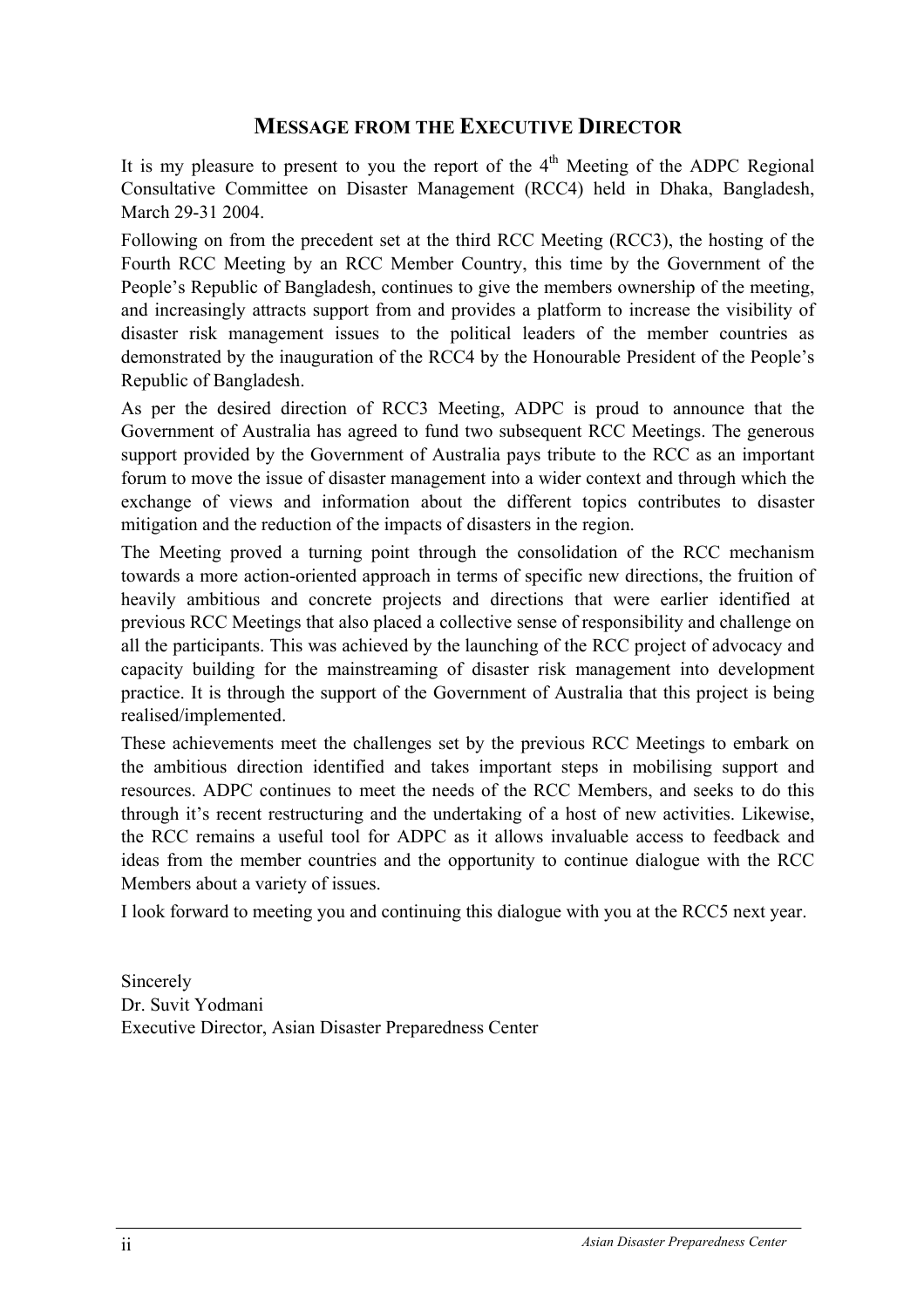## MESSAGE FROM THE EXECUTIVE DIRECTOR

It is my pleasure to present to you the report of the 4th Meeting of the ADPC Regional Consultative Committee on Disaster Management (RCC4) held in Dhaka, Bangladesh, March 29-31 2004.

Following on from the precedent set at the third RCC Meeting (RCC3), the hosting of the Fourth RCC Meeting by an RCC Member Country, this time by the Government of the People's Republic of Bangladesh, continues to give the members ownership of the meeting, and increasingly attracts support from and provides a platform to increase the visibility of disaster risk management issues to the political leaders of the member countries as demonstrated by the inauguration of the RCC4 by the Honourable President of the People's Republic of Bangladesh.

As per the desired direction of RCC3 Meeting, ADPC is proud to announce that the Government of Australia has agreed to fund two subsequent RCC Meetings. The generous support provided by the Government of Australia pays tribute to the RCC as an important forum to move the issue of disaster management into a wider context and through which the exchange of views and information about the different topics contributes to disaster mitigation and the reduction of the impacts of disasters in the region.

The Meeting proved a turning point through the consolidation of the RCC mechanism towards a more action-oriented approach in terms of specific new directions, the fruition of heavily ambitious and concrete projects and directions that were earlier identified at previous RCC Meetings that also placed a collective sense of responsibility and challenge on all the participants. This was achieved by the launching of the RCC project of advocacy and capacity building for the mainstreaming of disaster risk management into development practice. It is through the support of the Government of Australia that this project is being realised/implemented.

These achievements meet the challenges set by the previous RCC Meetings to embark on the ambitious direction identified and takes important steps in mobilising support and resources. ADPC continues to meet the needs of the RCC Members, and seeks to do this through it's recent restructuring and the undertaking of a host of new activities. Likewise, the RCC remains a useful tool for ADPC as it allows invaluable access to feedback and ideas from the member countries and the opportunity to continue dialogue with the RCC Members about a variety of issues.

I look forward to meeting you and continuing this dialogue with you at the RCC5 next year.

Sincerely
Dr. Suvit Yodmani
Executive Director, Asian Disaster Preparedness Center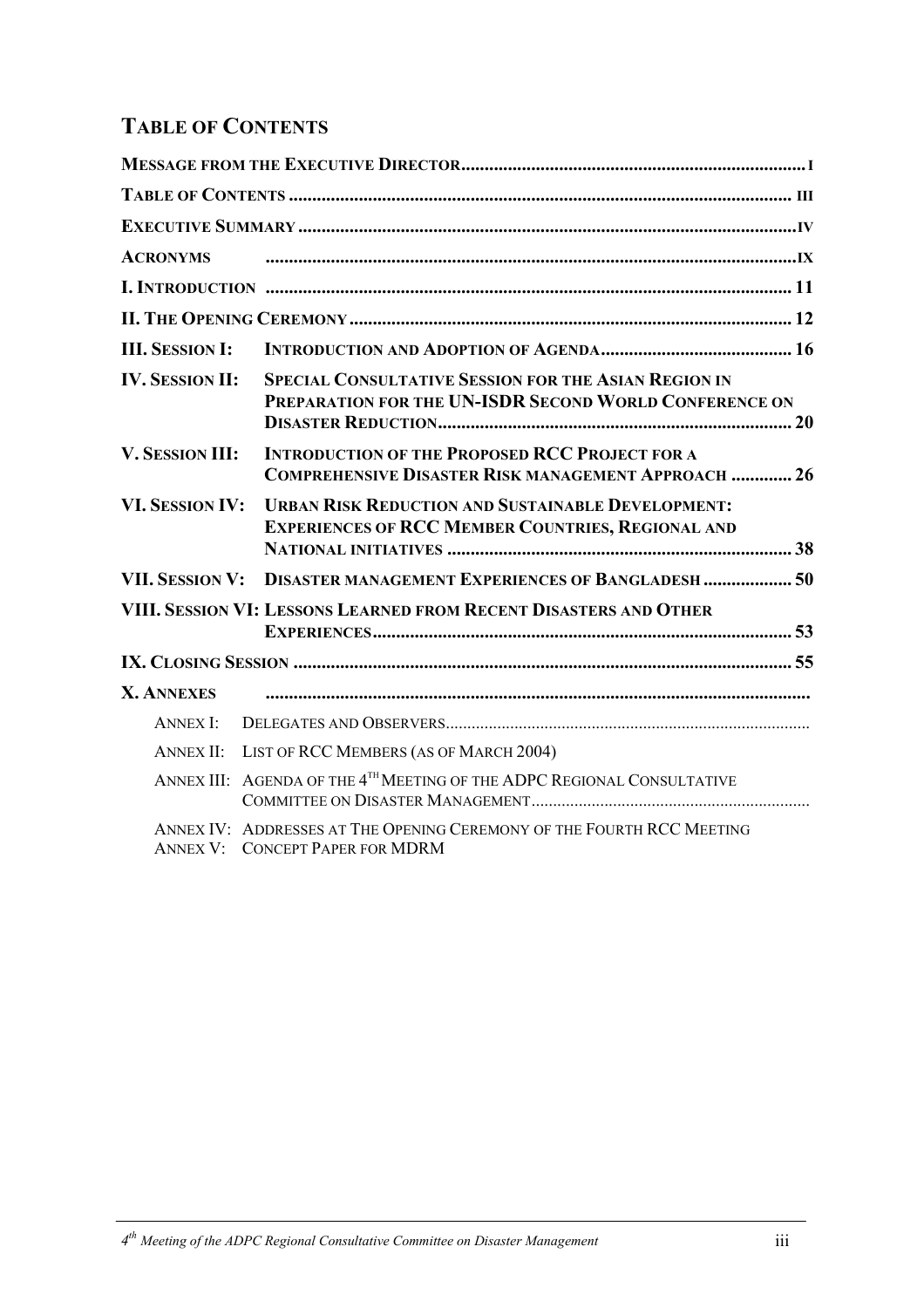## TABLE OF CONTENTS

| | | |
|---|---|---|
| **MESSAGE FROM THE EXECUTIVE DIRECTOR** | | **I** |
| **TABLE OF CONTENTS** | | **III** |
| **EXECUTIVE SUMMARY** | | **IV** |
| **ACRONYMS** | | **IX** |
| **I. INTRODUCTION** | | **11** |
| **II. THE OPENING CEREMONY** | | **12** |
| **III. SESSION I:** | **INTRODUCTION AND ADOPTION OF AGENDA** | **16** |
| **IV. SESSION II:** | **SPECIAL CONSULTATIVE SESSION FOR THE ASIAN REGION IN PREPARATION FOR THE UN-ISDR SECOND WORLD CONFERENCE ON DISASTER REDUCTION** | **20** |
| **V. SESSION III:** | **INTRODUCTION OF THE PROPOSED RCC PROJECT FOR A COMPREHENSIVE DISASTER RISK MANAGEMENT APPROACH** | **26** |
| **VI. SESSION IV:** | **URBAN RISK REDUCTION AND SUSTAINABLE DEVELOPMENT: EXPERIENCES OF RCC MEMBER COUNTRIES, REGIONAL AND NATIONAL INITIATIVES** | **38** |
| **VII. SESSION V:** | **DISASTER MANAGEMENT EXPERIENCES OF BANGLADESH** | **50** |
| **VIII. SESSION VI:** | **LESSONS LEARNED FROM RECENT DISASTERS AND OTHER EXPERIENCES** | **53** |
| **IX. CLOSING SESSION** | | **55** |
| **X. ANNEXES** | | |
| ANNEX I: | DELEGATES AND OBSERVERS | |
| ANNEX II: | LIST OF RCC MEMBERS (AS OF MARCH 2004) | |
| ANNEX III: | AGENDA OF THE 4TH MEETING OF THE ADPC REGIONAL CONSULTATIVE COMMITTEE ON DISASTER MANAGEMENT | |
| ANNEX IV: | ADDRESSES AT THE OPENING CEREMONY OF THE FOURTH RCC MEETING | |
| ANNEX V: | CONCEPT PAPER FOR MDRM | |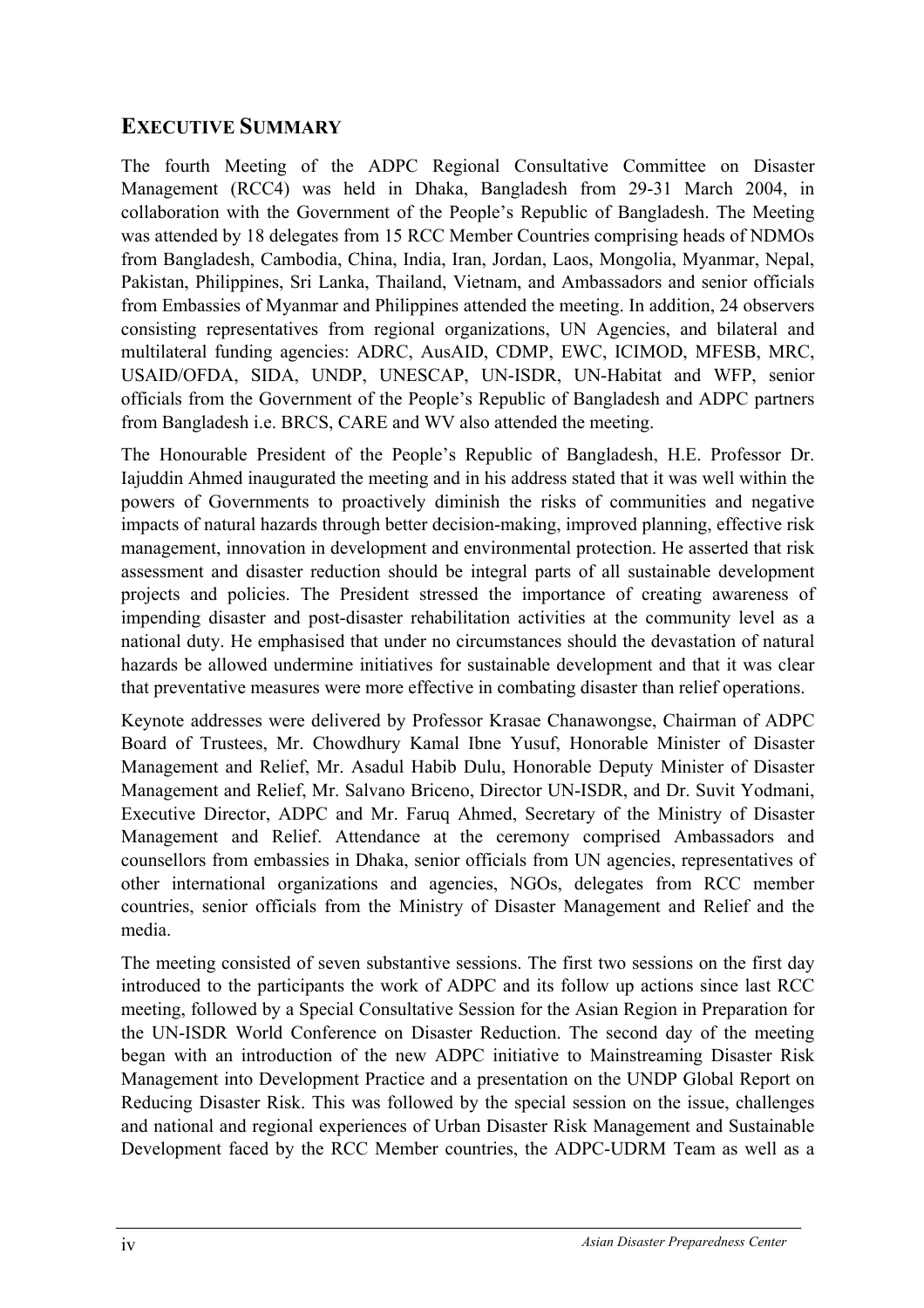## EXECUTIVE SUMMARY

The fourth Meeting of the ADPC Regional Consultative Committee on Disaster Management (RCC4) was held in Dhaka, Bangladesh from 29-31 March 2004, in collaboration with the Government of the People's Republic of Bangladesh. The Meeting was attended by 18 delegates from 15 RCC Member Countries comprising heads of NDMOs from Bangladesh, Cambodia, China, India, Iran, Jordan, Laos, Mongolia, Myanmar, Nepal, Pakistan, Philippines, Sri Lanka, Thailand, Vietnam, and Ambassadors and senior officials from Embassies of Myanmar and Philippines attended the meeting. In addition, 24 observers consisting representatives from regional organizations, UN Agencies, and bilateral and multilateral funding agencies: ADRC, AusAID, CDMP, EWC, ICIMOD, MFESB, MRC, USAID/OFDA, SIDA, UNDP, UNESCAP, UN-ISDR, UN-Habitat and WFP, senior officials from the Government of the People's Republic of Bangladesh and ADPC partners from Bangladesh i.e. BRCS, CARE and WV also attended the meeting.

The Honourable President of the People's Republic of Bangladesh, H.E. Professor Dr. Iajuddin Ahmed inaugurated the meeting and in his address stated that it was well within the powers of Governments to proactively diminish the risks of communities and negative impacts of natural hazards through better decision-making, improved planning, effective risk management, innovation in development and environmental protection. He asserted that risk assessment and disaster reduction should be integral parts of all sustainable development projects and policies. The President stressed the importance of creating awareness of impending disaster and post-disaster rehabilitation activities at the community level as a national duty. He emphasised that under no circumstances should the devastation of natural hazards be allowed undermine initiatives for sustainable development and that it was clear that preventative measures were more effective in combating disaster than relief operations.

Keynote addresses were delivered by Professor Krasae Chanawongse, Chairman of ADPC Board of Trustees, Mr. Chowdhury Kamal Ibne Yusuf, Honorable Minister of Disaster Management and Relief, Mr. Asadul Habib Dulu, Honorable Deputy Minister of Disaster Management and Relief, Mr. Salvano Briceno, Director UN-ISDR, and Dr. Suvit Yodmani, Executive Director, ADPC and Mr. Faruq Ahmed, Secretary of the Ministry of Disaster Management and Relief. Attendance at the ceremony comprised Ambassadors and counsellors from embassies in Dhaka, senior officials from UN agencies, representatives of other international organizations and agencies, NGOs, delegates from RCC member countries, senior officials from the Ministry of Disaster Management and Relief and the media.

The meeting consisted of seven substantive sessions. The first two sessions on the first day introduced to the participants the work of ADPC and its follow up actions since last RCC meeting, followed by a Special Consultative Session for the Asian Region in Preparation for the UN-ISDR World Conference on Disaster Reduction. The second day of the meeting began with an introduction of the new ADPC initiative to Mainstreaming Disaster Risk Management into Development Practice and a presentation on the UNDP Global Report on Reducing Disaster Risk. This was followed by the special session on the issue, challenges and national and regional experiences of Urban Disaster Risk Management and Sustainable Development faced by the RCC Member countries, the ADPC-UDRM Team as well as a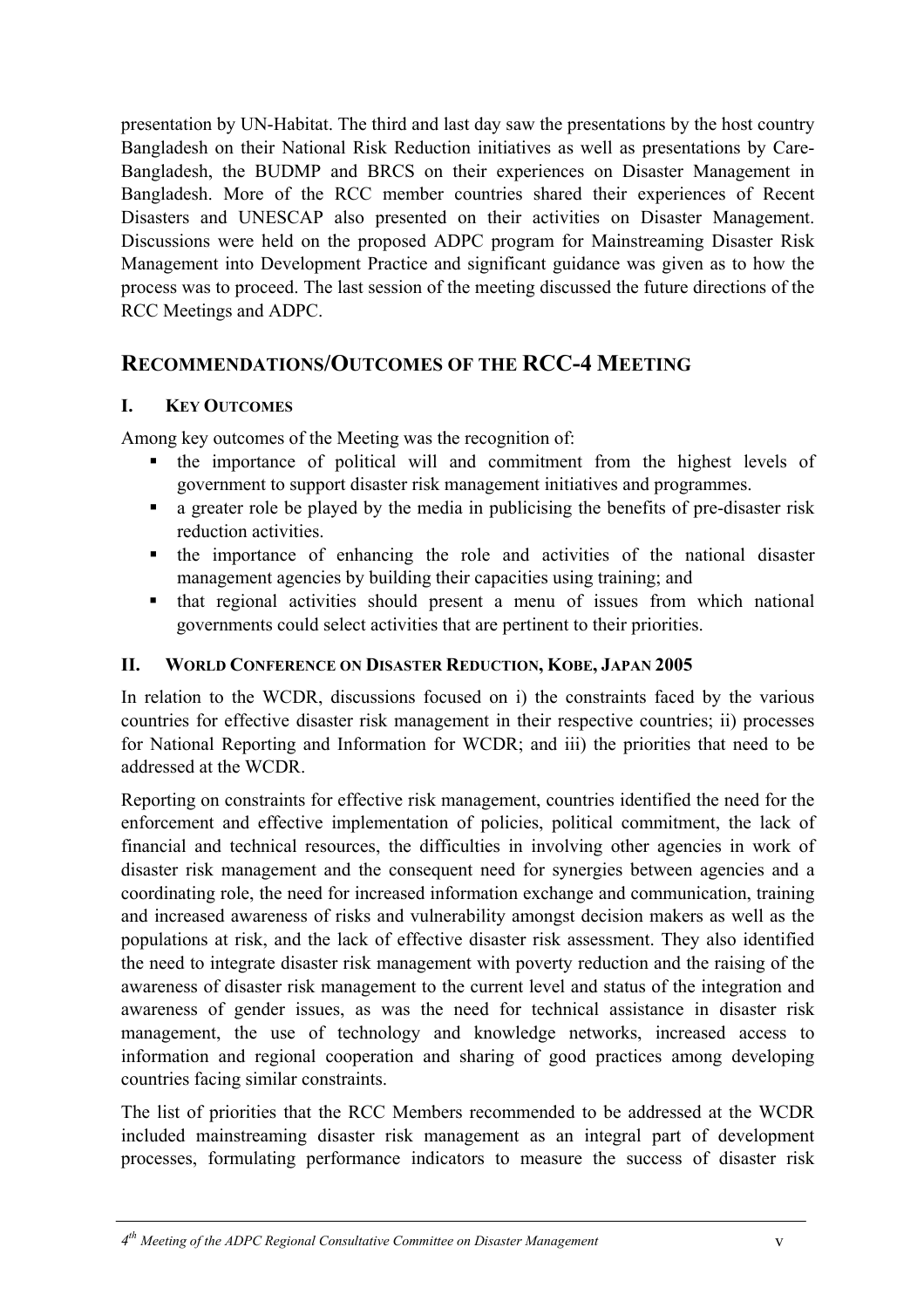presentation by UN-Habitat. The third and last day saw the presentations by the host country Bangladesh on their National Risk Reduction initiatives as well as presentations by Care-Bangladesh, the BUDMP and BRCS on their experiences on Disaster Management in Bangladesh. More of the RCC member countries shared their experiences of Recent Disasters and UNESCAP also presented on their activities on Disaster Management. Discussions were held on the proposed ADPC program for Mainstreaming Disaster Risk Management into Development Practice and significant guidance was given as to how the process was to proceed. The last session of the meeting discussed the future directions of the RCC Meetings and ADPC.

## RECOMMENDATIONS/OUTCOMES OF THE RCC-4 MEETING

### I. KEY OUTCOMES

Among key outcomes of the Meeting was the recognition of:

- the importance of political will and commitment from the highest levels of government to support disaster risk management initiatives and programmes.
- a greater role be played by the media in publicising the benefits of pre-disaster risk reduction activities.
- the importance of enhancing the role and activities of the national disaster management agencies by building their capacities using training; and
- that regional activities should present a menu of issues from which national governments could select activities that are pertinent to their priorities.

### II. WORLD CONFERENCE ON DISASTER REDUCTION, KOBE, JAPAN 2005

In relation to the WCDR, discussions focused on i) the constraints faced by the various countries for effective disaster risk management in their respective countries; ii) processes for National Reporting and Information for WCDR; and iii) the priorities that need to be addressed at the WCDR.

Reporting on constraints for effective risk management, countries identified the need for the enforcement and effective implementation of policies, political commitment, the lack of financial and technical resources, the difficulties in involving other agencies in work of disaster risk management and the consequent need for synergies between agencies and a coordinating role, the need for increased information exchange and communication, training and increased awareness of risks and vulnerability amongst decision makers as well as the populations at risk, and the lack of effective disaster risk assessment. They also identified the need to integrate disaster risk management with poverty reduction and the raising of the awareness of disaster risk management to the current level and status of the integration and awareness of gender issues, as was the need for technical assistance in disaster risk management, the use of technology and knowledge networks, increased access to information and regional cooperation and sharing of good practices among developing countries facing similar constraints.

The list of priorities that the RCC Members recommended to be addressed at the WCDR included mainstreaming disaster risk management as an integral part of development processes, formulating performance indicators to measure the success of disaster risk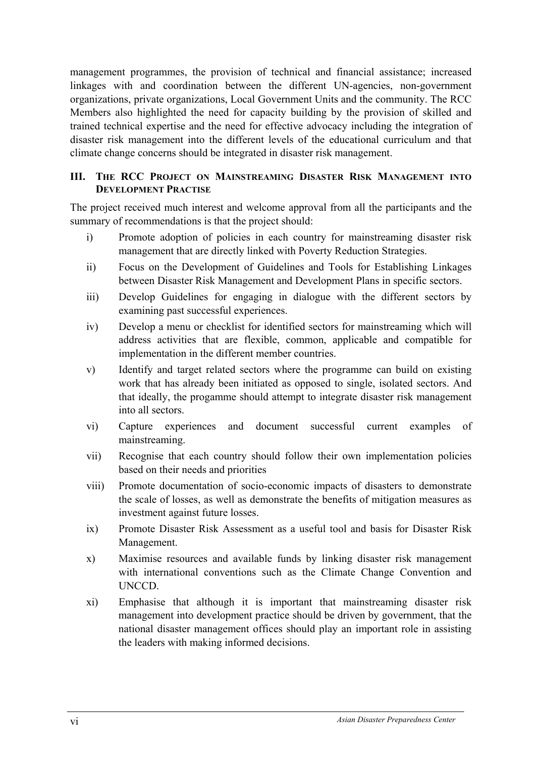management programmes, the provision of technical and financial assistance; increased linkages with and coordination between the different UN-agencies, non-government organizations, private organizations, Local Government Units and the community. The RCC Members also highlighted the need for capacity building by the provision of skilled and trained technical expertise and the need for effective advocacy including the integration of disaster risk management into the different levels of the educational curriculum and that climate change concerns should be integrated in disaster risk management.

## III. The RCC Project on Mainstreaming Disaster Risk Management into Development Practise

The project received much interest and welcome approval from all the participants and the summary of recommendations is that the project should:

i) Promote adoption of policies in each country for mainstreaming disaster risk management that are directly linked with Poverty Reduction Strategies.

ii) Focus on the Development of Guidelines and Tools for Establishing Linkages between Disaster Risk Management and Development Plans in specific sectors.

iii) Develop Guidelines for engaging in dialogue with the different sectors by examining past successful experiences.

iv) Develop a menu or checklist for identified sectors for mainstreaming which will address activities that are flexible, common, applicable and compatible for implementation in the different member countries.

v) Identify and target related sectors where the programme can build on existing work that has already been initiated as opposed to single, isolated sectors. And that ideally, the progamme should attempt to integrate disaster risk management into all sectors.

vi) Capture experiences and document successful current examples of mainstreaming.

vii) Recognise that each country should follow their own implementation policies based on their needs and priorities

viii) Promote documentation of socio-economic impacts of disasters to demonstrate the scale of losses, as well as demonstrate the benefits of mitigation measures as investment against future losses.

ix) Promote Disaster Risk Assessment as a useful tool and basis for Disaster Risk Management.

x) Maximise resources and available funds by linking disaster risk management with international conventions such as the Climate Change Convention and UNCCD.

xi) Emphasise that although it is important that mainstreaming disaster risk management into development practice should be driven by government, that the national disaster management offices should play an important role in assisting the leaders with making informed decisions.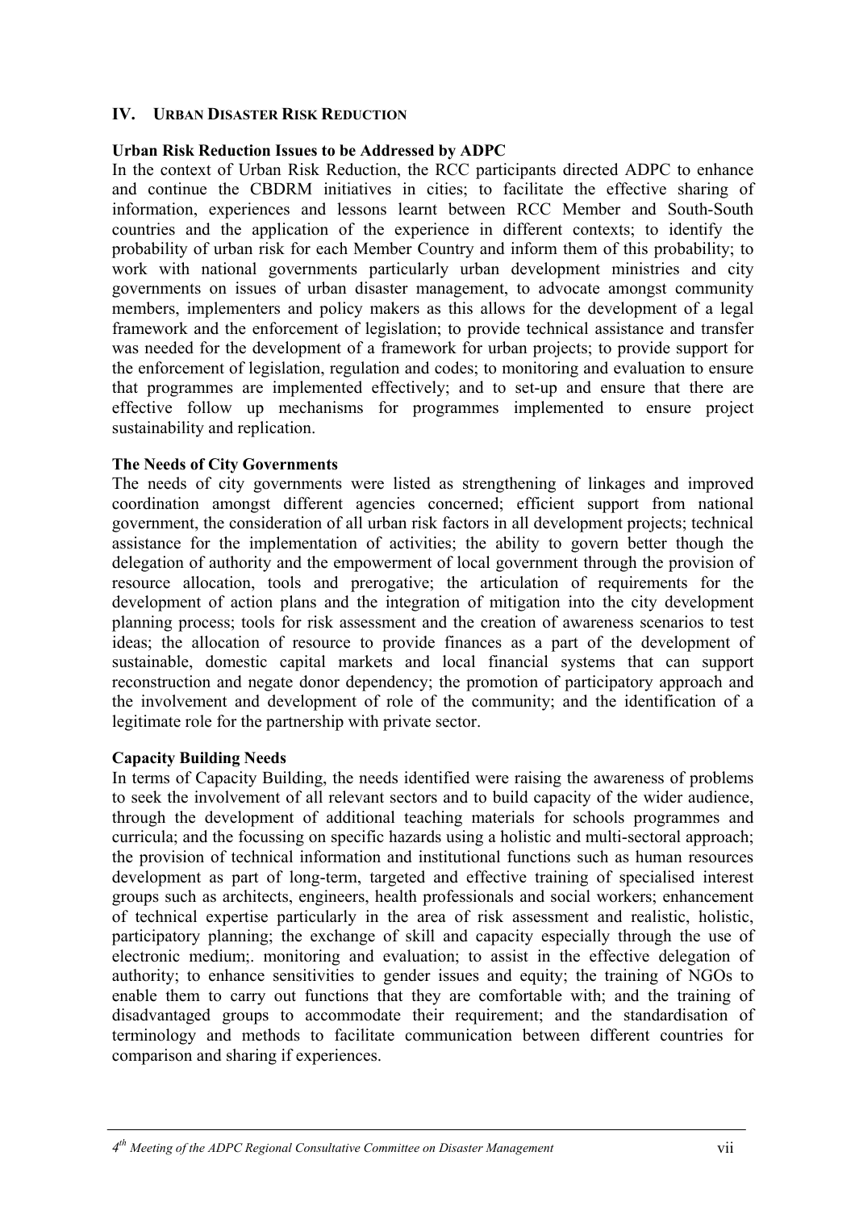## IV. URBAN DISASTER RISK REDUCTION

**Urban Risk Reduction Issues to be Addressed by ADPC**

In the context of Urban Risk Reduction, the RCC participants directed ADPC to enhance and continue the CBDRM initiatives in cities; to facilitate the effective sharing of information, experiences and lessons learnt between RCC Member and South-South countries and the application of the experience in different contexts; to identify the probability of urban risk for each Member Country and inform them of this probability; to work with national governments particularly urban development ministries and city governments on issues of urban disaster management, to advocate amongst community members, implementers and policy makers as this allows for the development of a legal framework and the enforcement of legislation; to provide technical assistance and transfer was needed for the development of a framework for urban projects; to provide support for the enforcement of legislation, regulation and codes; to monitoring and evaluation to ensure that programmes are implemented effectively; and to set-up and ensure that there are effective follow up mechanisms for programmes implemented to ensure project sustainability and replication.

**The Needs of City Governments**

The needs of city governments were listed as strengthening of linkages and improved coordination amongst different agencies concerned; efficient support from national government, the consideration of all urban risk factors in all development projects; technical assistance for the implementation of activities; the ability to govern better though the delegation of authority and the empowerment of local government through the provision of resource allocation, tools and prerogative; the articulation of requirements for the development of action plans and the integration of mitigation into the city development planning process; tools for risk assessment and the creation of awareness scenarios to test ideas; the allocation of resource to provide finances as a part of the development of sustainable, domestic capital markets and local financial systems that can support reconstruction and negate donor dependency; the promotion of participatory approach and the involvement and development of role of the community; and the identification of a legitimate role for the partnership with private sector.

**Capacity Building Needs**

In terms of Capacity Building, the needs identified were raising the awareness of problems to seek the involvement of all relevant sectors and to build capacity of the wider audience, through the development of additional teaching materials for schools programmes and curricula; and the focussing on specific hazards using a holistic and multi-sectoral approach; the provision of technical information and institutional functions such as human resources development as part of long-term, targeted and effective training of specialised interest groups such as architects, engineers, health professionals and social workers; enhancement of technical expertise particularly in the area of risk assessment and realistic, holistic, participatory planning; the exchange of skill and capacity especially through the use of electronic medium;. monitoring and evaluation; to assist in the effective delegation of authority; to enhance sensitivities to gender issues and equity; the training of NGOs to enable them to carry out functions that they are comfortable with; and the training of disadvantaged groups to accommodate their requirement; and the standardisation of terminology and methods to facilitate communication between different countries for comparison and sharing if experiences.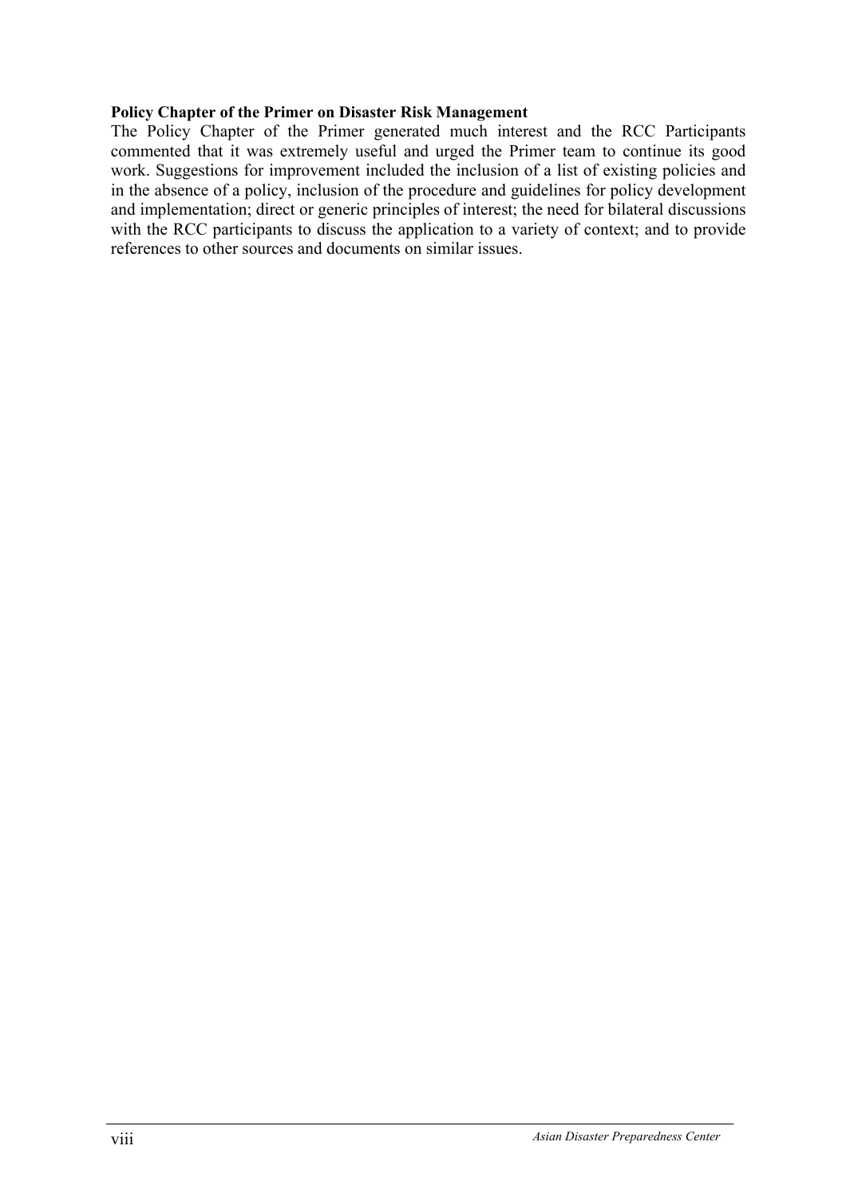**Policy Chapter of the Primer on Disaster Risk Management**

The Policy Chapter of the Primer generated much interest and the RCC Participants commented that it was extremely useful and urged the Primer team to continue its good work. Suggestions for improvement included the inclusion of a list of existing policies and in the absence of a policy, inclusion of the procedure and guidelines for policy development and implementation; direct or generic principles of interest; the need for bilateral discussions with the RCC participants to discuss the application to a variety of context; and to provide references to other sources and documents on similar issues.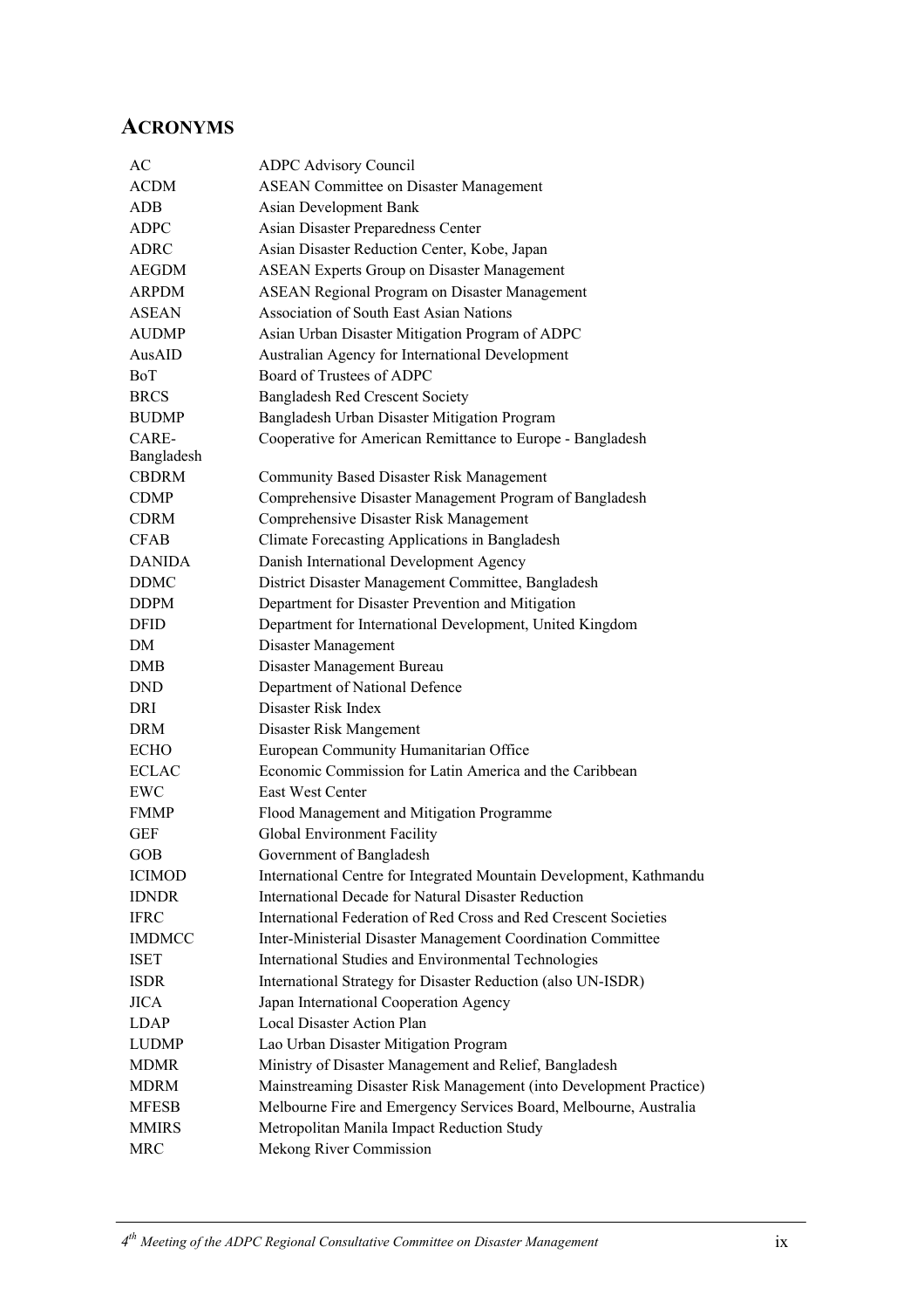## ACRONYMS

| | |
|---|---|
| AC | ADPC Advisory Council |
| ACDM | ASEAN Committee on Disaster Management |
| ADB | Asian Development Bank |
| ADPC | Asian Disaster Preparedness Center |
| ADRC | Asian Disaster Reduction Center, Kobe, Japan |
| AEGDM | ASEAN Experts Group on Disaster Management |
| ARPDM | ASEAN Regional Program on Disaster Management |
| ASEAN | Association of South East Asian Nations |
| AUDMP | Asian Urban Disaster Mitigation Program of ADPC |
| AusAID | Australian Agency for International Development |
| BoT | Board of Trustees of ADPC |
| BRCS | Bangladesh Red Crescent Society |
| BUDMP | Bangladesh Urban Disaster Mitigation Program |
| CARE-Bangladesh | Cooperative for American Remittance to Europe - Bangladesh |
| CBDRM | Community Based Disaster Risk Management |
| CDMP | Comprehensive Disaster Management Program of Bangladesh |
| CDRM | Comprehensive Disaster Risk Management |
| CFAB | Climate Forecasting Applications in Bangladesh |
| DANIDA | Danish International Development Agency |
| DDMC | District Disaster Management Committee, Bangladesh |
| DDPM | Department for Disaster Prevention and Mitigation |
| DFID | Department for International Development, United Kingdom |
| DM | Disaster Management |
| DMB | Disaster Management Bureau |
| DND | Department of National Defence |
| DRI | Disaster Risk Index |
| DRM | Disaster Risk Mangement |
| ECHO | European Community Humanitarian Office |
| ECLAC | Economic Commission for Latin America and the Caribbean |
| EWC | East West Center |
| FMMP | Flood Management and Mitigation Programme |
| GEF | Global Environment Facility |
| GOB | Government of Bangladesh |
| ICIMOD | International Centre for Integrated Mountain Development, Kathmandu |
| IDNDR | International Decade for Natural Disaster Reduction |
| IFRC | International Federation of Red Cross and Red Crescent Societies |
| IMDMCC | Inter-Ministerial Disaster Management Coordination Committee |
| ISET | International Studies and Environmental Technologies |
| ISDR | International Strategy for Disaster Reduction (also UN-ISDR) |
| JICA | Japan International Cooperation Agency |
| LDAP | Local Disaster Action Plan |
| LUDMP | Lao Urban Disaster Mitigation Program |
| MDMR | Ministry of Disaster Management and Relief, Bangladesh |
| MDRM | Mainstreaming Disaster Risk Management (into Development Practice) |
| MFESB | Melbourne Fire and Emergency Services Board, Melbourne, Australia |
| MMIRS | Metropolitan Manila Impact Reduction Study |
| MRC | Mekong River Commission |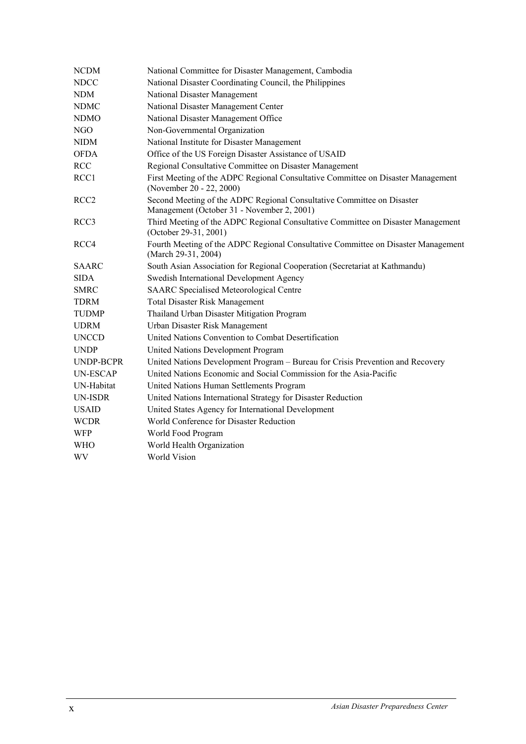| | |
|---|---|
| NCDM | National Committee for Disaster Management, Cambodia |
| NDCC | National Disaster Coordinating Council, the Philippines |
| NDM | National Disaster Management |
| NDMC | National Disaster Management Center |
| NDMO | National Disaster Management Office |
| NGO | Non-Governmental Organization |
| NIDM | National Institute for Disaster Management |
| OFDA | Office of the US Foreign Disaster Assistance of USAID |
| RCC | Regional Consultative Committee on Disaster Management |
| RCC1 | First Meeting of the ADPC Regional Consultative Committee on Disaster Management (November 20 - 22, 2000) |
| RCC2 | Second Meeting of the ADPC Regional Consultative Committee on Disaster Management (October 31 - November 2, 2001) |
| RCC3 | Third Meeting of the ADPC Regional Consultative Committee on Disaster Management (October 29-31, 2001) |
| RCC4 | Fourth Meeting of the ADPC Regional Consultative Committee on Disaster Management (March 29-31, 2004) |
| SAARC | South Asian Association for Regional Cooperation (Secretariat at Kathmandu) |
| SIDA | Swedish International Development Agency |
| SMRC | SAARC Specialised Meteorological Centre |
| TDRM | Total Disaster Risk Management |
| TUDMP | Thailand Urban Disaster Mitigation Program |
| UDRM | Urban Disaster Risk Management |
| UNCCD | United Nations Convention to Combat Desertification |
| UNDP | United Nations Development Program |
| UNDP-BCPR | United Nations Development Program – Bureau for Crisis Prevention and Recovery |
| UN-ESCAP | United Nations Economic and Social Commission for the Asia-Pacific |
| UN-Habitat | United Nations Human Settlements Program |
| UN-ISDR | United Nations International Strategy for Disaster Reduction |
| USAID | United States Agency for International Development |
| WCDR | World Conference for Disaster Reduction |
| WFP | World Food Program |
| WHO | World Health Organization |
| WV | World Vision |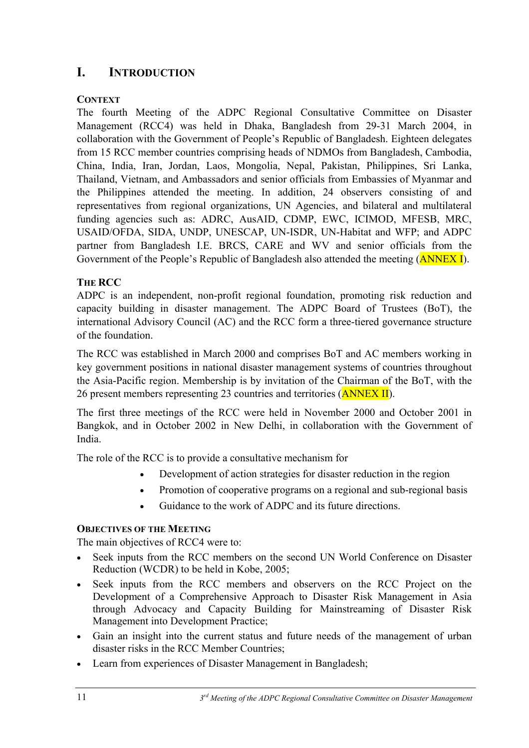# I. INTRODUCTION

### CONTEXT

The fourth Meeting of the ADPC Regional Consultative Committee on Disaster Management (RCC4) was held in Dhaka, Bangladesh from 29-31 March 2004, in collaboration with the Government of People's Republic of Bangladesh. Eighteen delegates from 15 RCC member countries comprising heads of NDMOs from Bangladesh, Cambodia, China, India, Iran, Jordan, Laos, Mongolia, Nepal, Pakistan, Philippines, Sri Lanka, Thailand, Vietnam, and Ambassadors and senior officials from Embassies of Myanmar and the Philippines attended the meeting. In addition, 24 observers consisting of and representatives from regional organizations, UN Agencies, and bilateral and multilateral funding agencies such as: ADRC, AusAID, CDMP, EWC, ICIMOD, MFESB, MRC, USAID/OFDA, SIDA, UNDP, UNESCAP, UN-ISDR, UN-Habitat and WFP; and ADPC partner from Bangladesh I.E. BRCS, CARE and WV and senior officials from the Government of the People's Republic of Bangladesh also attended the meeting (ANNEX I).

### THE RCC

ADPC is an independent, non-profit regional foundation, promoting risk reduction and capacity building in disaster management. The ADPC Board of Trustees (BoT), the international Advisory Council (AC) and the RCC form a three-tiered governance structure of the foundation.

The RCC was established in March 2000 and comprises BoT and AC members working in key government positions in national disaster management systems of countries throughout the Asia-Pacific region. Membership is by invitation of the Chairman of the BoT, with the 26 present members representing 23 countries and territories (ANNEX II).

The first three meetings of the RCC were held in November 2000 and October 2001 in Bangkok, and in October 2002 in New Delhi, in collaboration with the Government of India.

The role of the RCC is to provide a consultative mechanism for

- Development of action strategies for disaster reduction in the region
- Promotion of cooperative programs on a regional and sub-regional basis
- Guidance to the work of ADPC and its future directions.

### OBJECTIVES OF THE MEETING

The main objectives of RCC4 were to:

- Seek inputs from the RCC members on the second UN World Conference on Disaster Reduction (WCDR) to be held in Kobe, 2005;
- Seek inputs from the RCC members and observers on the RCC Project on the Development of a Comprehensive Approach to Disaster Risk Management in Asia through Advocacy and Capacity Building for Mainstreaming of Disaster Risk Management into Development Practice;
- Gain an insight into the current status and future needs of the management of urban disaster risks in the RCC Member Countries;
- Learn from experiences of Disaster Management in Bangladesh;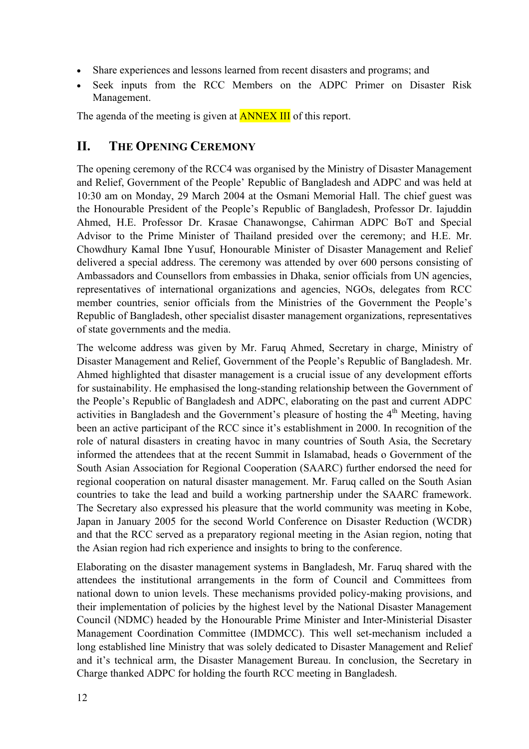- Share experiences and lessons learned from recent disasters and programs; and
- Seek inputs from the RCC Members on the ADPC Primer on Disaster Risk Management.

The agenda of the meeting is given at ANNEX III of this report.

## II. THE OPENING CEREMONY

The opening ceremony of the RCC4 was organised by the Ministry of Disaster Management and Relief, Government of the People' Republic of Bangladesh and ADPC and was held at 10:30 am on Monday, 29 March 2004 at the Osmani Memorial Hall. The chief guest was the Honourable President of the People's Republic of Bangladesh, Professor Dr. Iajuddin Ahmed, H.E. Professor Dr. Krasae Chanawongse, Cahirman ADPC BoT and Special Advisor to the Prime Minister of Thailand presided over the ceremony; and H.E. Mr. Chowdhury Kamal Ibne Yusuf, Honourable Minister of Disaster Management and Relief delivered a special address. The ceremony was attended by over 600 persons consisting of Ambassadors and Counsellors from embassies in Dhaka, senior officials from UN agencies, representatives of international organizations and agencies, NGOs, delegates from RCC member countries, senior officials from the Ministries of the Government the People's Republic of Bangladesh, other specialist disaster management organizations, representatives of state governments and the media.

The welcome address was given by Mr. Faruq Ahmed, Secretary in charge, Ministry of Disaster Management and Relief, Government of the People's Republic of Bangladesh. Mr. Ahmed highlighted that disaster management is a crucial issue of any development efforts for sustainability. He emphasised the long-standing relationship between the Government of the People's Republic of Bangladesh and ADPC, elaborating on the past and current ADPC activities in Bangladesh and the Government's pleasure of hosting the 4th Meeting, having been an active participant of the RCC since it's establishment in 2000. In recognition of the role of natural disasters in creating havoc in many countries of South Asia, the Secretary informed the attendees that at the recent Summit in Islamabad, heads o Government of the South Asian Association for Regional Cooperation (SAARC) further endorsed the need for regional cooperation on natural disaster management. Mr. Faruq called on the South Asian countries to take the lead and build a working partnership under the SAARC framework. The Secretary also expressed his pleasure that the world community was meeting in Kobe, Japan in January 2005 for the second World Conference on Disaster Reduction (WCDR) and that the RCC served as a preparatory regional meeting in the Asian region, noting that the Asian region had rich experience and insights to bring to the conference.

Elaborating on the disaster management systems in Bangladesh, Mr. Faruq shared with the attendees the institutional arrangements in the form of Council and Committees from national down to union levels. These mechanisms provided policy-making provisions, and their implementation of policies by the highest level by the National Disaster Management Council (NDMC) headed by the Honourable Prime Minister and Inter-Ministerial Disaster Management Coordination Committee (IMDMCC). This well set-mechanism included a long established line Ministry that was solely dedicated to Disaster Management and Relief and it's technical arm, the Disaster Management Bureau. In conclusion, the Secretary in Charge thanked ADPC for holding the fourth RCC meeting in Bangladesh.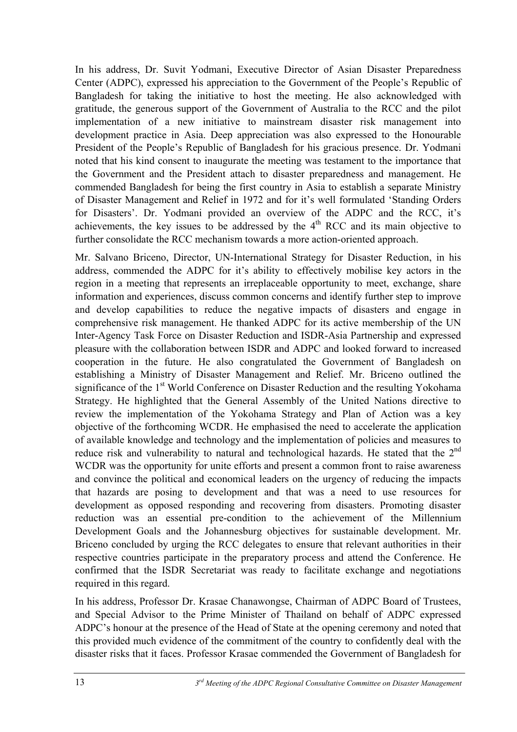In his address, Dr. Suvit Yodmani, Executive Director of Asian Disaster Preparedness Center (ADPC), expressed his appreciation to the Government of the People's Republic of Bangladesh for taking the initiative to host the meeting. He also acknowledged with gratitude, the generous support of the Government of Australia to the RCC and the pilot implementation of a new initiative to mainstream disaster risk management into development practice in Asia. Deep appreciation was also expressed to the Honourable President of the People's Republic of Bangladesh for his gracious presence. Dr. Yodmani noted that his kind consent to inaugurate the meeting was testament to the importance that the Government and the President attach to disaster preparedness and management. He commended Bangladesh for being the first country in Asia to establish a separate Ministry of Disaster Management and Relief in 1972 and for it's well formulated 'Standing Orders for Disasters'. Dr. Yodmani provided an overview of the ADPC and the RCC, it's achievements, the key issues to be addressed by the 4th RCC and its main objective to further consolidate the RCC mechanism towards a more action-oriented approach.

Mr. Salvano Briceno, Director, UN-International Strategy for Disaster Reduction, in his address, commended the ADPC for it's ability to effectively mobilise key actors in the region in a meeting that represents an irreplaceable opportunity to meet, exchange, share information and experiences, discuss common concerns and identify further step to improve and develop capabilities to reduce the negative impacts of disasters and engage in comprehensive risk management. He thanked ADPC for its active membership of the UN Inter-Agency Task Force on Disaster Reduction and ISDR-Asia Partnership and expressed pleasure with the collaboration between ISDR and ADPC and looked forward to increased cooperation in the future. He also congratulated the Government of Bangladesh on establishing a Ministry of Disaster Management and Relief. Mr. Briceno outlined the significance of the 1st World Conference on Disaster Reduction and the resulting Yokohama Strategy. He highlighted that the General Assembly of the United Nations directive to review the implementation of the Yokohama Strategy and Plan of Action was a key objective of the forthcoming WCDR. He emphasised the need to accelerate the application of available knowledge and technology and the implementation of policies and measures to reduce risk and vulnerability to natural and technological hazards. He stated that the 2nd WCDR was the opportunity for unite efforts and present a common front to raise awareness and convince the political and economical leaders on the urgency of reducing the impacts that hazards are posing to development and that was a need to use resources for development as opposed responding and recovering from disasters. Promoting disaster reduction was an essential pre-condition to the achievement of the Millennium Development Goals and the Johannesburg objectives for sustainable development. Mr. Briceno concluded by urging the RCC delegates to ensure that relevant authorities in their respective countries participate in the preparatory process and attend the Conference. He confirmed that the ISDR Secretariat was ready to facilitate exchange and negotiations required in this regard.

In his address, Professor Dr. Krasae Chanawongse, Chairman of ADPC Board of Trustees, and Special Advisor to the Prime Minister of Thailand on behalf of ADPC expressed ADPC's honour at the presence of the Head of State at the opening ceremony and noted that this provided much evidence of the commitment of the country to confidently deal with the disaster risks that it faces. Professor Krasae commended the Government of Bangladesh for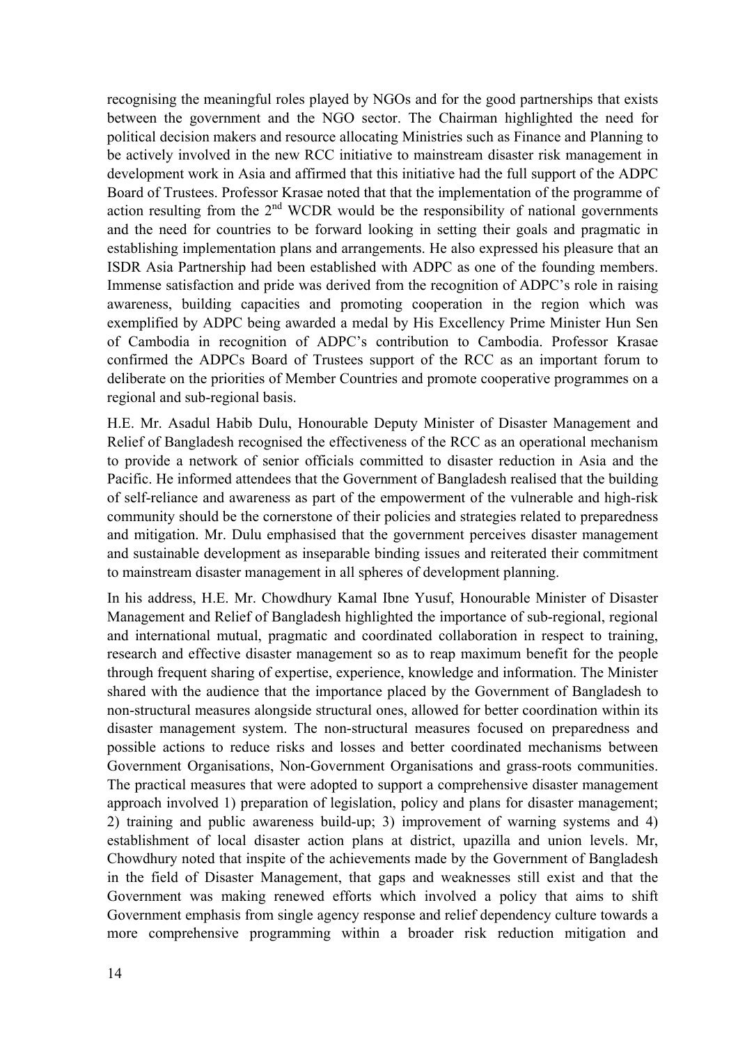recognising the meaningful roles played by NGOs and for the good partnerships that exists between the government and the NGO sector. The Chairman highlighted the need for political decision makers and resource allocating Ministries such as Finance and Planning to be actively involved in the new RCC initiative to mainstream disaster risk management in development work in Asia and affirmed that this initiative had the full support of the ADPC Board of Trustees. Professor Krasae noted that that the implementation of the programme of action resulting from the 2nd WCDR would be the responsibility of national governments and the need for countries to be forward looking in setting their goals and pragmatic in establishing implementation plans and arrangements. He also expressed his pleasure that an ISDR Asia Partnership had been established with ADPC as one of the founding members. Immense satisfaction and pride was derived from the recognition of ADPC's role in raising awareness, building capacities and promoting cooperation in the region which was exemplified by ADPC being awarded a medal by His Excellency Prime Minister Hun Sen of Cambodia in recognition of ADPC's contribution to Cambodia. Professor Krasae confirmed the ADPCs Board of Trustees support of the RCC as an important forum to deliberate on the priorities of Member Countries and promote cooperative programmes on a regional and sub-regional basis.

H.E. Mr. Asadul Habib Dulu, Honourable Deputy Minister of Disaster Management and Relief of Bangladesh recognised the effectiveness of the RCC as an operational mechanism to provide a network of senior officials committed to disaster reduction in Asia and the Pacific. He informed attendees that the Government of Bangladesh realised that the building of self-reliance and awareness as part of the empowerment of the vulnerable and high-risk community should be the cornerstone of their policies and strategies related to preparedness and mitigation. Mr. Dulu emphasised that the government perceives disaster management and sustainable development as inseparable binding issues and reiterated their commitment to mainstream disaster management in all spheres of development planning.

In his address, H.E. Mr. Chowdhury Kamal Ibne Yusuf, Honourable Minister of Disaster Management and Relief of Bangladesh highlighted the importance of sub-regional, regional and international mutual, pragmatic and coordinated collaboration in respect to training, research and effective disaster management so as to reap maximum benefit for the people through frequent sharing of expertise, experience, knowledge and information. The Minister shared with the audience that the importance placed by the Government of Bangladesh to non-structural measures alongside structural ones, allowed for better coordination within its disaster management system. The non-structural measures focused on preparedness and possible actions to reduce risks and losses and better coordinated mechanisms between Government Organisations, Non-Government Organisations and grass-roots communities. The practical measures that were adopted to support a comprehensive disaster management approach involved 1) preparation of legislation, policy and plans for disaster management; 2) training and public awareness build-up; 3) improvement of warning systems and 4) establishment of local disaster action plans at district, upazilla and union levels. Mr, Chowdhury noted that inspite of the achievements made by the Government of Bangladesh in the field of Disaster Management, that gaps and weaknesses still exist and that the Government was making renewed efforts which involved a policy that aims to shift Government emphasis from single agency response and relief dependency culture towards a more comprehensive programming within a broader risk reduction mitigation and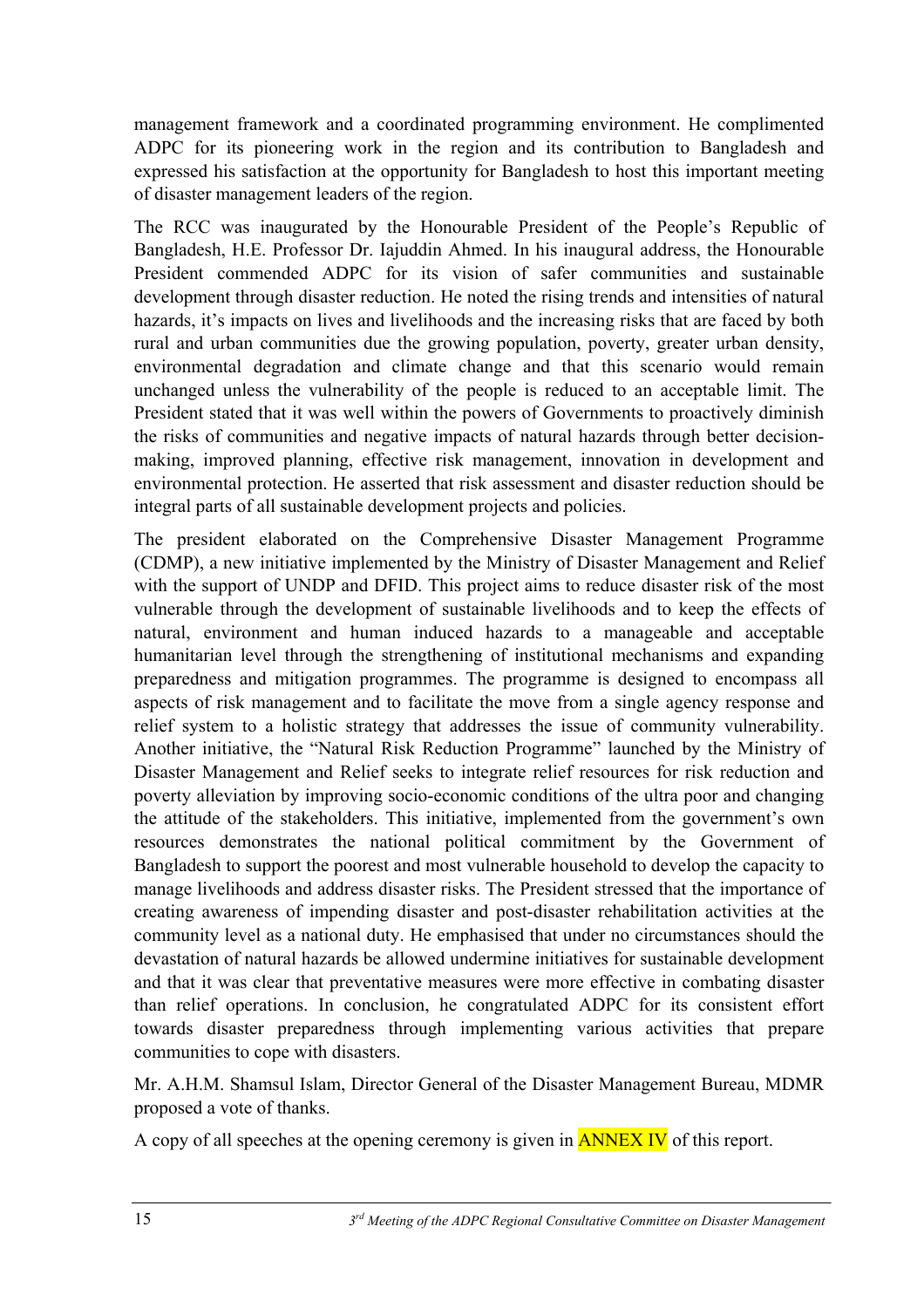management framework and a coordinated programming environment. He complimented ADPC for its pioneering work in the region and its contribution to Bangladesh and expressed his satisfaction at the opportunity for Bangladesh to host this important meeting of disaster management leaders of the region.

The RCC was inaugurated by the Honourable President of the People's Republic of Bangladesh, H.E. Professor Dr. Iajuddin Ahmed. In his inaugural address, the Honourable President commended ADPC for its vision of safer communities and sustainable development through disaster reduction. He noted the rising trends and intensities of natural hazards, it's impacts on lives and livelihoods and the increasing risks that are faced by both rural and urban communities due the growing population, poverty, greater urban density, environmental degradation and climate change and that this scenario would remain unchanged unless the vulnerability of the people is reduced to an acceptable limit. The President stated that it was well within the powers of Governments to proactively diminish the risks of communities and negative impacts of natural hazards through better decision-making, improved planning, effective risk management, innovation in development and environmental protection. He asserted that risk assessment and disaster reduction should be integral parts of all sustainable development projects and policies.

The president elaborated on the Comprehensive Disaster Management Programme (CDMP), a new initiative implemented by the Ministry of Disaster Management and Relief with the support of UNDP and DFID. This project aims to reduce disaster risk of the most vulnerable through the development of sustainable livelihoods and to keep the effects of natural, environment and human induced hazards to a manageable and acceptable humanitarian level through the strengthening of institutional mechanisms and expanding preparedness and mitigation programmes. The programme is designed to encompass all aspects of risk management and to facilitate the move from a single agency response and relief system to a holistic strategy that addresses the issue of community vulnerability. Another initiative, the "Natural Risk Reduction Programme" launched by the Ministry of Disaster Management and Relief seeks to integrate relief resources for risk reduction and poverty alleviation by improving socio-economic conditions of the ultra poor and changing the attitude of the stakeholders. This initiative, implemented from the government's own resources demonstrates the national political commitment by the Government of Bangladesh to support the poorest and most vulnerable household to develop the capacity to manage livelihoods and address disaster risks. The President stressed that the importance of creating awareness of impending disaster and post-disaster rehabilitation activities at the community level as a national duty. He emphasised that under no circumstances should the devastation of natural hazards be allowed undermine initiatives for sustainable development and that it was clear that preventative measures were more effective in combating disaster than relief operations. In conclusion, he congratulated ADPC for its consistent effort towards disaster preparedness through implementing various activities that prepare communities to cope with disasters.

Mr. A.H.M. Shamsul Islam, Director General of the Disaster Management Bureau, MDMR proposed a vote of thanks.

A copy of all speeches at the opening ceremony is given in ANNEX IV of this report.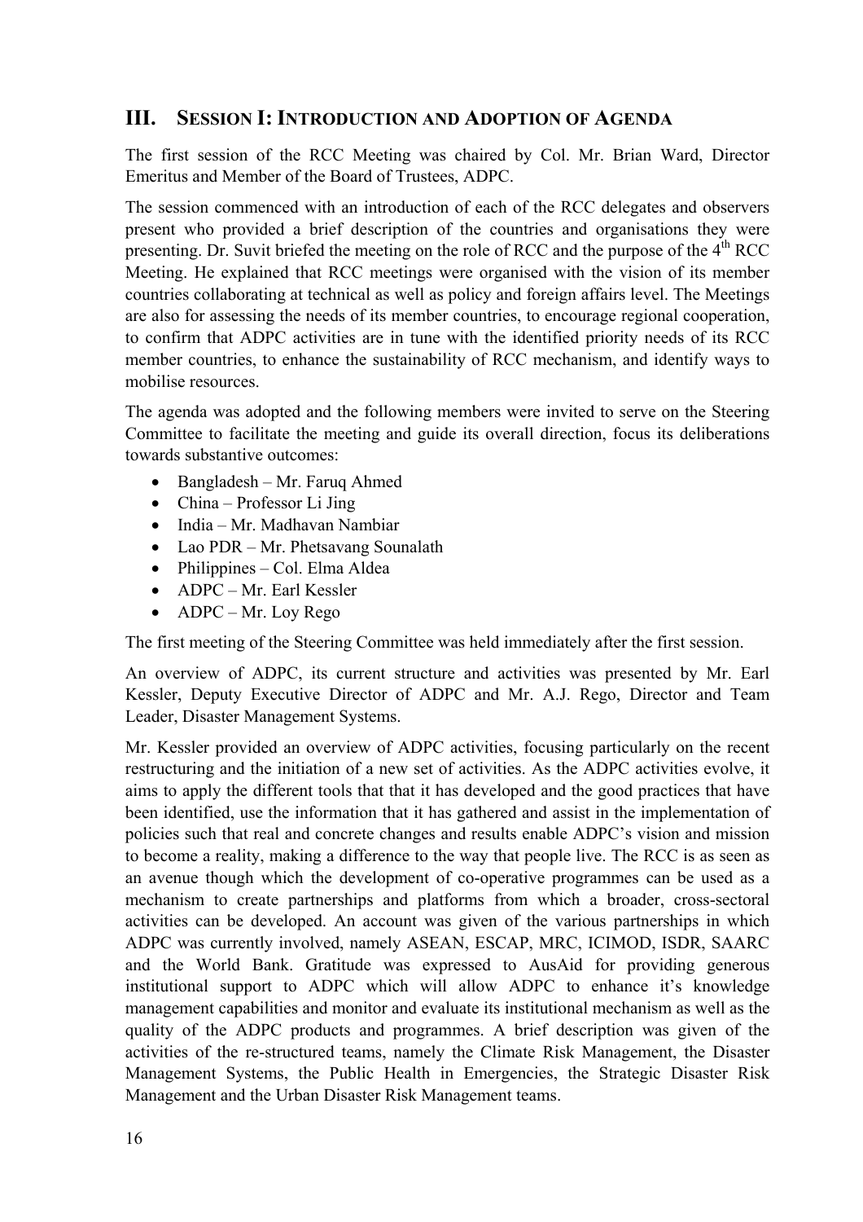## III. Session I: Introduction and Adoption of Agenda

The first session of the RCC Meeting was chaired by Col. Mr. Brian Ward, Director Emeritus and Member of the Board of Trustees, ADPC.

The session commenced with an introduction of each of the RCC delegates and observers present who provided a brief description of the countries and organisations they were presenting. Dr. Suvit briefed the meeting on the role of RCC and the purpose of the 4th RCC Meeting. He explained that RCC meetings were organised with the vision of its member countries collaborating at technical as well as policy and foreign affairs level. The Meetings are also for assessing the needs of its member countries, to encourage regional cooperation, to confirm that ADPC activities are in tune with the identified priority needs of its RCC member countries, to enhance the sustainability of RCC mechanism, and identify ways to mobilise resources.

The agenda was adopted and the following members were invited to serve on the Steering Committee to facilitate the meeting and guide its overall direction, focus its deliberations towards substantive outcomes:

- Bangladesh – Mr. Faruq Ahmed
- China – Professor Li Jing
- India – Mr. Madhavan Nambiar
- Lao PDR – Mr. Phetsavang Sounalath
- Philippines – Col. Elma Aldea
- ADPC – Mr. Earl Kessler
- ADPC – Mr. Loy Rego

The first meeting of the Steering Committee was held immediately after the first session.

An overview of ADPC, its current structure and activities was presented by Mr. Earl Kessler, Deputy Executive Director of ADPC and Mr. A.J. Rego, Director and Team Leader, Disaster Management Systems.

Mr. Kessler provided an overview of ADPC activities, focusing particularly on the recent restructuring and the initiation of a new set of activities. As the ADPC activities evolve, it aims to apply the different tools that that it has developed and the good practices that have been identified, use the information that it has gathered and assist in the implementation of policies such that real and concrete changes and results enable ADPC's vision and mission to become a reality, making a difference to the way that people live. The RCC is as seen as an avenue though which the development of co-operative programmes can be used as a mechanism to create partnerships and platforms from which a broader, cross-sectoral activities can be developed. An account was given of the various partnerships in which ADPC was currently involved, namely ASEAN, ESCAP, MRC, ICIMOD, ISDR, SAARC and the World Bank. Gratitude was expressed to AusAid for providing generous institutional support to ADPC which will allow ADPC to enhance it's knowledge management capabilities and monitor and evaluate its institutional mechanism as well as the quality of the ADPC products and programmes. A brief description was given of the activities of the re-structured teams, namely the Climate Risk Management, the Disaster Management Systems, the Public Health in Emergencies, the Strategic Disaster Risk Management and the Urban Disaster Risk Management teams.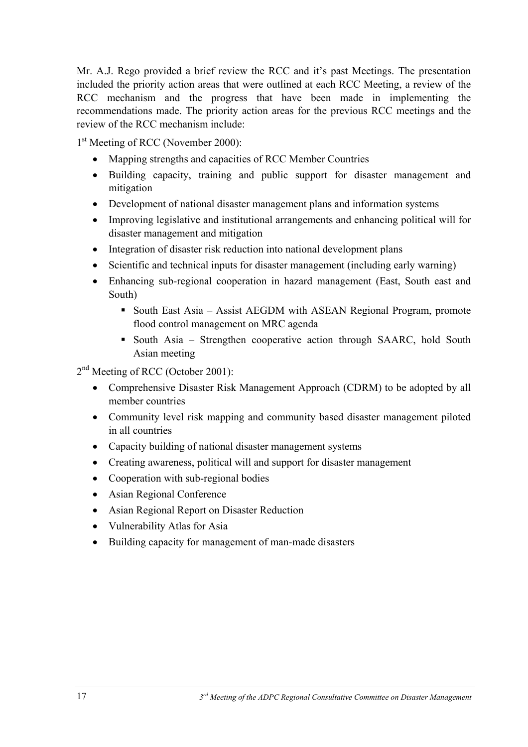Mr. A.J. Rego provided a brief review the RCC and it's past Meetings. The presentation included the priority action areas that were outlined at each RCC Meeting, a review of the RCC mechanism and the progress that have been made in implementing the recommendations made. The priority action areas for the previous RCC meetings and the review of the RCC mechanism include:

1st Meeting of RCC (November 2000):

- Mapping strengths and capacities of RCC Member Countries
- Building capacity, training and public support for disaster management and mitigation
- Development of national disaster management plans and information systems
- Improving legislative and institutional arrangements and enhancing political will for disaster management and mitigation
- Integration of disaster risk reduction into national development plans
- Scientific and technical inputs for disaster management (including early warning)
- Enhancing sub-regional cooperation in hazard management (East, South east and South)
    - South East Asia – Assist AEGDM with ASEAN Regional Program, promote flood control management on MRC agenda
    - South Asia – Strengthen cooperative action through SAARC, hold South Asian meeting

2nd Meeting of RCC (October 2001):

- Comprehensive Disaster Risk Management Approach (CDRM) to be adopted by all member countries
- Community level risk mapping and community based disaster management piloted in all countries
- Capacity building of national disaster management systems
- Creating awareness, political will and support for disaster management
- Cooperation with sub-regional bodies
- Asian Regional Conference
- Asian Regional Report on Disaster Reduction
- Vulnerability Atlas for Asia
- Building capacity for management of man-made disasters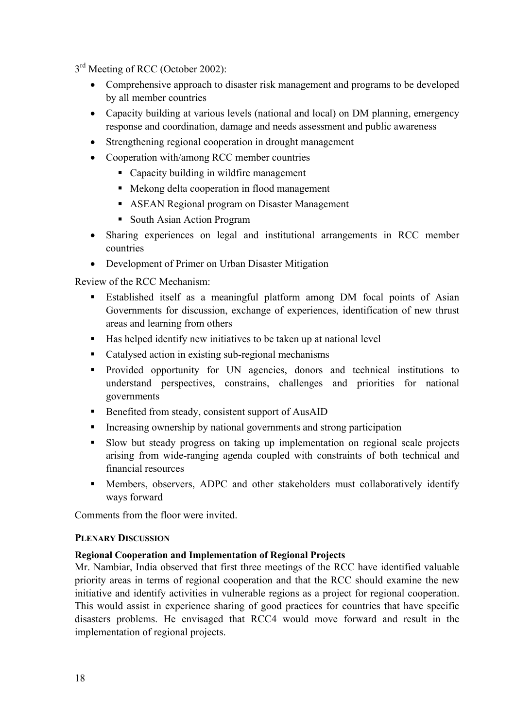3rd Meeting of RCC (October 2002):

- Comprehensive approach to disaster risk management and programs to be developed by all member countries
- Capacity building at various levels (national and local) on DM planning, emergency response and coordination, damage and needs assessment and public awareness
- Strengthening regional cooperation in drought management
- Cooperation with/among RCC member countries
  - Capacity building in wildfire management
  - Mekong delta cooperation in flood management
  - ASEAN Regional program on Disaster Management
  - South Asian Action Program
- Sharing experiences on legal and institutional arrangements in RCC member countries
- Development of Primer on Urban Disaster Mitigation

Review of the RCC Mechanism:

- Established itself as a meaningful platform among DM focal points of Asian Governments for discussion, exchange of experiences, identification of new thrust areas and learning from others
- Has helped identify new initiatives to be taken up at national level
- Catalysed action in existing sub-regional mechanisms
- Provided opportunity for UN agencies, donors and technical institutions to understand perspectives, constrains, challenges and priorities for national governments
- Benefited from steady, consistent support of AusAID
- Increasing ownership by national governments and strong participation
- Slow but steady progress on taking up implementation on regional scale projects arising from wide-ranging agenda coupled with constraints of both technical and financial resources
- Members, observers, ADPC and other stakeholders must collaboratively identify ways forward

Comments from the floor were invited.

**PLENARY DISCUSSION**

**Regional Cooperation and Implementation of Regional Projects**

Mr. Nambiar, India observed that first three meetings of the RCC have identified valuable priority areas in terms of regional cooperation and that the RCC should examine the new initiative and identify activities in vulnerable regions as a project for regional cooperation. This would assist in experience sharing of good practices for countries that have specific disasters problems. He envisaged that RCC4 would move forward and result in the implementation of regional projects.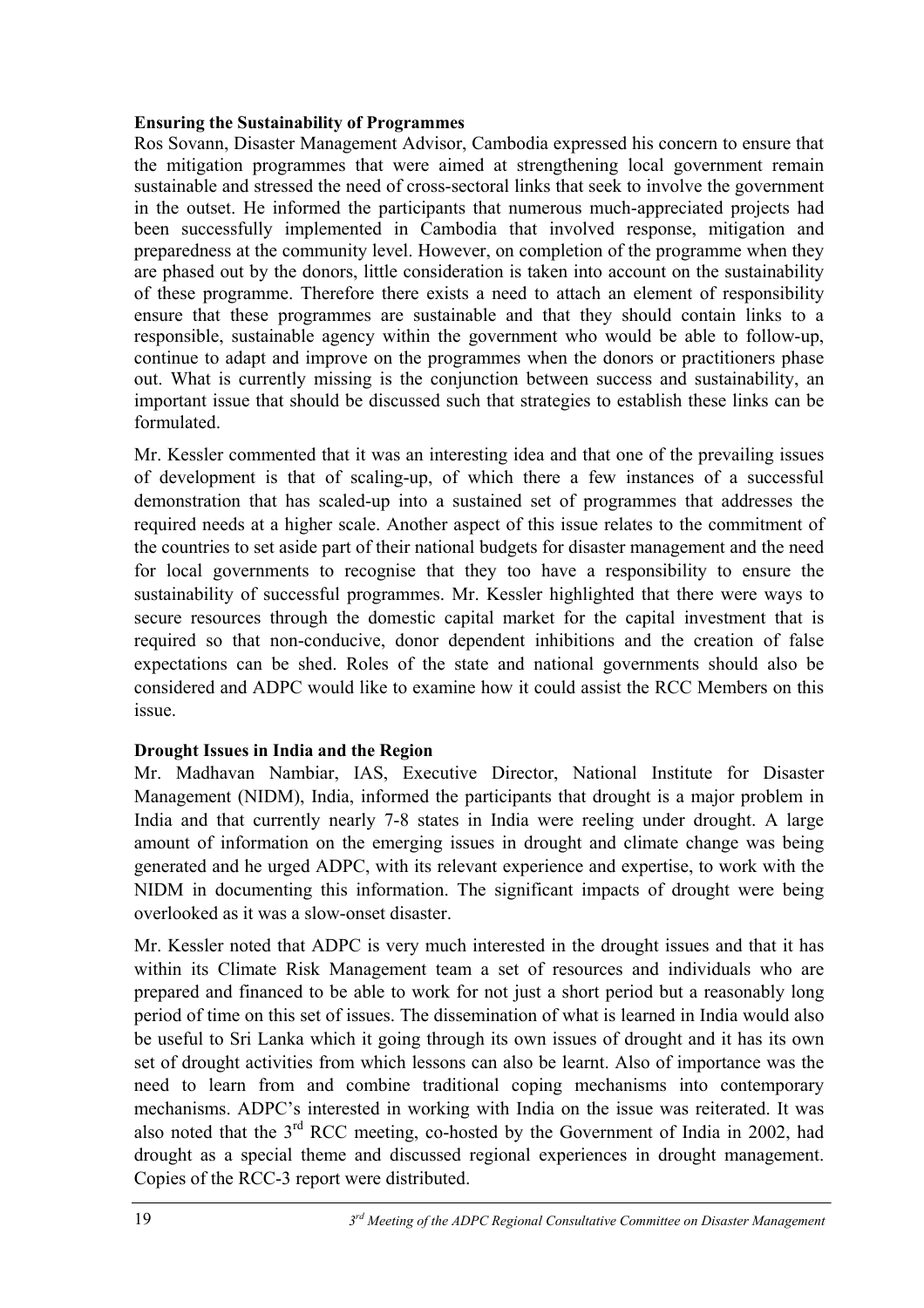**Ensuring the Sustainability of Programmes**

Ros Sovann, Disaster Management Advisor, Cambodia expressed his concern to ensure that the mitigation programmes that were aimed at strengthening local government remain sustainable and stressed the need of cross-sectoral links that seek to involve the government in the outset. He informed the participants that numerous much-appreciated projects had been successfully implemented in Cambodia that involved response, mitigation and preparedness at the community level. However, on completion of the programme when they are phased out by the donors, little consideration is taken into account on the sustainability of these programme. Therefore there exists a need to attach an element of responsibility ensure that these programmes are sustainable and that they should contain links to a responsible, sustainable agency within the government who would be able to follow-up, continue to adapt and improve on the programmes when the donors or practitioners phase out. What is currently missing is the conjunction between success and sustainability, an important issue that should be discussed such that strategies to establish these links can be formulated.

Mr. Kessler commented that it was an interesting idea and that one of the prevailing issues of development is that of scaling-up, of which there a few instances of a successful demonstration that has scaled-up into a sustained set of programmes that addresses the required needs at a higher scale. Another aspect of this issue relates to the commitment of the countries to set aside part of their national budgets for disaster management and the need for local governments to recognise that they too have a responsibility to ensure the sustainability of successful programmes. Mr. Kessler highlighted that there were ways to secure resources through the domestic capital market for the capital investment that is required so that non-conducive, donor dependent inhibitions and the creation of false expectations can be shed. Roles of the state and national governments should also be considered and ADPC would like to examine how it could assist the RCC Members on this issue.

**Drought Issues in India and the Region**

Mr. Madhavan Nambiar, IAS, Executive Director, National Institute for Disaster Management (NIDM), India, informed the participants that drought is a major problem in India and that currently nearly 7-8 states in India were reeling under drought. A large amount of information on the emerging issues in drought and climate change was being generated and he urged ADPC, with its relevant experience and expertise, to work with the NIDM in documenting this information. The significant impacts of drought were being overlooked as it was a slow-onset disaster.

Mr. Kessler noted that ADPC is very much interested in the drought issues and that it has within its Climate Risk Management team a set of resources and individuals who are prepared and financed to be able to work for not just a short period but a reasonably long period of time on this set of issues. The dissemination of what is learned in India would also be useful to Sri Lanka which it going through its own issues of drought and it has its own set of drought activities from which lessons can also be learnt. Also of importance was the need to learn from and combine traditional coping mechanisms into contemporary mechanisms. ADPC's interested in working with India on the issue was reiterated. It was also noted that the 3rd RCC meeting, co-hosted by the Government of India in 2002, had drought as a special theme and discussed regional experiences in drought management. Copies of the RCC-3 report were distributed.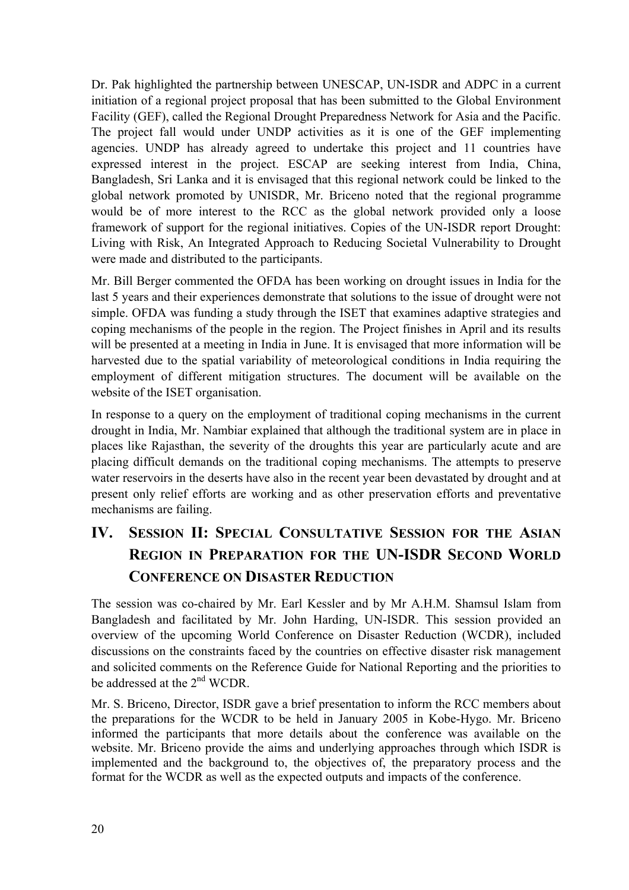Dr. Pak highlighted the partnership between UNESCAP, UN-ISDR and ADPC in a current initiation of a regional project proposal that has been submitted to the Global Environment Facility (GEF), called the Regional Drought Preparedness Network for Asia and the Pacific. The project fall would under UNDP activities as it is one of the GEF implementing agencies. UNDP has already agreed to undertake this project and 11 countries have expressed interest in the project. ESCAP are seeking interest from India, China, Bangladesh, Sri Lanka and it is envisaged that this regional network could be linked to the global network promoted by UNISDR, Mr. Briceno noted that the regional programme would be of more interest to the RCC as the global network provided only a loose framework of support for the regional initiatives. Copies of the UN-ISDR report Drought: Living with Risk, An Integrated Approach to Reducing Societal Vulnerability to Drought were made and distributed to the participants.

Mr. Bill Berger commented the OFDA has been working on drought issues in India for the last 5 years and their experiences demonstrate that solutions to the issue of drought were not simple. OFDA was funding a study through the ISET that examines adaptive strategies and coping mechanisms of the people in the region. The Project finishes in April and its results will be presented at a meeting in India in June. It is envisaged that more information will be harvested due to the spatial variability of meteorological conditions in India requiring the employment of different mitigation structures. The document will be available on the website of the ISET organisation.

In response to a query on the employment of traditional coping mechanisms in the current drought in India, Mr. Nambiar explained that although the traditional system are in place in places like Rajasthan, the severity of the droughts this year are particularly acute and are placing difficult demands on the traditional coping mechanisms. The attempts to preserve water reservoirs in the deserts have also in the recent year been devastated by drought and at present only relief efforts are working and as other preservation efforts and preventative mechanisms are failing.

# IV. Session II: Special Consultative Session for the Asian Region in Preparation for the UN-ISDR Second World Conference on Disaster Reduction

The session was co-chaired by Mr. Earl Kessler and by Mr A.H.M. Shamsul Islam from Bangladesh and facilitated by Mr. John Harding, UN-ISDR. This session provided an overview of the upcoming World Conference on Disaster Reduction (WCDR), included discussions on the constraints faced by the countries on effective disaster risk management and solicited comments on the Reference Guide for National Reporting and the priorities to be addressed at the 2nd WCDR.

Mr. S. Briceno, Director, ISDR gave a brief presentation to inform the RCC members about the preparations for the WCDR to be held in January 2005 in Kobe-Hygo. Mr. Briceno informed the participants that more details about the conference was available on the website. Mr. Briceno provide the aims and underlying approaches through which ISDR is implemented and the background to, the objectives of, the preparatory process and the format for the WCDR as well as the expected outputs and impacts of the conference.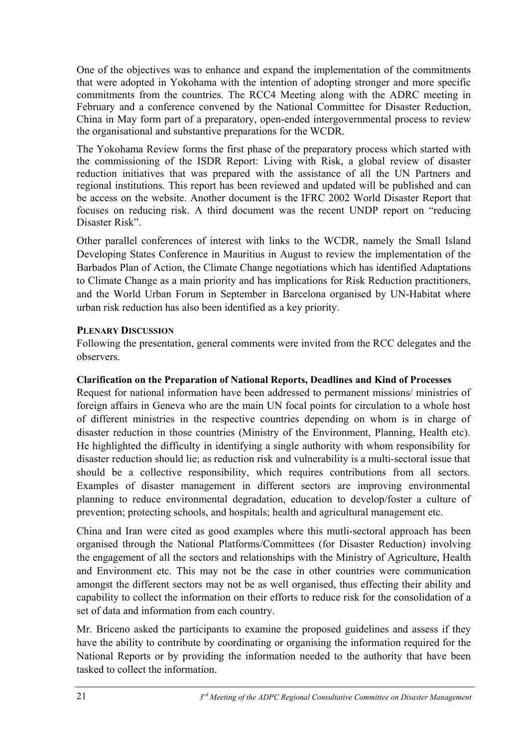One of the objectives was to enhance and expand the implementation of the commitments that were adopted in Yokohama with the intention of adopting stronger and more specific commitments from the countries. The RCC4 Meeting along with the ADRC meeting in February and a conference convened by the National Committee for Disaster Reduction, China in May form part of a preparatory, open-ended intergovernmental process to review the organisational and substantive preparations for the WCDR.

The Yokohama Review forms the first phase of the preparatory process which started with the commissioning of the ISDR Report: Living with Risk, a global review of disaster reduction initiatives that was prepared with the assistance of all the UN Partners and regional institutions. This report has been reviewed and updated will be published and can be access on the website. Another document is the IFRC 2002 World Disaster Report that focuses on reducing risk. A third document was the recent UNDP report on "reducing Disaster Risk".

Other parallel conferences of interest with links to the WCDR, namely the Small Island Developing States Conference in Mauritius in August to review the implementation of the Barbados Plan of Action, the Climate Change negotiations which has identified Adaptations to Climate Change as a main priority and has implications for Risk Reduction practitioners, and the World Urban Forum in September in Barcelona organised by UN-Habitat where urban risk reduction has also been identified as a key priority.

**PLENARY DISCUSSION**

Following the presentation, general comments were invited from the RCC delegates and the observers.

**Clarification on the Preparation of National Reports, Deadlines and Kind of Processes**

Request for national information have been addressed to permanent missions/ ministries of foreign affairs in Geneva who are the main UN focal points for circulation to a whole host of different ministries in the respective countries depending on whom is in charge of disaster reduction in those countries (Ministry of the Environment, Planning, Health etc). He highlighted the difficulty in identifying a single authority with whom responsibility for disaster reduction should lie; as reduction risk and vulnerability is a multi-sectoral issue that should be a collective responsibility, which requires contributions from all sectors. Examples of disaster management in different sectors are improving environmental planning to reduce environmental degradation, education to develop/foster a culture of prevention; protecting schools, and hospitals; health and agricultural management etc.

China and Iran were cited as good examples where this mutli-sectoral approach has been organised through the National Platforms/Committees (for Disaster Reduction) involving the engagement of all the sectors and relationships with the Ministry of Agriculture, Health and Environment etc. This may not be the case in other countries were communication amongst the different sectors may not be as well organised, thus effecting their ability and capability to collect the information on their efforts to reduce risk for the consolidation of a set of data and information from each country.

Mr. Briceno asked the participants to examine the proposed guidelines and assess if they have the ability to contribute by coordinating or organising the information required for the National Reports or by providing the information needed to the authority that have been tasked to collect the information.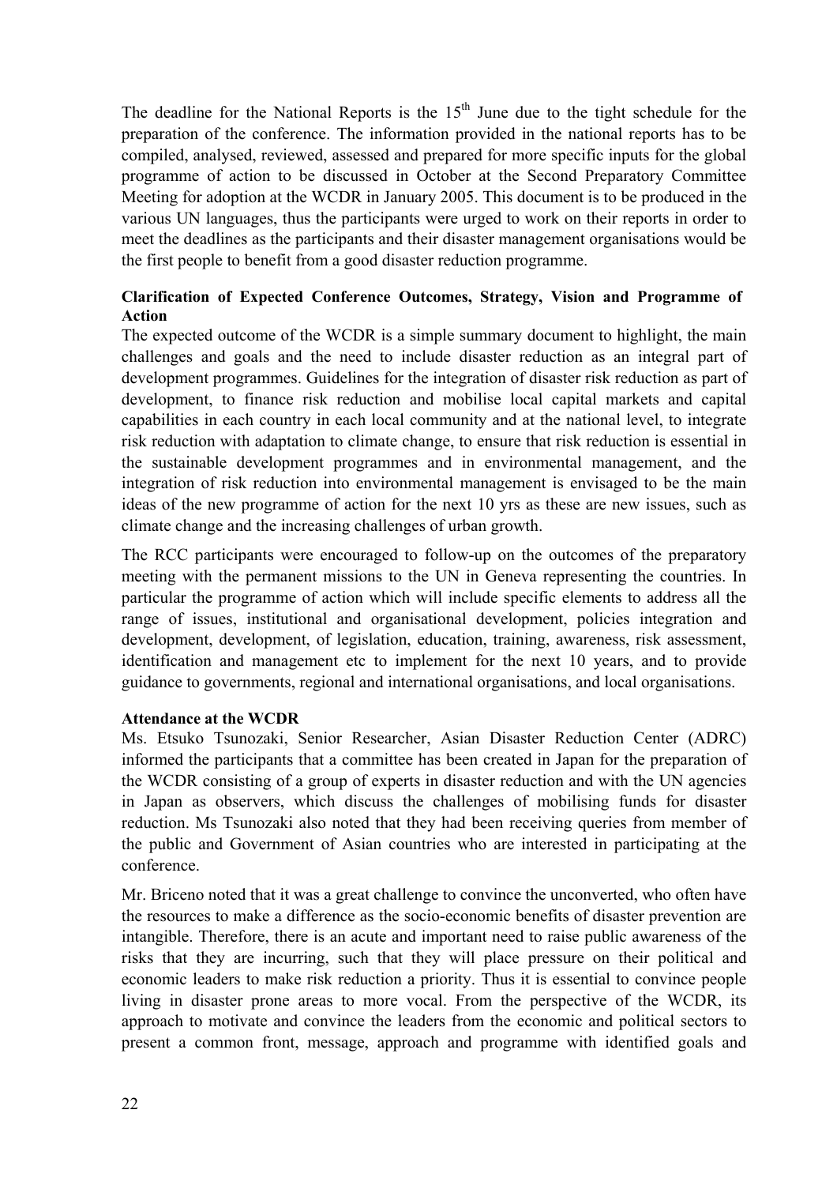The deadline for the National Reports is the 15th June due to the tight schedule for the preparation of the conference. The information provided in the national reports has to be compiled, analysed, reviewed, assessed and prepared for more specific inputs for the global programme of action to be discussed in October at the Second Preparatory Committee Meeting for adoption at the WCDR in January 2005. This document is to be produced in the various UN languages, thus the participants were urged to work on their reports in order to meet the deadlines as the participants and their disaster management organisations would be the first people to benefit from a good disaster reduction programme.

**Clarification of Expected Conference Outcomes, Strategy, Vision and Programme of Action**

The expected outcome of the WCDR is a simple summary document to highlight, the main challenges and goals and the need to include disaster reduction as an integral part of development programmes. Guidelines for the integration of disaster risk reduction as part of development, to finance risk reduction and mobilise local capital markets and capital capabilities in each country in each local community and at the national level, to integrate risk reduction with adaptation to climate change, to ensure that risk reduction is essential in the sustainable development programmes and in environmental management, and the integration of risk reduction into environmental management is envisaged to be the main ideas of the new programme of action for the next 10 yrs as these are new issues, such as climate change and the increasing challenges of urban growth.

The RCC participants were encouraged to follow-up on the outcomes of the preparatory meeting with the permanent missions to the UN in Geneva representing the countries. In particular the programme of action which will include specific elements to address all the range of issues, institutional and organisational development, policies integration and development, development, of legislation, education, training, awareness, risk assessment, identification and management etc to implement for the next 10 years, and to provide guidance to governments, regional and international organisations, and local organisations.

**Attendance at the WCDR**

Ms. Etsuko Tsunozaki, Senior Researcher, Asian Disaster Reduction Center (ADRC) informed the participants that a committee has been created in Japan for the preparation of the WCDR consisting of a group of experts in disaster reduction and with the UN agencies in Japan as observers, which discuss the challenges of mobilising funds for disaster reduction. Ms Tsunozaki also noted that they had been receiving queries from member of the public and Government of Asian countries who are interested in participating at the conference.

Mr. Briceno noted that it was a great challenge to convince the unconverted, who often have the resources to make a difference as the socio-economic benefits of disaster prevention are intangible. Therefore, there is an acute and important need to raise public awareness of the risks that they are incurring, such that they will place pressure on their political and economic leaders to make risk reduction a priority. Thus it is essential to convince people living in disaster prone areas to more vocal. From the perspective of the WCDR, its approach to motivate and convince the leaders from the economic and political sectors to present a common front, message, approach and programme with identified goals and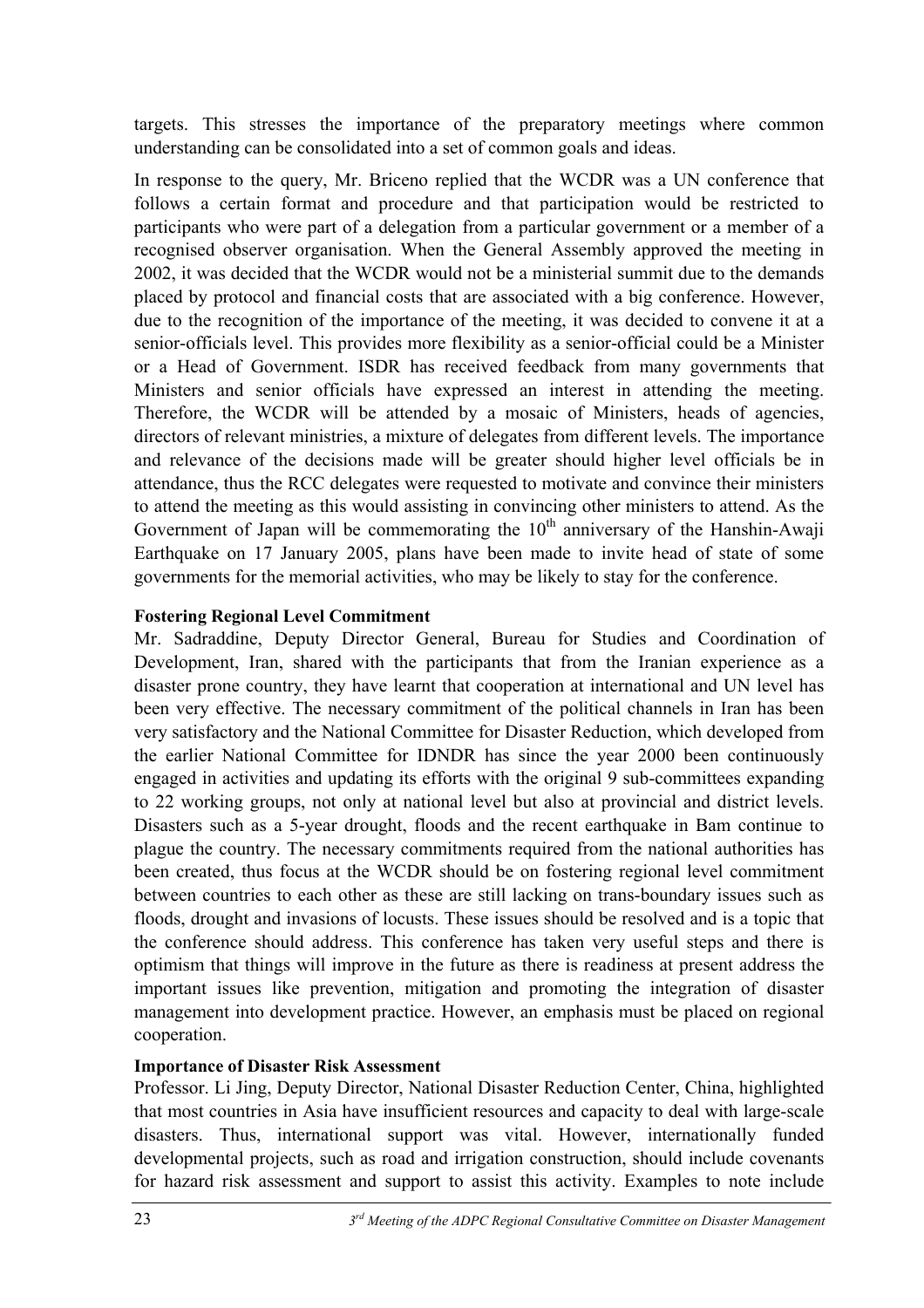targets. This stresses the importance of the preparatory meetings where common understanding can be consolidated into a set of common goals and ideas.

In response to the query, Mr. Briceno replied that the WCDR was a UN conference that follows a certain format and procedure and that participation would be restricted to participants who were part of a delegation from a particular government or a member of a recognised observer organisation. When the General Assembly approved the meeting in 2002, it was decided that the WCDR would not be a ministerial summit due to the demands placed by protocol and financial costs that are associated with a big conference. However, due to the recognition of the importance of the meeting, it was decided to convene it at a senior-officials level. This provides more flexibility as a senior-official could be a Minister or a Head of Government. ISDR has received feedback from many governments that Ministers and senior officials have expressed an interest in attending the meeting. Therefore, the WCDR will be attended by a mosaic of Ministers, heads of agencies, directors of relevant ministries, a mixture of delegates from different levels. The importance and relevance of the decisions made will be greater should higher level officials be in attendance, thus the RCC delegates were requested to motivate and convince their ministers to attend the meeting as this would assisting in convincing other ministers to attend. As the Government of Japan will be commemorating the 10th anniversary of the Hanshin-Awaji Earthquake on 17 January 2005, plans have been made to invite head of state of some governments for the memorial activities, who may be likely to stay for the conference.

**Fostering Regional Level Commitment**

Mr. Sadraddine, Deputy Director General, Bureau for Studies and Coordination of Development, Iran, shared with the participants that from the Iranian experience as a disaster prone country, they have learnt that cooperation at international and UN level has been very effective. The necessary commitment of the political channels in Iran has been very satisfactory and the National Committee for Disaster Reduction, which developed from the earlier National Committee for IDNDR has since the year 2000 been continuously engaged in activities and updating its efforts with the original 9 sub-committees expanding to 22 working groups, not only at national level but also at provincial and district levels. Disasters such as a 5-year drought, floods and the recent earthquake in Bam continue to plague the country. The necessary commitments required from the national authorities has been created, thus focus at the WCDR should be on fostering regional level commitment between countries to each other as these are still lacking on trans-boundary issues such as floods, drought and invasions of locusts. These issues should be resolved and is a topic that the conference should address. This conference has taken very useful steps and there is optimism that things will improve in the future as there is readiness at present address the important issues like prevention, mitigation and promoting the integration of disaster management into development practice. However, an emphasis must be placed on regional cooperation.

**Importance of Disaster Risk Assessment**

Professor. Li Jing, Deputy Director, National Disaster Reduction Center, China, highlighted that most countries in Asia have insufficient resources and capacity to deal with large-scale disasters. Thus, international support was vital. However, internationally funded developmental projects, such as road and irrigation construction, should include covenants for hazard risk assessment and support to assist this activity. Examples to note include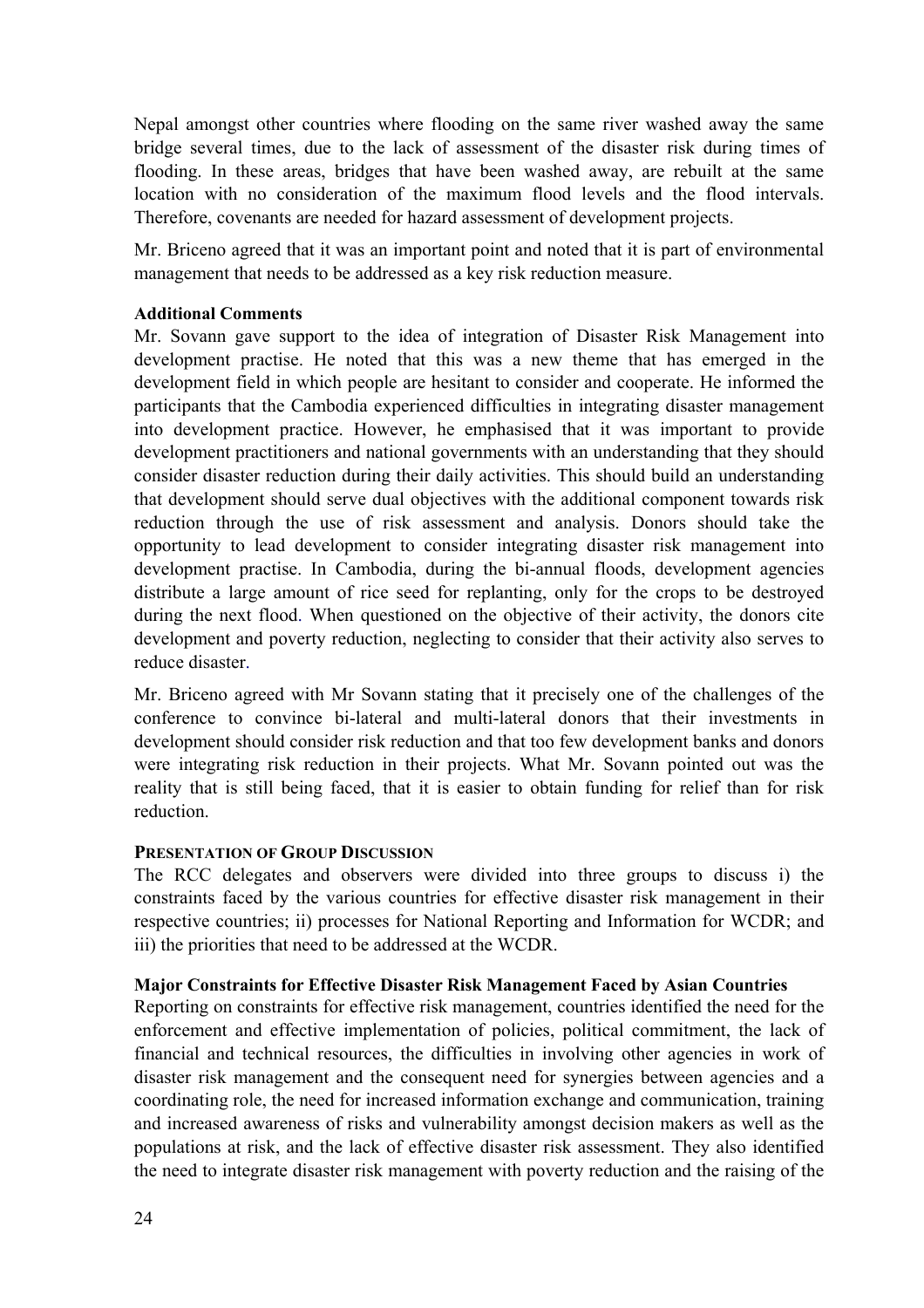Nepal amongst other countries where flooding on the same river washed away the same bridge several times, due to the lack of assessment of the disaster risk during times of flooding. In these areas, bridges that have been washed away, are rebuilt at the same location with no consideration of the maximum flood levels and the flood intervals. Therefore, covenants are needed for hazard assessment of development projects.

Mr. Briceno agreed that it was an important point and noted that it is part of environmental management that needs to be addressed as a key risk reduction measure.

**Additional Comments**

Mr. Sovann gave support to the idea of integration of Disaster Risk Management into development practise. He noted that this was a new theme that has emerged in the development field in which people are hesitant to consider and cooperate. He informed the participants that the Cambodia experienced difficulties in integrating disaster management into development practice. However, he emphasised that it was important to provide development practitioners and national governments with an understanding that they should consider disaster reduction during their daily activities. This should build an understanding that development should serve dual objectives with the additional component towards risk reduction through the use of risk assessment and analysis. Donors should take the opportunity to lead development to consider integrating disaster risk management into development practise. In Cambodia, during the bi-annual floods, development agencies distribute a large amount of rice seed for replanting, only for the crops to be destroyed during the next flood. When questioned on the objective of their activity, the donors cite development and poverty reduction, neglecting to consider that their activity also serves to reduce disaster.

Mr. Briceno agreed with Mr Sovann stating that it precisely one of the challenges of the conference to convince bi-lateral and multi-lateral donors that their investments in development should consider risk reduction and that too few development banks and donors were integrating risk reduction in their projects. What Mr. Sovann pointed out was the reality that is still being faced, that it is easier to obtain funding for relief than for risk reduction.

**PRESENTATION OF GROUP DISCUSSION**

The RCC delegates and observers were divided into three groups to discuss i) the constraints faced by the various countries for effective disaster risk management in their respective countries; ii) processes for National Reporting and Information for WCDR; and iii) the priorities that need to be addressed at the WCDR.

**Major Constraints for Effective Disaster Risk Management Faced by Asian Countries**

Reporting on constraints for effective risk management, countries identified the need for the enforcement and effective implementation of policies, political commitment, the lack of financial and technical resources, the difficulties in involving other agencies in work of disaster risk management and the consequent need for synergies between agencies and a coordinating role, the need for increased information exchange and communication, training and increased awareness of risks and vulnerability amongst decision makers as well as the populations at risk, and the lack of effective disaster risk assessment. They also identified the need to integrate disaster risk management with poverty reduction and the raising of the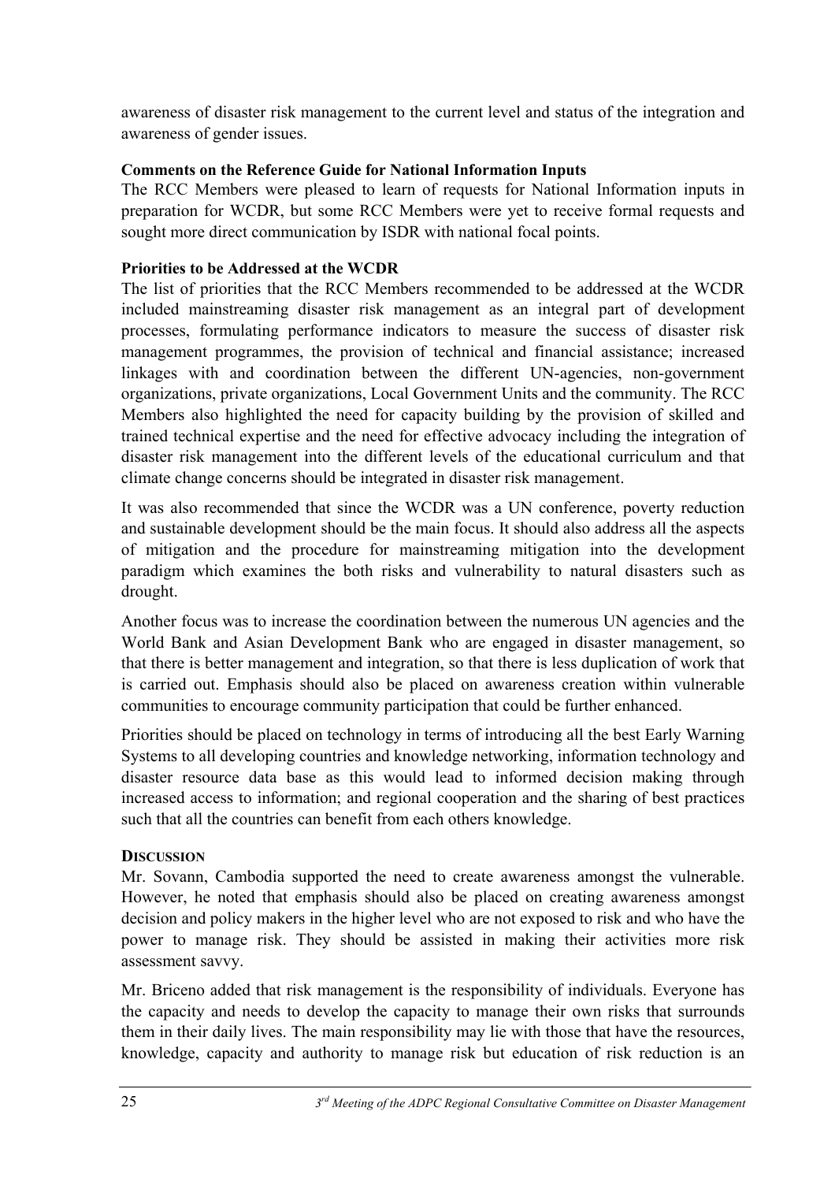awareness of disaster risk management to the current level and status of the integration and awareness of gender issues.

**Comments on the Reference Guide for National Information Inputs**

The RCC Members were pleased to learn of requests for National Information inputs in preparation for WCDR, but some RCC Members were yet to receive formal requests and sought more direct communication by ISDR with national focal points.

**Priorities to be Addressed at the WCDR**

The list of priorities that the RCC Members recommended to be addressed at the WCDR included mainstreaming disaster risk management as an integral part of development processes, formulating performance indicators to measure the success of disaster risk management programmes, the provision of technical and financial assistance; increased linkages with and coordination between the different UN-agencies, non-government organizations, private organizations, Local Government Units and the community. The RCC Members also highlighted the need for capacity building by the provision of skilled and trained technical expertise and the need for effective advocacy including the integration of disaster risk management into the different levels of the educational curriculum and that climate change concerns should be integrated in disaster risk management.

It was also recommended that since the WCDR was a UN conference, poverty reduction and sustainable development should be the main focus. It should also address all the aspects of mitigation and the procedure for mainstreaming mitigation into the development paradigm which examines the both risks and vulnerability to natural disasters such as drought.

Another focus was to increase the coordination between the numerous UN agencies and the World Bank and Asian Development Bank who are engaged in disaster management, so that there is better management and integration, so that there is less duplication of work that is carried out. Emphasis should also be placed on awareness creation within vulnerable communities to encourage community participation that could be further enhanced.

Priorities should be placed on technology in terms of introducing all the best Early Warning Systems to all developing countries and knowledge networking, information technology and disaster resource data base as this would lead to informed decision making through increased access to information; and regional cooperation and the sharing of best practices such that all the countries can benefit from each others knowledge.

**DISCUSSION**

Mr. Sovann, Cambodia supported the need to create awareness amongst the vulnerable. However, he noted that emphasis should also be placed on creating awareness amongst decision and policy makers in the higher level who are not exposed to risk and who have the power to manage risk. They should be assisted in making their activities more risk assessment savvy.

Mr. Briceno added that risk management is the responsibility of individuals. Everyone has the capacity and needs to develop the capacity to manage their own risks that surrounds them in their daily lives. The main responsibility may lie with those that have the resources, knowledge, capacity and authority to manage risk but education of risk reduction is an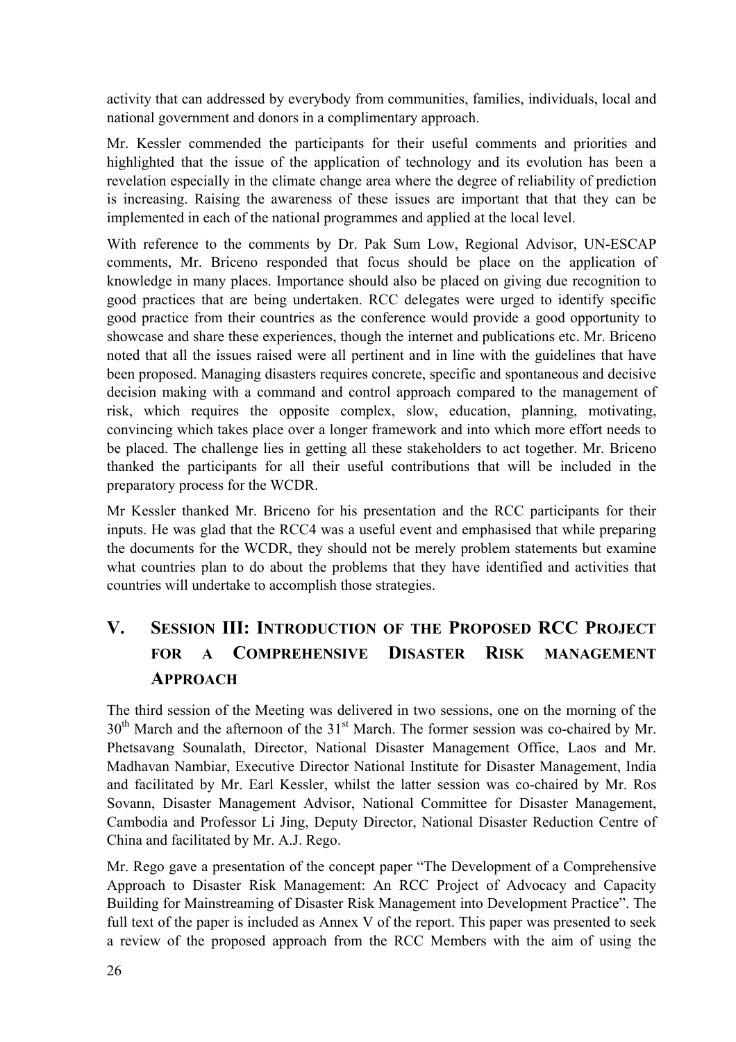activity that can addressed by everybody from communities, families, individuals, local and national government and donors in a complimentary approach.

Mr. Kessler commended the participants for their useful comments and priorities and highlighted that the issue of the application of technology and its evolution has been a revelation especially in the climate change area where the degree of reliability of prediction is increasing. Raising the awareness of these issues are important that that they can be implemented in each of the national programmes and applied at the local level.

With reference to the comments by Dr. Pak Sum Low, Regional Advisor, UN-ESCAP comments, Mr. Briceno responded that focus should be place on the application of knowledge in many places. Importance should also be placed on giving due recognition to good practices that are being undertaken. RCC delegates were urged to identify specific good practice from their countries as the conference would provide a good opportunity to showcase and share these experiences, though the internet and publications etc. Mr. Briceno noted that all the issues raised were all pertinent and in line with the guidelines that have been proposed. Managing disasters requires concrete, specific and spontaneous and decisive decision making with a command and control approach compared to the management of risk, which requires the opposite complex, slow, education, planning, motivating, convincing which takes place over a longer framework and into which more effort needs to be placed. The challenge lies in getting all these stakeholders to act together. Mr. Briceno thanked the participants for all their useful contributions that will be included in the preparatory process for the WCDR.

Mr Kessler thanked Mr. Briceno for his presentation and the RCC participants for their inputs. He was glad that the RCC4 was a useful event and emphasised that while preparing the documents for the WCDR, they should not be merely problem statements but examine what countries plan to do about the problems that they have identified and activities that countries will undertake to accomplish those strategies.

## V. SESSION III: INTRODUCTION OF THE PROPOSED RCC PROJECT FOR A COMPREHENSIVE DISASTER RISK MANAGEMENT APPROACH

The third session of the Meeting was delivered in two sessions, one on the morning of the 30th March and the afternoon of the 31st March. The former session was co-chaired by Mr. Phetsavang Sounalath, Director, National Disaster Management Office, Laos and Mr. Madhavan Nambiar, Executive Director National Institute for Disaster Management, India and facilitated by Mr. Earl Kessler, whilst the latter session was co-chaired by Mr. Ros Sovann, Disaster Management Advisor, National Committee for Disaster Management, Cambodia and Professor Li Jing, Deputy Director, National Disaster Reduction Centre of China and facilitated by Mr. A.J. Rego.

Mr. Rego gave a presentation of the concept paper "The Development of a Comprehensive Approach to Disaster Risk Management: An RCC Project of Advocacy and Capacity Building for Mainstreaming of Disaster Risk Management into Development Practice". The full text of the paper is included as Annex V of the report. This paper was presented to seek a review of the proposed approach from the RCC Members with the aim of using the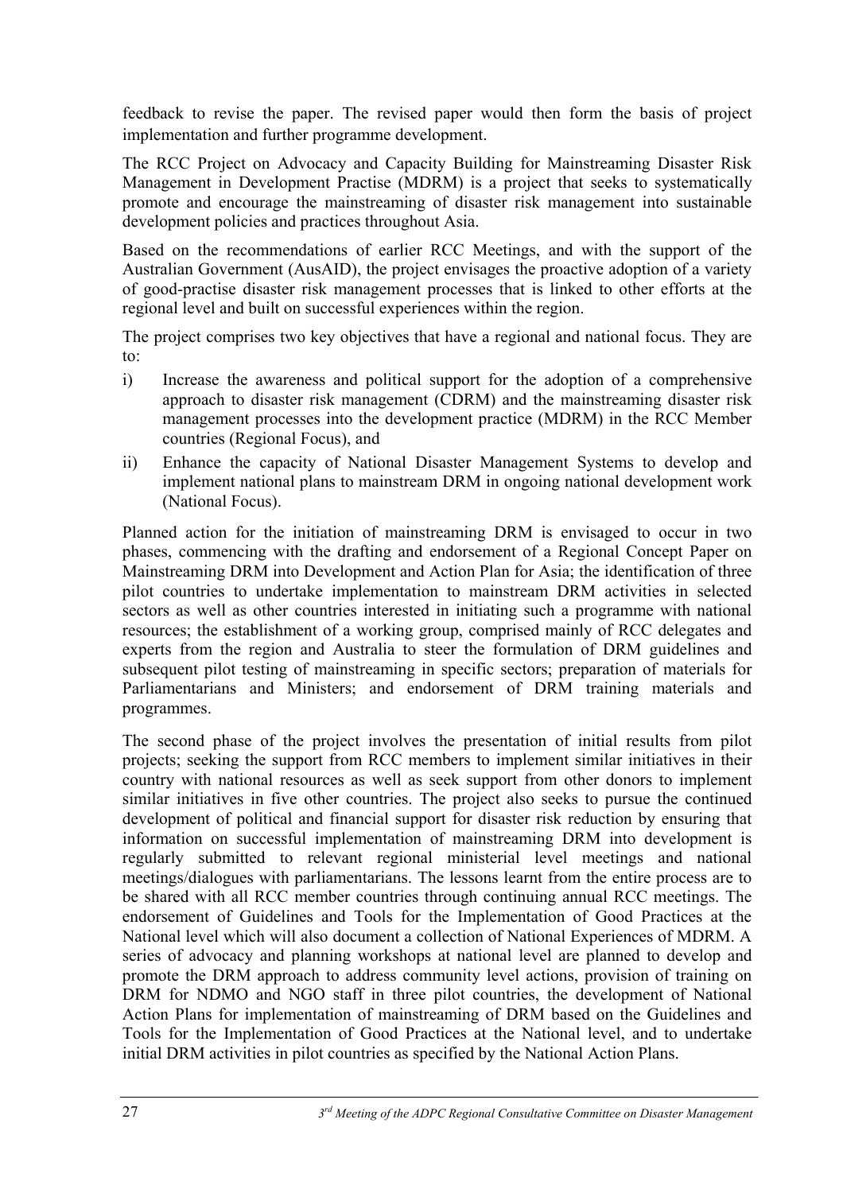feedback to revise the paper. The revised paper would then form the basis of project implementation and further programme development.

The RCC Project on Advocacy and Capacity Building for Mainstreaming Disaster Risk Management in Development Practise (MDRM) is a project that seeks to systematically promote and encourage the mainstreaming of disaster risk management into sustainable development policies and practices throughout Asia.

Based on the recommendations of earlier RCC Meetings, and with the support of the Australian Government (AusAID), the project envisages the proactive adoption of a variety of good-practise disaster risk management processes that is linked to other efforts at the regional level and built on successful experiences within the region.

The project comprises two key objectives that have a regional and national focus. They are to:

i) Increase the awareness and political support for the adoption of a comprehensive approach to disaster risk management (CDRM) and the mainstreaming disaster risk management processes into the development practice (MDRM) in the RCC Member countries (Regional Focus), and

ii) Enhance the capacity of National Disaster Management Systems to develop and implement national plans to mainstream DRM in ongoing national development work (National Focus).

Planned action for the initiation of mainstreaming DRM is envisaged to occur in two phases, commencing with the drafting and endorsement of a Regional Concept Paper on Mainstreaming DRM into Development and Action Plan for Asia; the identification of three pilot countries to undertake implementation to mainstream DRM activities in selected sectors as well as other countries interested in initiating such a programme with national resources; the establishment of a working group, comprised mainly of RCC delegates and experts from the region and Australia to steer the formulation of DRM guidelines and subsequent pilot testing of mainstreaming in specific sectors; preparation of materials for Parliamentarians and Ministers; and endorsement of DRM training materials and programmes.

The second phase of the project involves the presentation of initial results from pilot projects; seeking the support from RCC members to implement similar initiatives in their country with national resources as well as seek support from other donors to implement similar initiatives in five other countries. The project also seeks to pursue the continued development of political and financial support for disaster risk reduction by ensuring that information on successful implementation of mainstreaming DRM into development is regularly submitted to relevant regional ministerial level meetings and national meetings/dialogues with parliamentarians. The lessons learnt from the entire process are to be shared with all RCC member countries through continuing annual RCC meetings. The endorsement of Guidelines and Tools for the Implementation of Good Practices at the National level which will also document a collection of National Experiences of MDRM. A series of advocacy and planning workshops at national level are planned to develop and promote the DRM approach to address community level actions, provision of training on DRM for NDMO and NGO staff in three pilot countries, the development of National Action Plans for implementation of mainstreaming of DRM based on the Guidelines and Tools for the Implementation of Good Practices at the National level, and to undertake initial DRM activities in pilot countries as specified by the National Action Plans.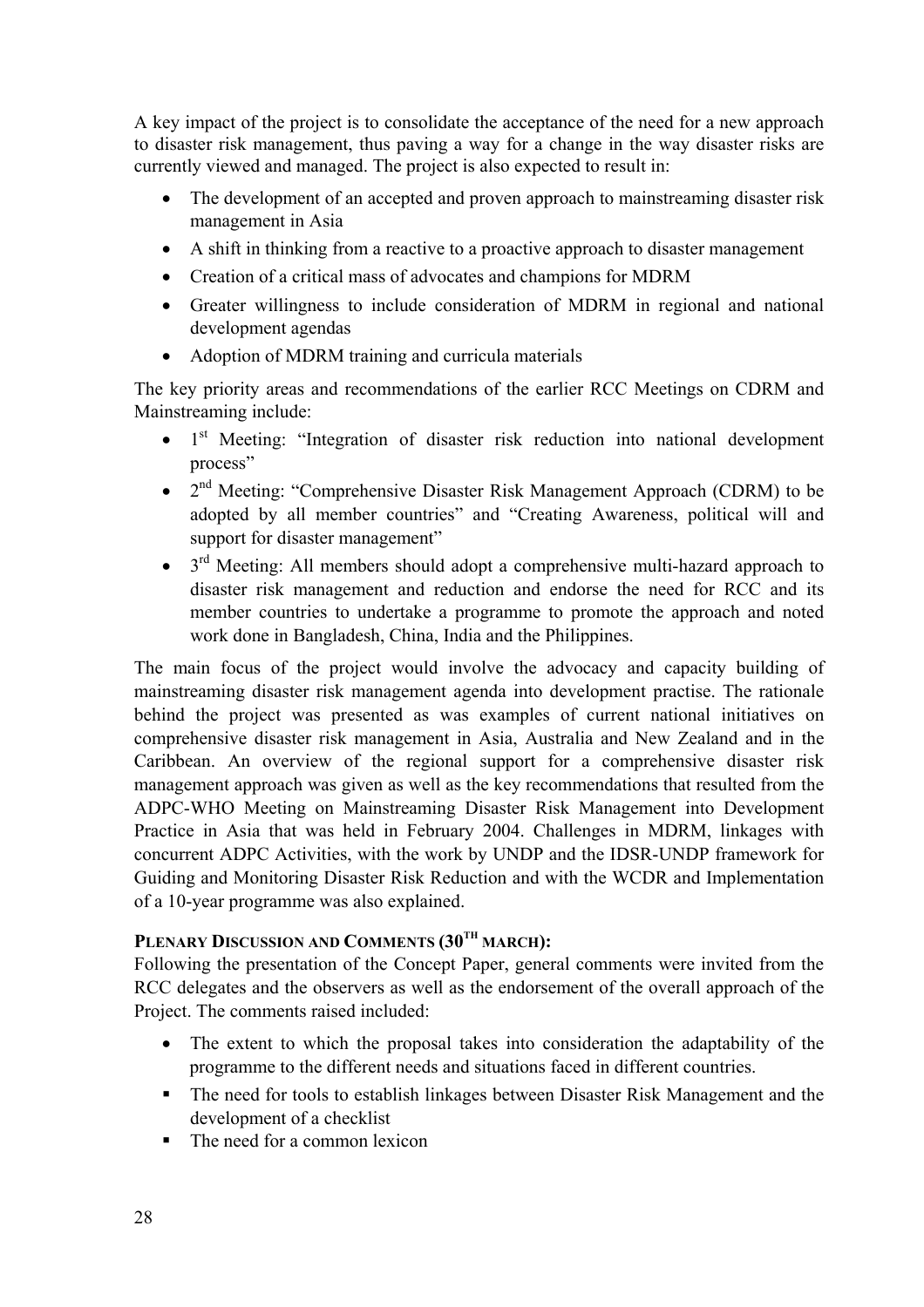A key impact of the project is to consolidate the acceptance of the need for a new approach to disaster risk management, thus paving a way for a change in the way disaster risks are currently viewed and managed. The project is also expected to result in:

- The development of an accepted and proven approach to mainstreaming disaster risk management in Asia
- A shift in thinking from a reactive to a proactive approach to disaster management
- Creation of a critical mass of advocates and champions for MDRM
- Greater willingness to include consideration of MDRM in regional and national development agendas
- Adoption of MDRM training and curricula materials

The key priority areas and recommendations of the earlier RCC Meetings on CDRM and Mainstreaming include:

- 1st Meeting: "Integration of disaster risk reduction into national development process"
- 2nd Meeting: "Comprehensive Disaster Risk Management Approach (CDRM) to be adopted by all member countries" and "Creating Awareness, political will and support for disaster management"
- 3rd Meeting: All members should adopt a comprehensive multi-hazard approach to disaster risk management and reduction and endorse the need for RCC and its member countries to undertake a programme to promote the approach and noted work done in Bangladesh, China, India and the Philippines.

The main focus of the project would involve the advocacy and capacity building of mainstreaming disaster risk management agenda into development practise. The rationale behind the project was presented as was examples of current national initiatives on comprehensive disaster risk management in Asia, Australia and New Zealand and in the Caribbean. An overview of the regional support for a comprehensive disaster risk management approach was given as well as the key recommendations that resulted from the ADPC-WHO Meeting on Mainstreaming Disaster Risk Management into Development Practice in Asia that was held in February 2004. Challenges in MDRM, linkages with concurrent ADPC Activities, with the work by UNDP and the IDSR-UNDP framework for Guiding and Monitoring Disaster Risk Reduction and with the WCDR and Implementation of a 10-year programme was also explained.

**PLENARY DISCUSSION AND COMMENTS (30TH MARCH):**

Following the presentation of the Concept Paper, general comments were invited from the RCC delegates and the observers as well as the endorsement of the overall approach of the Project. The comments raised included:

- The extent to which the proposal takes into consideration the adaptability of the programme to the different needs and situations faced in different countries.
- The need for tools to establish linkages between Disaster Risk Management and the development of a checklist
- The need for a common lexicon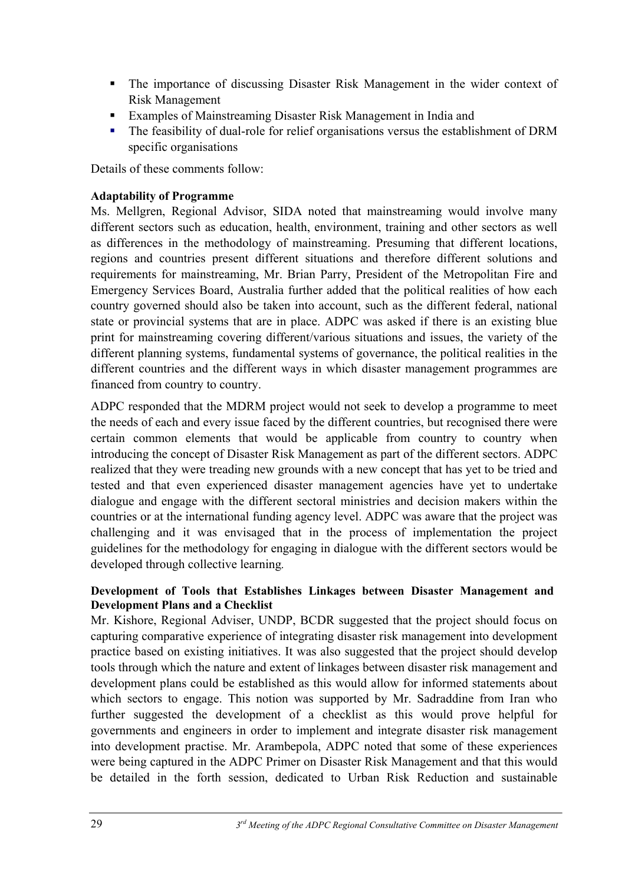- The importance of discussing Disaster Risk Management in the wider context of Risk Management
- Examples of Mainstreaming Disaster Risk Management in India and
- The feasibility of dual-role for relief organisations versus the establishment of DRM specific organisations

Details of these comments follow:

**Adaptability of Programme**

Ms. Mellgren, Regional Advisor, SIDA noted that mainstreaming would involve many different sectors such as education, health, environment, training and other sectors as well as differences in the methodology of mainstreaming. Presuming that different locations, regions and countries present different situations and therefore different solutions and requirements for mainstreaming, Mr. Brian Parry, President of the Metropolitan Fire and Emergency Services Board, Australia further added that the political realities of how each country governed should also be taken into account, such as the different federal, national state or provincial systems that are in place. ADPC was asked if there is an existing blue print for mainstreaming covering different/various situations and issues, the variety of the different planning systems, fundamental systems of governance, the political realities in the different countries and the different ways in which disaster management programmes are financed from country to country.

ADPC responded that the MDRM project would not seek to develop a programme to meet the needs of each and every issue faced by the different countries, but recognised there were certain common elements that would be applicable from country to country when introducing the concept of Disaster Risk Management as part of the different sectors. ADPC realized that they were treading new grounds with a new concept that has yet to be tried and tested and that even experienced disaster management agencies have yet to undertake dialogue and engage with the different sectoral ministries and decision makers within the countries or at the international funding agency level. ADPC was aware that the project was challenging and it was envisaged that in the process of implementation the project guidelines for the methodology for engaging in dialogue with the different sectors would be developed through collective learning.

**Development of Tools that Establishes Linkages between Disaster Management and Development Plans and a Checklist**

Mr. Kishore, Regional Adviser, UNDP, BCDR suggested that the project should focus on capturing comparative experience of integrating disaster risk management into development practice based on existing initiatives. It was also suggested that the project should develop tools through which the nature and extent of linkages between disaster risk management and development plans could be established as this would allow for informed statements about which sectors to engage. This notion was supported by Mr. Sadraddine from Iran who further suggested the development of a checklist as this would prove helpful for governments and engineers in order to implement and integrate disaster risk management into development practise. Mr. Arambepola, ADPC noted that some of these experiences were being captured in the ADPC Primer on Disaster Risk Management and that this would be detailed in the forth session, dedicated to Urban Risk Reduction and sustainable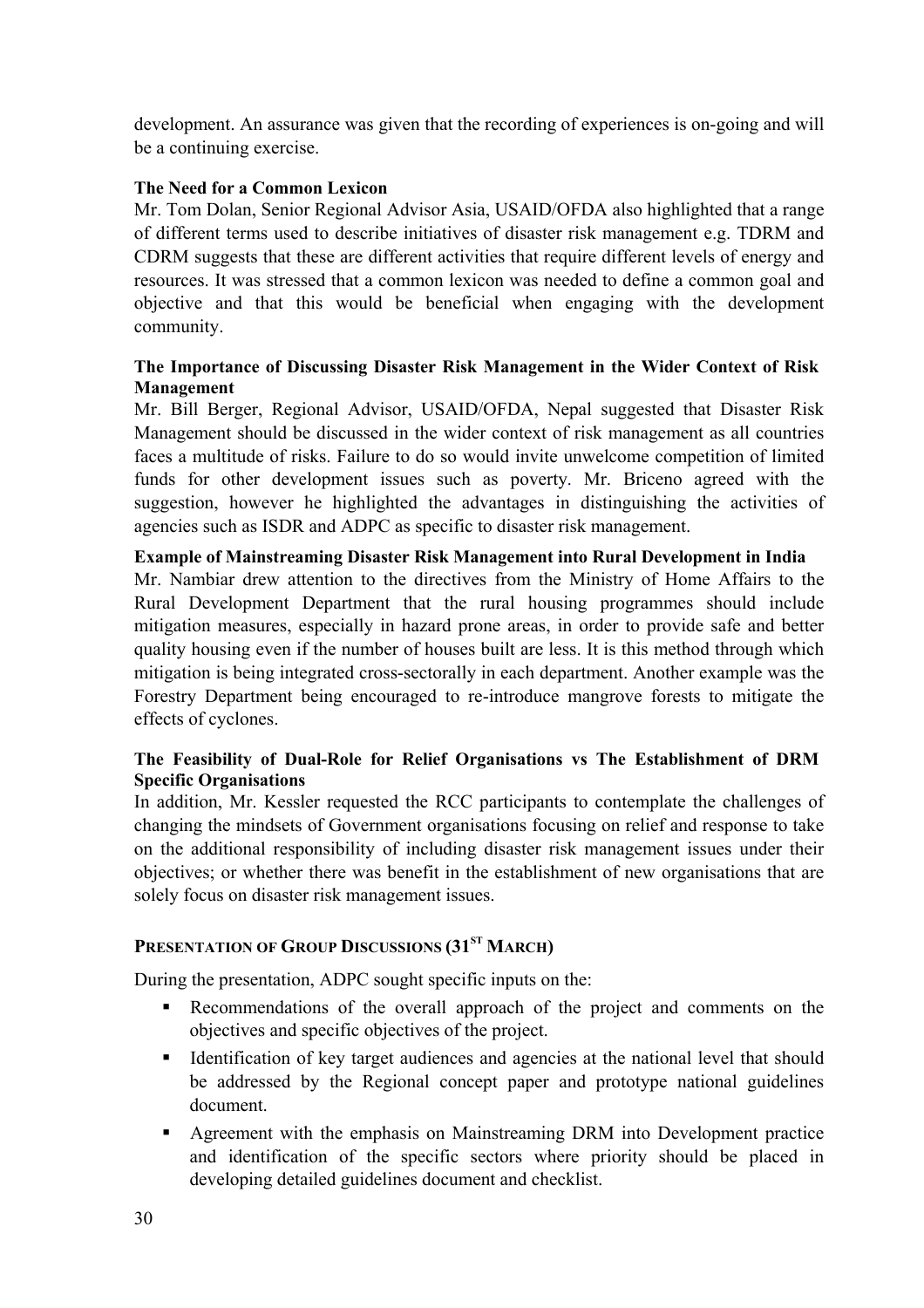development. An assurance was given that the recording of experiences is on-going and will be a continuing exercise.

**The Need for a Common Lexicon**

Mr. Tom Dolan, Senior Regional Advisor Asia, USAID/OFDA also highlighted that a range of different terms used to describe initiatives of disaster risk management e.g. TDRM and CDRM suggests that these are different activities that require different levels of energy and resources. It was stressed that a common lexicon was needed to define a common goal and objective and that this would be beneficial when engaging with the development community.

**The Importance of Discussing Disaster Risk Management in the Wider Context of Risk Management**

Mr. Bill Berger, Regional Advisor, USAID/OFDA, Nepal suggested that Disaster Risk Management should be discussed in the wider context of risk management as all countries faces a multitude of risks. Failure to do so would invite unwelcome competition of limited funds for other development issues such as poverty. Mr. Briceno agreed with the suggestion, however he highlighted the advantages in distinguishing the activities of agencies such as ISDR and ADPC as specific to disaster risk management.

**Example of Mainstreaming Disaster Risk Management into Rural Development in India**

Mr. Nambiar drew attention to the directives from the Ministry of Home Affairs to the Rural Development Department that the rural housing programmes should include mitigation measures, especially in hazard prone areas, in order to provide safe and better quality housing even if the number of houses built are less. It is this method through which mitigation is being integrated cross-sectorally in each department. Another example was the Forestry Department being encouraged to re-introduce mangrove forests to mitigate the effects of cyclones.

**The Feasibility of Dual-Role for Relief Organisations vs The Establishment of DRM Specific Organisations**

In addition, Mr. Kessler requested the RCC participants to contemplate the challenges of changing the mindsets of Government organisations focusing on relief and response to take on the additional responsibility of including disaster risk management issues under their objectives; or whether there was benefit in the establishment of new organisations that are solely focus on disaster risk management issues.

## PRESENTATION OF GROUP DISCUSSIONS (31ST MARCH)

During the presentation, ADPC sought specific inputs on the:

- Recommendations of the overall approach of the project and comments on the objectives and specific objectives of the project.
- Identification of key target audiences and agencies at the national level that should be addressed by the Regional concept paper and prototype national guidelines document.
- Agreement with the emphasis on Mainstreaming DRM into Development practice and identification of the specific sectors where priority should be placed in developing detailed guidelines document and checklist.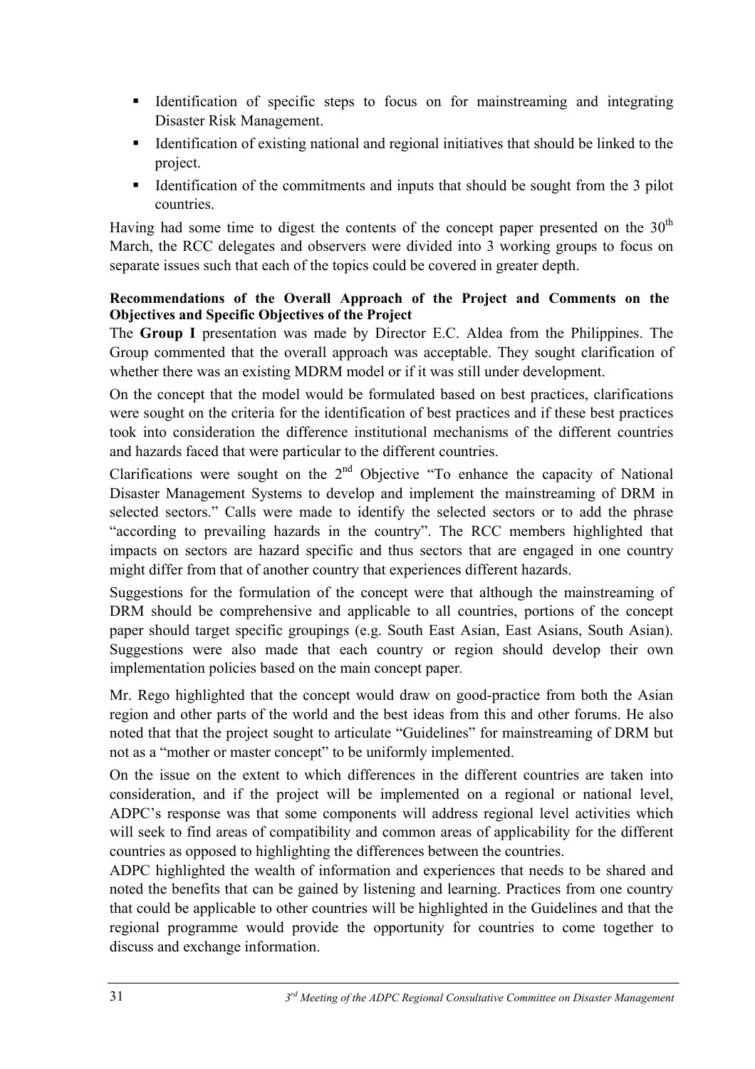- Identification of specific steps to focus on for mainstreaming and integrating Disaster Risk Management.
- Identification of existing national and regional initiatives that should be linked to the project.
- Identification of the commitments and inputs that should be sought from the 3 pilot countries.

Having had some time to digest the contents of the concept paper presented on the 30th March, the RCC delegates and observers were divided into 3 working groups to focus on separate issues such that each of the topics could be covered in greater depth.

**Recommendations of the Overall Approach of the Project and Comments on the Objectives and Specific Objectives of the Project**

The **Group I** presentation was made by Director E.C. Aldea from the Philippines. The Group commented that the overall approach was acceptable. They sought clarification of whether there was an existing MDRM model or if it was still under development.

On the concept that the model would be formulated based on best practices, clarifications were sought on the criteria for the identification of best practices and if these best practices took into consideration the difference institutional mechanisms of the different countries and hazards faced that were particular to the different countries.

Clarifications were sought on the 2nd Objective "To enhance the capacity of National Disaster Management Systems to develop and implement the mainstreaming of DRM in selected sectors." Calls were made to identify the selected sectors or to add the phrase "according to prevailing hazards in the country". The RCC members highlighted that impacts on sectors are hazard specific and thus sectors that are engaged in one country might differ from that of another country that experiences different hazards.

Suggestions for the formulation of the concept were that although the mainstreaming of DRM should be comprehensive and applicable to all countries, portions of the concept paper should target specific groupings (e.g. South East Asian, East Asians, South Asian). Suggestions were also made that each country or region should develop their own implementation policies based on the main concept paper.

Mr. Rego highlighted that the concept would draw on good-practice from both the Asian region and other parts of the world and the best ideas from this and other forums. He also noted that that the project sought to articulate "Guidelines" for mainstreaming of DRM but not as a "mother or master concept" to be uniformly implemented.

On the issue on the extent to which differences in the different countries are taken into consideration, and if the project will be implemented on a regional or national level, ADPC's response was that some components will address regional level activities which will seek to find areas of compatibility and common areas of applicability for the different countries as opposed to highlighting the differences between the countries.

ADPC highlighted the wealth of information and experiences that needs to be shared and noted the benefits that can be gained by listening and learning. Practices from one country that could be applicable to other countries will be highlighted in the Guidelines and that the regional programme would provide the opportunity for countries to come together to discuss and exchange information.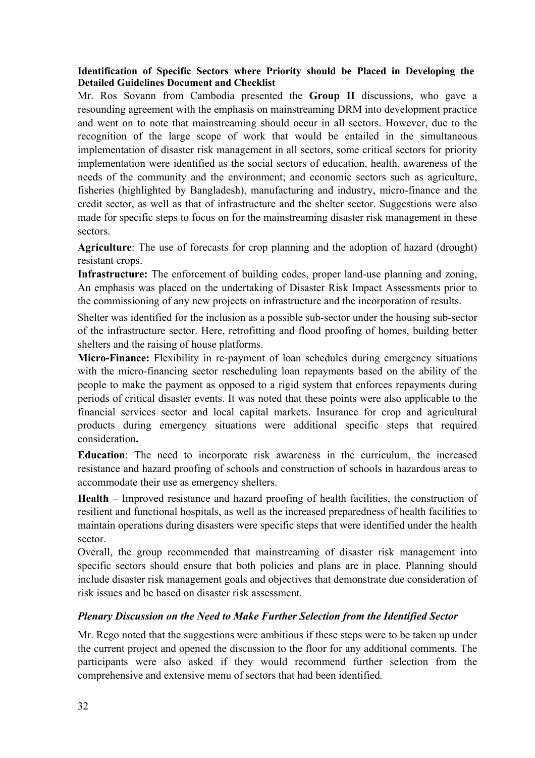**Identification of Specific Sectors where Priority should be Placed in Developing the Detailed Guidelines Document and Checklist**

Mr. Ros Sovann from Cambodia presented the **Group II** discussions, who gave a resounding agreement with the emphasis on mainstreaming DRM into development practice and went on to note that mainstreaming should occur in all sectors. However, due to the recognition of the large scope of work that would be entailed in the simultaneous implementation of disaster risk management in all sectors, some critical sectors for priority implementation were identified as the social sectors of education, health, awareness of the needs of the community and the environment; and economic sectors such as agriculture, fisheries (highlighted by Bangladesh), manufacturing and industry, micro-finance and the credit sector, as well as that of infrastructure and the shelter sector. Suggestions were also made for specific steps to focus on for the mainstreaming disaster risk management in these sectors.

**Agriculture**: The use of forecasts for crop planning and the adoption of hazard (drought) resistant crops.

**Infrastructure:** The enforcement of building codes, proper land-use planning and zoning, An emphasis was placed on the undertaking of Disaster Risk Impact Assessments prior to the commissioning of any new projects on infrastructure and the incorporation of results.

Shelter was identified for the inclusion as a possible sub-sector under the housing sub-sector of the infrastructure sector. Here, retrofitting and flood proofing of homes, building better shelters and the raising of house platforms.

**Micro-Finance:** Flexibility in re-payment of loan schedules during emergency situations with the micro-financing sector rescheduling loan repayments based on the ability of the people to make the payment as opposed to a rigid system that enforces repayments during periods of critical disaster events. It was noted that these points were also applicable to the financial services sector and local capital markets. Insurance for crop and agricultural products during emergency situations were additional specific steps that required consideration**.**

**Education**: The need to incorporate risk awareness in the curriculum, the increased resistance and hazard proofing of schools and construction of schools in hazardous areas to accommodate their use as emergency shelters.

**Health** – Improved resistance and hazard proofing of health facilities, the construction of resilient and functional hospitals, as well as the increased preparedness of health facilities to maintain operations during disasters were specific steps that were identified under the health sector.

Overall, the group recommended that mainstreaming of disaster risk management into specific sectors should ensure that both policies and plans are in place. Planning should include disaster risk management goals and objectives that demonstrate due consideration of risk issues and be based on disaster risk assessment.

***Plenary Discussion on the Need to Make Further Selection from the Identified Sector***

Mr. Rego noted that the suggestions were ambitious if these steps were to be taken up under the current project and opened the discussion to the floor for any additional comments. The participants were also asked if they would recommend further selection from the comprehensive and extensive menu of sectors that had been identified.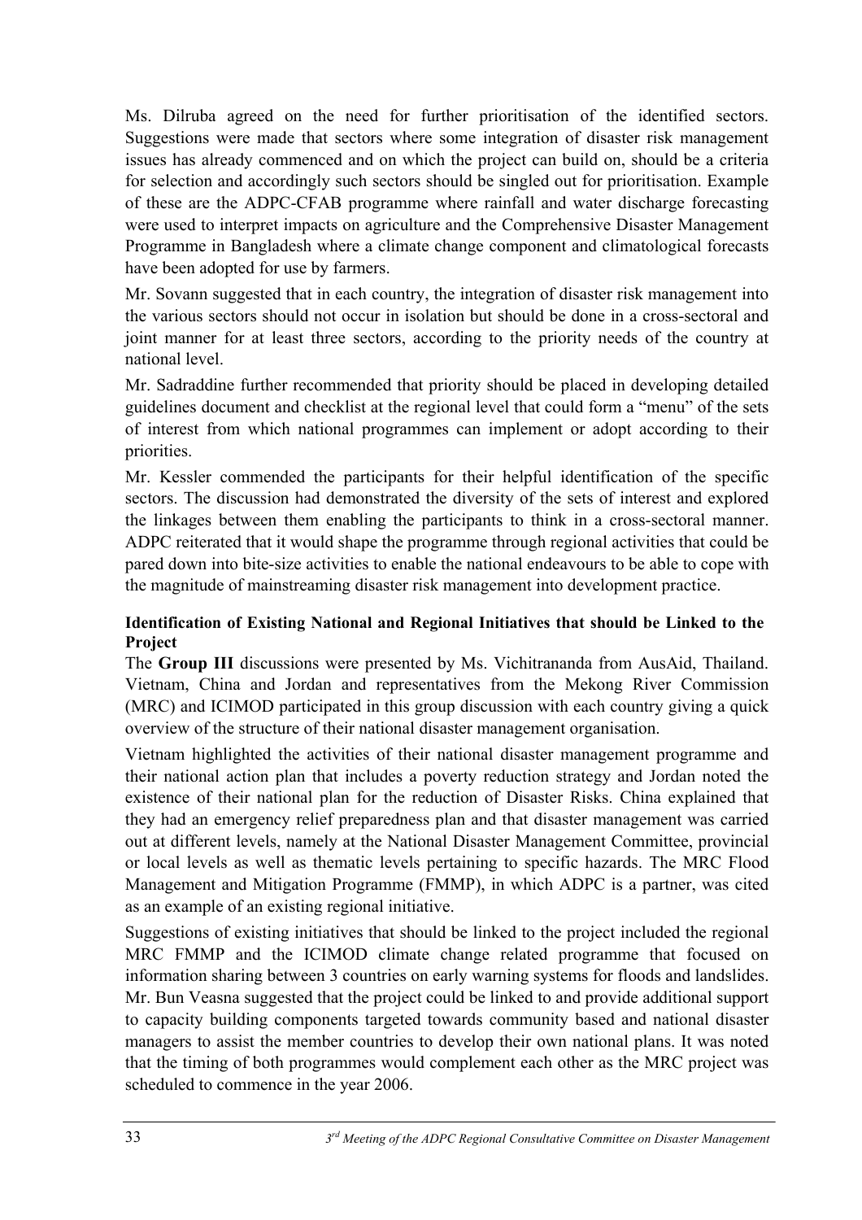Ms. Dilruba agreed on the need for further prioritisation of the identified sectors. Suggestions were made that sectors where some integration of disaster risk management issues has already commenced and on which the project can build on, should be a criteria for selection and accordingly such sectors should be singled out for prioritisation. Example of these are the ADPC-CFAB programme where rainfall and water discharge forecasting were used to interpret impacts on agriculture and the Comprehensive Disaster Management Programme in Bangladesh where a climate change component and climatological forecasts have been adopted for use by farmers.

Mr. Sovann suggested that in each country, the integration of disaster risk management into the various sectors should not occur in isolation but should be done in a cross-sectoral and joint manner for at least three sectors, according to the priority needs of the country at national level.

Mr. Sadraddine further recommended that priority should be placed in developing detailed guidelines document and checklist at the regional level that could form a "menu" of the sets of interest from which national programmes can implement or adopt according to their priorities.

Mr. Kessler commended the participants for their helpful identification of the specific sectors. The discussion had demonstrated the diversity of the sets of interest and explored the linkages between them enabling the participants to think in a cross-sectoral manner. ADPC reiterated that it would shape the programme through regional activities that could be pared down into bite-size activities to enable the national endeavours to be able to cope with the magnitude of mainstreaming disaster risk management into development practice.

**Identification of Existing National and Regional Initiatives that should be Linked to the Project**

The **Group III** discussions were presented by Ms. Vichitrananda from AusAid, Thailand. Vietnam, China and Jordan and representatives from the Mekong River Commission (MRC) and ICIMOD participated in this group discussion with each country giving a quick overview of the structure of their national disaster management organisation.

Vietnam highlighted the activities of their national disaster management programme and their national action plan that includes a poverty reduction strategy and Jordan noted the existence of their national plan for the reduction of Disaster Risks. China explained that they had an emergency relief preparedness plan and that disaster management was carried out at different levels, namely at the National Disaster Management Committee, provincial or local levels as well as thematic levels pertaining to specific hazards. The MRC Flood Management and Mitigation Programme (FMMP), in which ADPC is a partner, was cited as an example of an existing regional initiative.

Suggestions of existing initiatives that should be linked to the project included the regional MRC FMMP and the ICIMOD climate change related programme that focused on information sharing between 3 countries on early warning systems for floods and landslides. Mr. Bun Veasna suggested that the project could be linked to and provide additional support to capacity building components targeted towards community based and national disaster managers to assist the member countries to develop their own national plans. It was noted that the timing of both programmes would complement each other as the MRC project was scheduled to commence in the year 2006.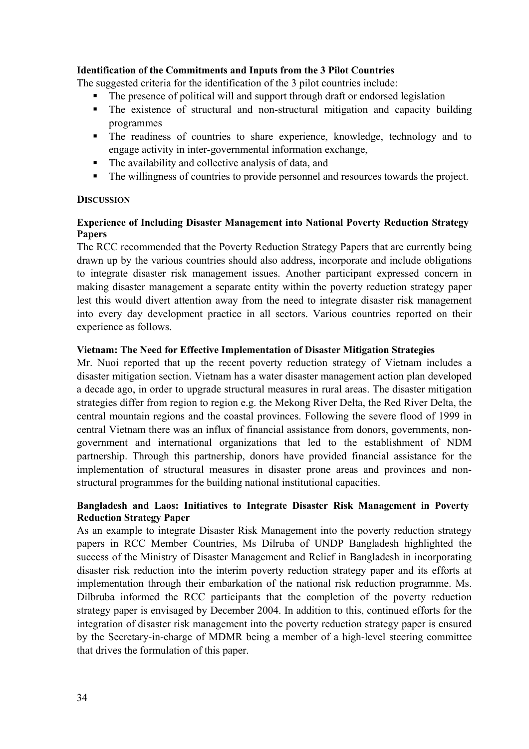**Identification of the Commitments and Inputs from the 3 Pilot Countries**

The suggested criteria for the identification of the 3 pilot countries include:

- The presence of political will and support through draft or endorsed legislation
- The existence of structural and non-structural mitigation and capacity building programmes
- The readiness of countries to share experience, knowledge, technology and to engage activity in inter-governmental information exchange,
- The availability and collective analysis of data, and
- The willingness of countries to provide personnel and resources towards the project.

## DISCUSSION

**Experience of Including Disaster Management into National Poverty Reduction Strategy Papers**

The RCC recommended that the Poverty Reduction Strategy Papers that are currently being drawn up by the various countries should also address, incorporate and include obligations to integrate disaster risk management issues. Another participant expressed concern in making disaster management a separate entity within the poverty reduction strategy paper lest this would divert attention away from the need to integrate disaster risk management into every day development practice in all sectors. Various countries reported on their experience as follows.

**Vietnam: The Need for Effective Implementation of Disaster Mitigation Strategies**

Mr. Nuoi reported that up the recent poverty reduction strategy of Vietnam includes a disaster mitigation section. Vietnam has a water disaster management action plan developed a decade ago, in order to upgrade structural measures in rural areas. The disaster mitigation strategies differ from region to region e.g. the Mekong River Delta, the Red River Delta, the central mountain regions and the coastal provinces. Following the severe flood of 1999 in central Vietnam there was an influx of financial assistance from donors, governments, non-government and international organizations that led to the establishment of NDM partnership. Through this partnership, donors have provided financial assistance for the implementation of structural measures in disaster prone areas and provinces and non-structural programmes for the building national institutional capacities.

**Bangladesh and Laos: Initiatives to Integrate Disaster Risk Management in Poverty Reduction Strategy Paper**

As an example to integrate Disaster Risk Management into the poverty reduction strategy papers in RCC Member Countries, Ms Dilruba of UNDP Bangladesh highlighted the success of the Ministry of Disaster Management and Relief in Bangladesh in incorporating disaster risk reduction into the interim poverty reduction strategy paper and its efforts at implementation through their embarkation of the national risk reduction programme. Ms. Dilbruba informed the RCC participants that the completion of the poverty reduction strategy paper is envisaged by December 2004. In addition to this, continued efforts for the integration of disaster risk management into the poverty reduction strategy paper is ensured by the Secretary-in-charge of MDMR being a member of a high-level steering committee that drives the formulation of this paper.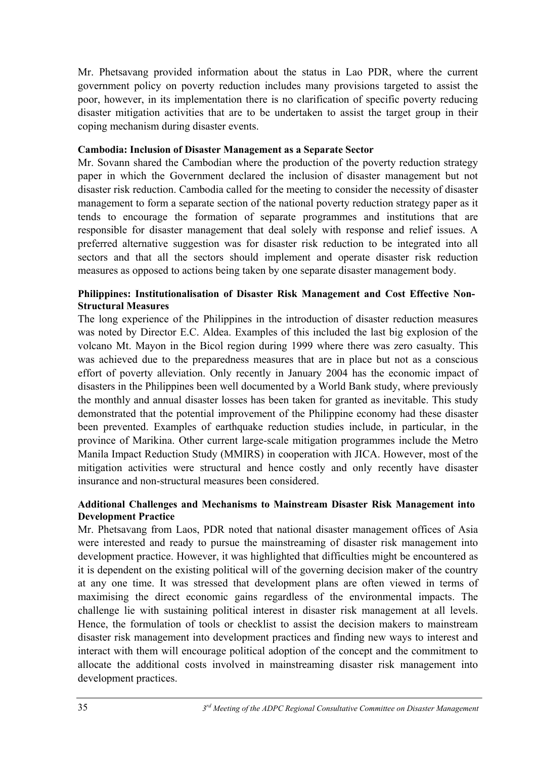Mr. Phetsavang provided information about the status in Lao PDR, where the current government policy on poverty reduction includes many provisions targeted to assist the poor, however, in its implementation there is no clarification of specific poverty reducing disaster mitigation activities that are to be undertaken to assist the target group in their coping mechanism during disaster events.

**Cambodia: Inclusion of Disaster Management as a Separate Sector**

Mr. Sovann shared the Cambodian where the production of the poverty reduction strategy paper in which the Government declared the inclusion of disaster management but not disaster risk reduction. Cambodia called for the meeting to consider the necessity of disaster management to form a separate section of the national poverty reduction strategy paper as it tends to encourage the formation of separate programmes and institutions that are responsible for disaster management that deal solely with response and relief issues. A preferred alternative suggestion was for disaster risk reduction to be integrated into all sectors and that all the sectors should implement and operate disaster risk reduction measures as opposed to actions being taken by one separate disaster management body.

**Philippines: Institutionalisation of Disaster Risk Management and Cost Effective Non-Structural Measures**

The long experience of the Philippines in the introduction of disaster reduction measures was noted by Director E.C. Aldea. Examples of this included the last big explosion of the volcano Mt. Mayon in the Bicol region during 1999 where there was zero casualty. This was achieved due to the preparedness measures that are in place but not as a conscious effort of poverty alleviation. Only recently in January 2004 has the economic impact of disasters in the Philippines been well documented by a World Bank study, where previously the monthly and annual disaster losses has been taken for granted as inevitable. This study demonstrated that the potential improvement of the Philippine economy had these disaster been prevented. Examples of earthquake reduction studies include, in particular, in the province of Marikina. Other current large-scale mitigation programmes include the Metro Manila Impact Reduction Study (MMIRS) in cooperation with JICA. However, most of the mitigation activities were structural and hence costly and only recently have disaster insurance and non-structural measures been considered.

**Additional Challenges and Mechanisms to Mainstream Disaster Risk Management into Development Practice**

Mr. Phetsavang from Laos, PDR noted that national disaster management offices of Asia were interested and ready to pursue the mainstreaming of disaster risk management into development practice. However, it was highlighted that difficulties might be encountered as it is dependent on the existing political will of the governing decision maker of the country at any one time. It was stressed that development plans are often viewed in terms of maximising the direct economic gains regardless of the environmental impacts. The challenge lie with sustaining political interest in disaster risk management at all levels. Hence, the formulation of tools or checklist to assist the decision makers to mainstream disaster risk management into development practices and finding new ways to interest and interact with them will encourage political adoption of the concept and the commitment to allocate the additional costs involved in mainstreaming disaster risk management into development practices.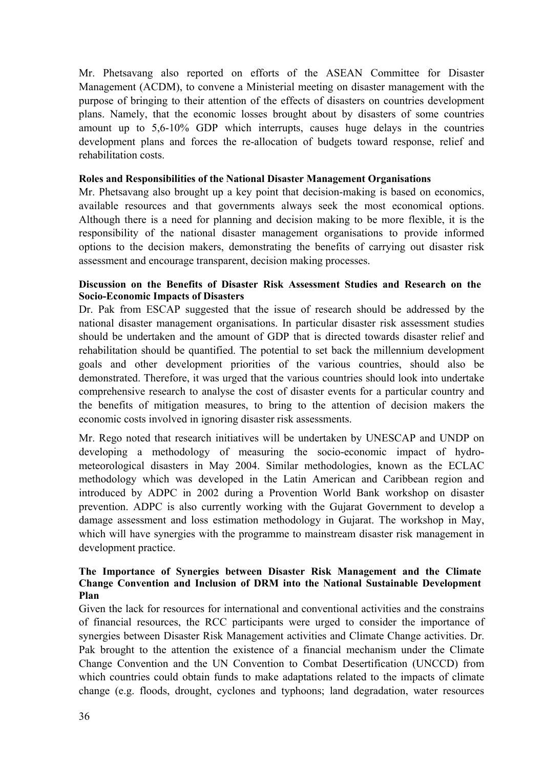Mr. Phetsavang also reported on efforts of the ASEAN Committee for Disaster Management (ACDM), to convene a Ministerial meeting on disaster management with the purpose of bringing to their attention of the effects of disasters on countries development plans. Namely, that the economic losses brought about by disasters of some countries amount up to 5,6-10% GDP which interrupts, causes huge delays in the countries development plans and forces the re-allocation of budgets toward response, relief and rehabilitation costs.

**Roles and Responsibilities of the National Disaster Management Organisations**

Mr. Phetsavang also brought up a key point that decision-making is based on economics, available resources and that governments always seek the most economical options. Although there is a need for planning and decision making to be more flexible, it is the responsibility of the national disaster management organisations to provide informed options to the decision makers, demonstrating the benefits of carrying out disaster risk assessment and encourage transparent, decision making processes.

**Discussion on the Benefits of Disaster Risk Assessment Studies and Research on the Socio-Economic Impacts of Disasters**

Dr. Pak from ESCAP suggested that the issue of research should be addressed by the national disaster management organisations. In particular disaster risk assessment studies should be undertaken and the amount of GDP that is directed towards disaster relief and rehabilitation should be quantified. The potential to set back the millennium development goals and other development priorities of the various countries, should also be demonstrated. Therefore, it was urged that the various countries should look into undertake comprehensive research to analyse the cost of disaster events for a particular country and the benefits of mitigation measures, to bring to the attention of decision makers the economic costs involved in ignoring disaster risk assessments.

Mr. Rego noted that research initiatives will be undertaken by UNESCAP and UNDP on developing a methodology of measuring the socio-economic impact of hydro-meteorological disasters in May 2004. Similar methodologies, known as the ECLAC methodology which was developed in the Latin American and Caribbean region and introduced by ADPC in 2002 during a Provention World Bank workshop on disaster prevention. ADPC is also currently working with the Gujarat Government to develop a damage assessment and loss estimation methodology in Gujarat. The workshop in May, which will have synergies with the programme to mainstream disaster risk management in development practice.

**The Importance of Synergies between Disaster Risk Management and the Climate Change Convention and Inclusion of DRM into the National Sustainable Development Plan**

Given the lack for resources for international and conventional activities and the constrains of financial resources, the RCC participants were urged to consider the importance of synergies between Disaster Risk Management activities and Climate Change activities. Dr. Pak brought to the attention the existence of a financial mechanism under the Climate Change Convention and the UN Convention to Combat Desertification (UNCCD) from which countries could obtain funds to make adaptations related to the impacts of climate change (e.g. floods, drought, cyclones and typhoons; land degradation, water resources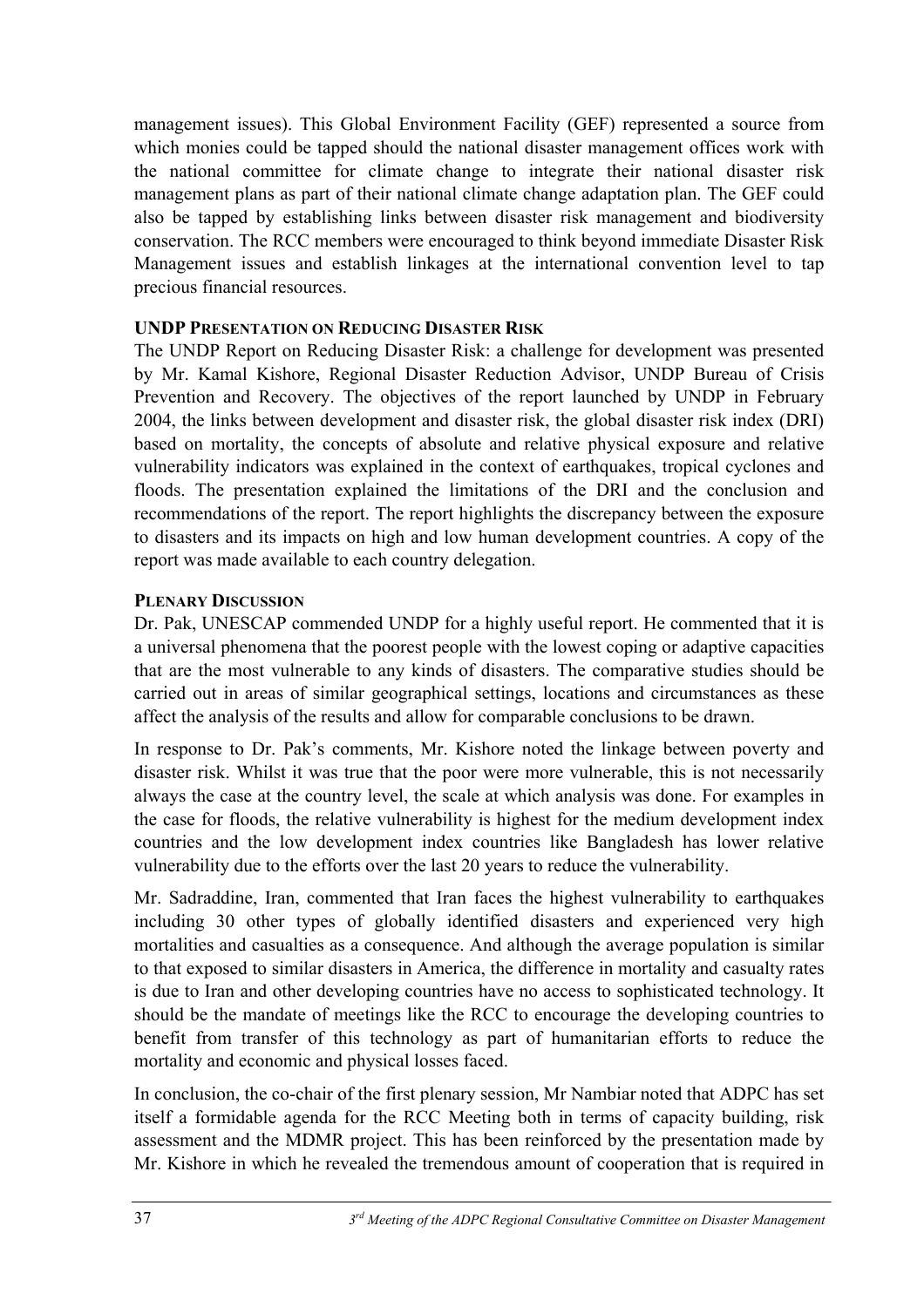management issues). This Global Environment Facility (GEF) represented a source from which monies could be tapped should the national disaster management offices work with the national committee for climate change to integrate their national disaster risk management plans as part of their national climate change adaptation plan. The GEF could also be tapped by establishing links between disaster risk management and biodiversity conservation. The RCC members were encouraged to think beyond immediate Disaster Risk Management issues and establish linkages at the international convention level to tap precious financial resources.

**UNDP PRESENTATION ON REDUCING DISASTER RISK**

The UNDP Report on Reducing Disaster Risk: a challenge for development was presented by Mr. Kamal Kishore, Regional Disaster Reduction Advisor, UNDP Bureau of Crisis Prevention and Recovery. The objectives of the report launched by UNDP in February 2004, the links between development and disaster risk, the global disaster risk index (DRI) based on mortality, the concepts of absolute and relative physical exposure and relative vulnerability indicators was explained in the context of earthquakes, tropical cyclones and floods. The presentation explained the limitations of the DRI and the conclusion and recommendations of the report. The report highlights the discrepancy between the exposure to disasters and its impacts on high and low human development countries. A copy of the report was made available to each country delegation.

**PLENARY DISCUSSION**

Dr. Pak, UNESCAP commended UNDP for a highly useful report. He commented that it is a universal phenomena that the poorest people with the lowest coping or adaptive capacities that are the most vulnerable to any kinds of disasters. The comparative studies should be carried out in areas of similar geographical settings, locations and circumstances as these affect the analysis of the results and allow for comparable conclusions to be drawn.

In response to Dr. Pak's comments, Mr. Kishore noted the linkage between poverty and disaster risk. Whilst it was true that the poor were more vulnerable, this is not necessarily always the case at the country level, the scale at which analysis was done. For examples in the case for floods, the relative vulnerability is highest for the medium development index countries and the low development index countries like Bangladesh has lower relative vulnerability due to the efforts over the last 20 years to reduce the vulnerability.

Mr. Sadraddine, Iran, commented that Iran faces the highest vulnerability to earthquakes including 30 other types of globally identified disasters and experienced very high mortalities and casualties as a consequence. And although the average population is similar to that exposed to similar disasters in America, the difference in mortality and casualty rates is due to Iran and other developing countries have no access to sophisticated technology. It should be the mandate of meetings like the RCC to encourage the developing countries to benefit from transfer of this technology as part of humanitarian efforts to reduce the mortality and economic and physical losses faced.

In conclusion, the co-chair of the first plenary session, Mr Nambiar noted that ADPC has set itself a formidable agenda for the RCC Meeting both in terms of capacity building, risk assessment and the MDMR project. This has been reinforced by the presentation made by Mr. Kishore in which he revealed the tremendous amount of cooperation that is required in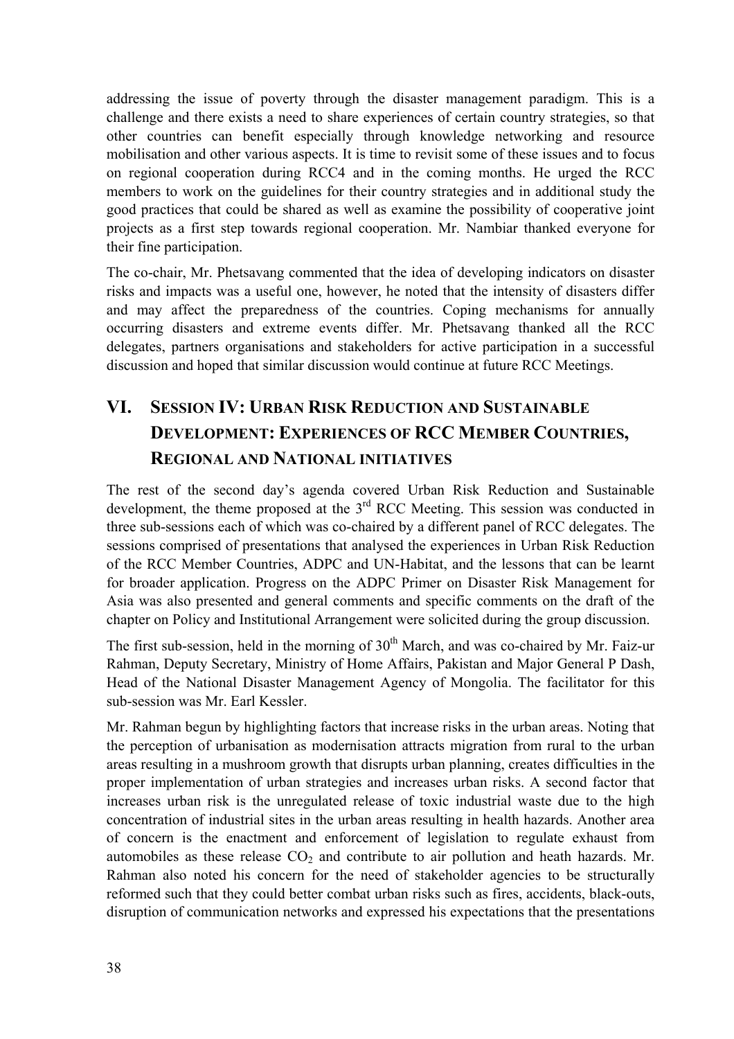addressing the issue of poverty through the disaster management paradigm. This is a challenge and there exists a need to share experiences of certain country strategies, so that other countries can benefit especially through knowledge networking and resource mobilisation and other various aspects. It is time to revisit some of these issues and to focus on regional cooperation during RCC4 and in the coming months. He urged the RCC members to work on the guidelines for their country strategies and in additional study the good practices that could be shared as well as examine the possibility of cooperative joint projects as a first step towards regional cooperation. Mr. Nambiar thanked everyone for their fine participation.

The co-chair, Mr. Phetsavang commented that the idea of developing indicators on disaster risks and impacts was a useful one, however, he noted that the intensity of disasters differ and may affect the preparedness of the countries. Coping mechanisms for annually occurring disasters and extreme events differ. Mr. Phetsavang thanked all the RCC delegates, partners organisations and stakeholders for active participation in a successful discussion and hoped that similar discussion would continue at future RCC Meetings.

# VI. Session IV: Urban Risk Reduction and Sustainable Development: Experiences of RCC Member Countries, Regional and National initiatives

The rest of the second day's agenda covered Urban Risk Reduction and Sustainable development, the theme proposed at the 3rd RCC Meeting. This session was conducted in three sub-sessions each of which was co-chaired by a different panel of RCC delegates. The sessions comprised of presentations that analysed the experiences in Urban Risk Reduction of the RCC Member Countries, ADPC and UN-Habitat, and the lessons that can be learnt for broader application. Progress on the ADPC Primer on Disaster Risk Management for Asia was also presented and general comments and specific comments on the draft of the chapter on Policy and Institutional Arrangement were solicited during the group discussion.

The first sub-session, held in the morning of 30th March, and was co-chaired by Mr. Faiz-ur Rahman, Deputy Secretary, Ministry of Home Affairs, Pakistan and Major General P Dash, Head of the National Disaster Management Agency of Mongolia. The facilitator for this sub-session was Mr. Earl Kessler.

Mr. Rahman begun by highlighting factors that increase risks in the urban areas. Noting that the perception of urbanisation as modernisation attracts migration from rural to the urban areas resulting in a mushroom growth that disrupts urban planning, creates difficulties in the proper implementation of urban strategies and increases urban risks. A second factor that increases urban risk is the unregulated release of toxic industrial waste due to the high concentration of industrial sites in the urban areas resulting in health hazards. Another area of concern is the enactment and enforcement of legislation to regulate exhaust from automobiles as these release $CO_2$ and contribute to air pollution and heath hazards. Mr. Rahman also noted his concern for the need of stakeholder agencies to be structurally reformed such that they could better combat urban risks such as fires, accidents, black-outs, disruption of communication networks and expressed his expectations that the presentations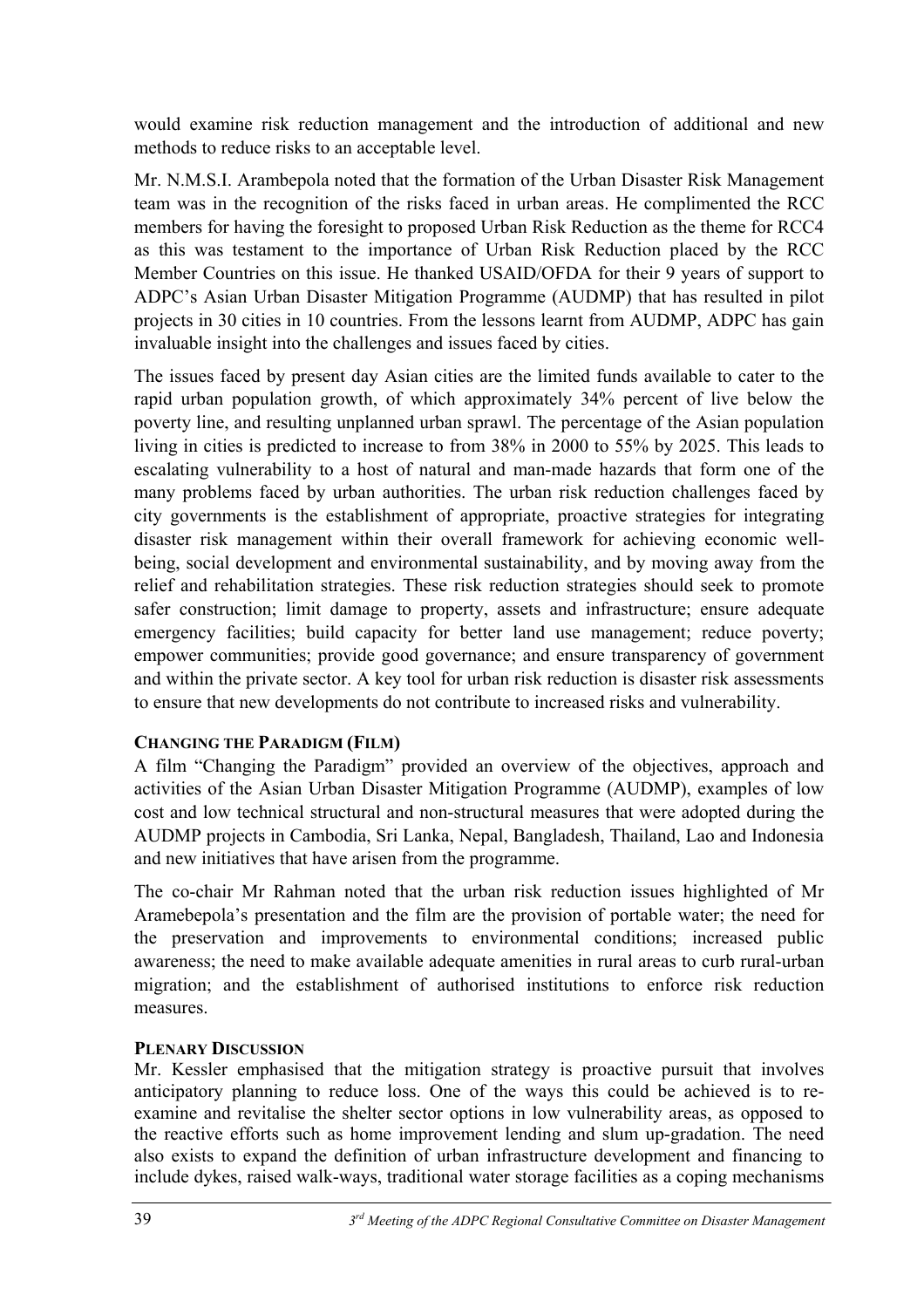would examine risk reduction management and the introduction of additional and new methods to reduce risks to an acceptable level.

Mr. N.M.S.I. Arambepola noted that the formation of the Urban Disaster Risk Management team was in the recognition of the risks faced in urban areas. He complimented the RCC members for having the foresight to proposed Urban Risk Reduction as the theme for RCC4 as this was testament to the importance of Urban Risk Reduction placed by the RCC Member Countries on this issue. He thanked USAID/OFDA for their 9 years of support to ADPC's Asian Urban Disaster Mitigation Programme (AUDMP) that has resulted in pilot projects in 30 cities in 10 countries. From the lessons learnt from AUDMP, ADPC has gain invaluable insight into the challenges and issues faced by cities.

The issues faced by present day Asian cities are the limited funds available to cater to the rapid urban population growth, of which approximately 34% percent of live below the poverty line, and resulting unplanned urban sprawl. The percentage of the Asian population living in cities is predicted to increase to from 38% in 2000 to 55% by 2025. This leads to escalating vulnerability to a host of natural and man-made hazards that form one of the many problems faced by urban authorities. The urban risk reduction challenges faced by city governments is the establishment of appropriate, proactive strategies for integrating disaster risk management within their overall framework for achieving economic well-being, social development and environmental sustainability, and by moving away from the relief and rehabilitation strategies. These risk reduction strategies should seek to promote safer construction; limit damage to property, assets and infrastructure; ensure adequate emergency facilities; build capacity for better land use management; reduce poverty; empower communities; provide good governance; and ensure transparency of government and within the private sector. A key tool for urban risk reduction is disaster risk assessments to ensure that new developments do not contribute to increased risks and vulnerability.

**CHANGING THE PARADIGM (FILM)**

A film "Changing the Paradigm" provided an overview of the objectives, approach and activities of the Asian Urban Disaster Mitigation Programme (AUDMP), examples of low cost and low technical structural and non-structural measures that were adopted during the AUDMP projects in Cambodia, Sri Lanka, Nepal, Bangladesh, Thailand, Lao and Indonesia and new initiatives that have arisen from the programme.

The co-chair Mr Rahman noted that the urban risk reduction issues highlighted of Mr Aramebepola's presentation and the film are the provision of portable water; the need for the preservation and improvements to environmental conditions; increased public awareness; the need to make available adequate amenities in rural areas to curb rural-urban migration; and the establishment of authorised institutions to enforce risk reduction measures.

**PLENARY DISCUSSION**

Mr. Kessler emphasised that the mitigation strategy is proactive pursuit that involves anticipatory planning to reduce loss. One of the ways this could be achieved is to re-examine and revitalise the shelter sector options in low vulnerability areas, as opposed to the reactive efforts such as home improvement lending and slum up-gradation. The need also exists to expand the definition of urban infrastructure development and financing to include dykes, raised walk-ways, traditional water storage facilities as a coping mechanisms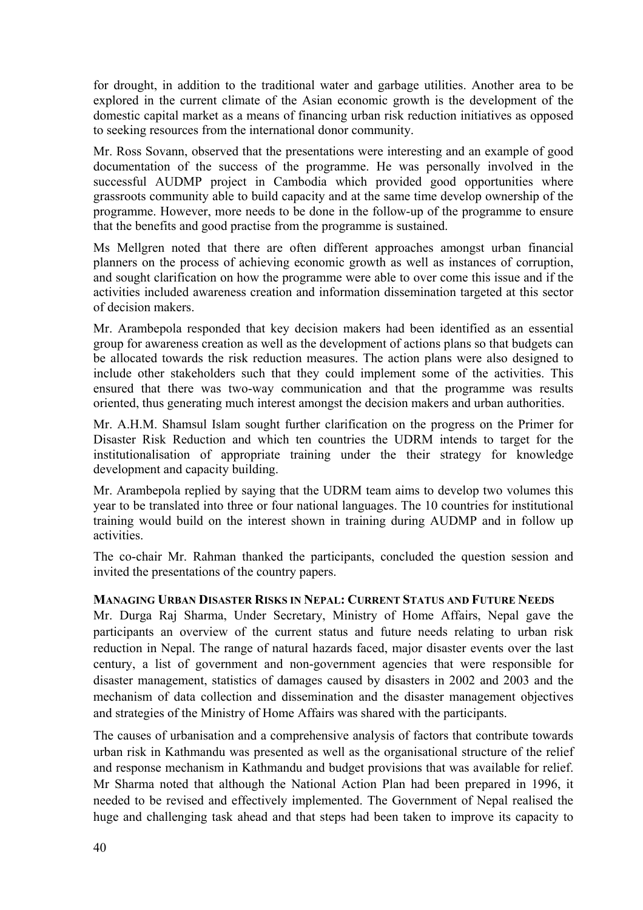for drought, in addition to the traditional water and garbage utilities. Another area to be explored in the current climate of the Asian economic growth is the development of the domestic capital market as a means of financing urban risk reduction initiatives as opposed to seeking resources from the international donor community.

Mr. Ross Sovann, observed that the presentations were interesting and an example of good documentation of the success of the programme. He was personally involved in the successful AUDMP project in Cambodia which provided good opportunities where grassroots community able to build capacity and at the same time develop ownership of the programme. However, more needs to be done in the follow-up of the programme to ensure that the benefits and good practise from the programme is sustained.

Ms Mellgren noted that there are often different approaches amongst urban financial planners on the process of achieving economic growth as well as instances of corruption, and sought clarification on how the programme were able to over come this issue and if the activities included awareness creation and information dissemination targeted at this sector of decision makers.

Mr. Arambepola responded that key decision makers had been identified as an essential group for awareness creation as well as the development of actions plans so that budgets can be allocated towards the risk reduction measures. The action plans were also designed to include other stakeholders such that they could implement some of the activities. This ensured that there was two-way communication and that the programme was results oriented, thus generating much interest amongst the decision makers and urban authorities.

Mr. A.H.M. Shamsul Islam sought further clarification on the progress on the Primer for Disaster Risk Reduction and which ten countries the UDRM intends to target for the institutionalisation of appropriate training under the their strategy for knowledge development and capacity building.

Mr. Arambepola replied by saying that the UDRM team aims to develop two volumes this year to be translated into three or four national languages. The 10 countries for institutional training would build on the interest shown in training during AUDMP and in follow up activities.

The co-chair Mr. Rahman thanked the participants, concluded the question session and invited the presentations of the country papers.

### MANAGING URBAN DISASTER RISKS IN NEPAL: CURRENT STATUS AND FUTURE NEEDS

Mr. Durga Raj Sharma, Under Secretary, Ministry of Home Affairs, Nepal gave the participants an overview of the current status and future needs relating to urban risk reduction in Nepal. The range of natural hazards faced, major disaster events over the last century, a list of government and non-government agencies that were responsible for disaster management, statistics of damages caused by disasters in 2002 and 2003 and the mechanism of data collection and dissemination and the disaster management objectives and strategies of the Ministry of Home Affairs was shared with the participants.

The causes of urbanisation and a comprehensive analysis of factors that contribute towards urban risk in Kathmandu was presented as well as the organisational structure of the relief and response mechanism in Kathmandu and budget provisions that was available for relief. Mr Sharma noted that although the National Action Plan had been prepared in 1996, it needed to be revised and effectively implemented. The Government of Nepal realised the huge and challenging task ahead and that steps had been taken to improve its capacity to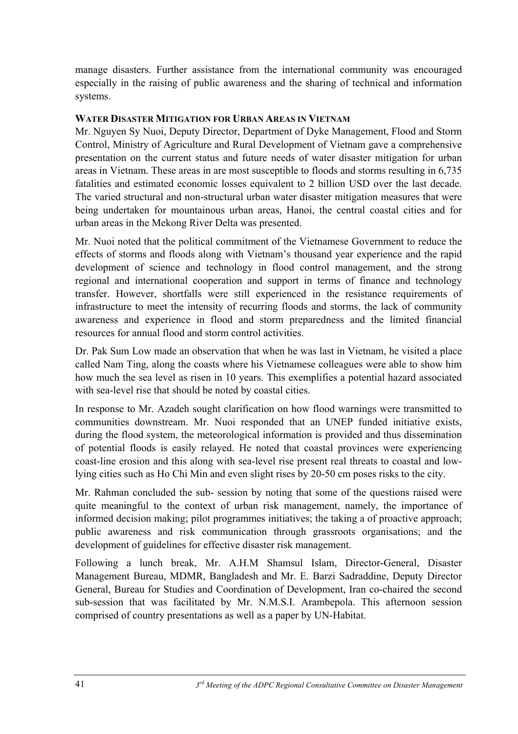manage disasters. Further assistance from the international community was encouraged especially in the raising of public awareness and the sharing of technical and information systems.

### WATER DISASTER MITIGATION FOR URBAN AREAS IN VIETNAM

Mr. Nguyen Sy Nuoi, Deputy Director, Department of Dyke Management, Flood and Storm Control, Ministry of Agriculture and Rural Development of Vietnam gave a comprehensive presentation on the current status and future needs of water disaster mitigation for urban areas in Vietnam. These areas in are most susceptible to floods and storms resulting in 6,735 fatalities and estimated economic losses equivalent to 2 billion USD over the last decade. The varied structural and non-structural urban water disaster mitigation measures that were being undertaken for mountainous urban areas, Hanoi, the central coastal cities and for urban areas in the Mekong River Delta was presented.

Mr. Nuoi noted that the political commitment of the Vietnamese Government to reduce the effects of storms and floods along with Vietnam's thousand year experience and the rapid development of science and technology in flood control management, and the strong regional and international cooperation and support in terms of finance and technology transfer. However, shortfalls were still experienced in the resistance requirements of infrastructure to meet the intensity of recurring floods and storms, the lack of community awareness and experience in flood and storm preparedness and the limited financial resources for annual flood and storm control activities.

Dr. Pak Sum Low made an observation that when he was last in Vietnam, he visited a place called Nam Ting, along the coasts where his Vietnamese colleagues were able to show him how much the sea level as risen in 10 years. This exemplifies a potential hazard associated with sea-level rise that should be noted by coastal cities.

In response to Mr. Azadeh sought clarification on how flood warnings were transmitted to communities downstream. Mr. Nuoi responded that an UNEP funded initiative exists, during the flood system, the meteorological information is provided and thus dissemination of potential floods is easily relayed. He noted that coastal provinces were experiencing coast-line erosion and this along with sea-level rise present real threats to coastal and low-lying cities such as Ho Chi Min and even slight rises by 20-50 cm poses risks to the city.

Mr. Rahman concluded the sub- session by noting that some of the questions raised were quite meaningful to the context of urban risk management, namely, the importance of informed decision making; pilot programmes initiatives; the taking a of proactive approach; public awareness and risk communication through grassroots organisations; and the development of guidelines for effective disaster risk management.

Following a lunch break, Mr. A.H.M Shamsul Islam, Director-General, Disaster Management Bureau, MDMR, Bangladesh and Mr. E. Barzi Sadraddine, Deputy Director General, Bureau for Studies and Coordination of Development, Iran co-chaired the second sub-session that was facilitated by Mr. N.M.S.I. Arambepola. This afternoon session comprised of country presentations as well as a paper by UN-Habitat.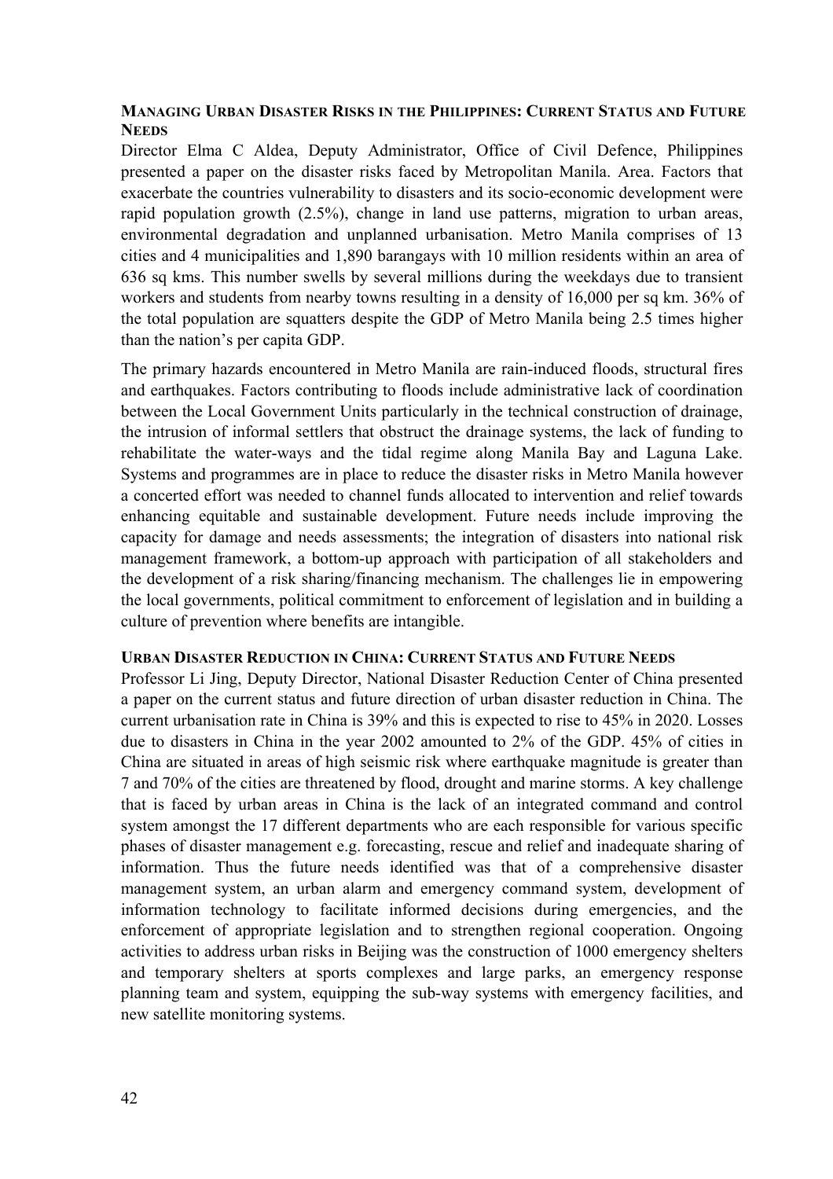### Managing Urban Disaster Risks in the Philippines: Current Status and Future Needs

Director Elma C Aldea, Deputy Administrator, Office of Civil Defence, Philippines presented a paper on the disaster risks faced by Metropolitan Manila. Area. Factors that exacerbate the countries vulnerability to disasters and its socio-economic development were rapid population growth (2.5%), change in land use patterns, migration to urban areas, environmental degradation and unplanned urbanisation. Metro Manila comprises of 13 cities and 4 municipalities and 1,890 barangays with 10 million residents within an area of 636 sq kms. This number swells by several millions during the weekdays due to transient workers and students from nearby towns resulting in a density of 16,000 per sq km. 36% of the total population are squatters despite the GDP of Metro Manila being 2.5 times higher than the nation's per capita GDP.

The primary hazards encountered in Metro Manila are rain-induced floods, structural fires and earthquakes. Factors contributing to floods include administrative lack of coordination between the Local Government Units particularly in the technical construction of drainage, the intrusion of informal settlers that obstruct the drainage systems, the lack of funding to rehabilitate the water-ways and the tidal regime along Manila Bay and Laguna Lake. Systems and programmes are in place to reduce the disaster risks in Metro Manila however a concerted effort was needed to channel funds allocated to intervention and relief towards enhancing equitable and sustainable development. Future needs include improving the capacity for damage and needs assessments; the integration of disasters into national risk management framework, a bottom-up approach with participation of all stakeholders and the development of a risk sharing/financing mechanism. The challenges lie in empowering the local governments, political commitment to enforcement of legislation and in building a culture of prevention where benefits are intangible.

### Urban Disaster Reduction in China: Current Status and Future Needs

Professor Li Jing, Deputy Director, National Disaster Reduction Center of China presented a paper on the current status and future direction of urban disaster reduction in China. The current urbanisation rate in China is 39% and this is expected to rise to 45% in 2020. Losses due to disasters in China in the year 2002 amounted to 2% of the GDP. 45% of cities in China are situated in areas of high seismic risk where earthquake magnitude is greater than 7 and 70% of the cities are threatened by flood, drought and marine storms. A key challenge that is faced by urban areas in China is the lack of an integrated command and control system amongst the 17 different departments who are each responsible for various specific phases of disaster management e.g. forecasting, rescue and relief and inadequate sharing of information. Thus the future needs identified was that of a comprehensive disaster management system, an urban alarm and emergency command system, development of information technology to facilitate informed decisions during emergencies, and the enforcement of appropriate legislation and to strengthen regional cooperation. Ongoing activities to address urban risks in Beijing was the construction of 1000 emergency shelters and temporary shelters at sports complexes and large parks, an emergency response planning team and system, equipping the sub-way systems with emergency facilities, and new satellite monitoring systems.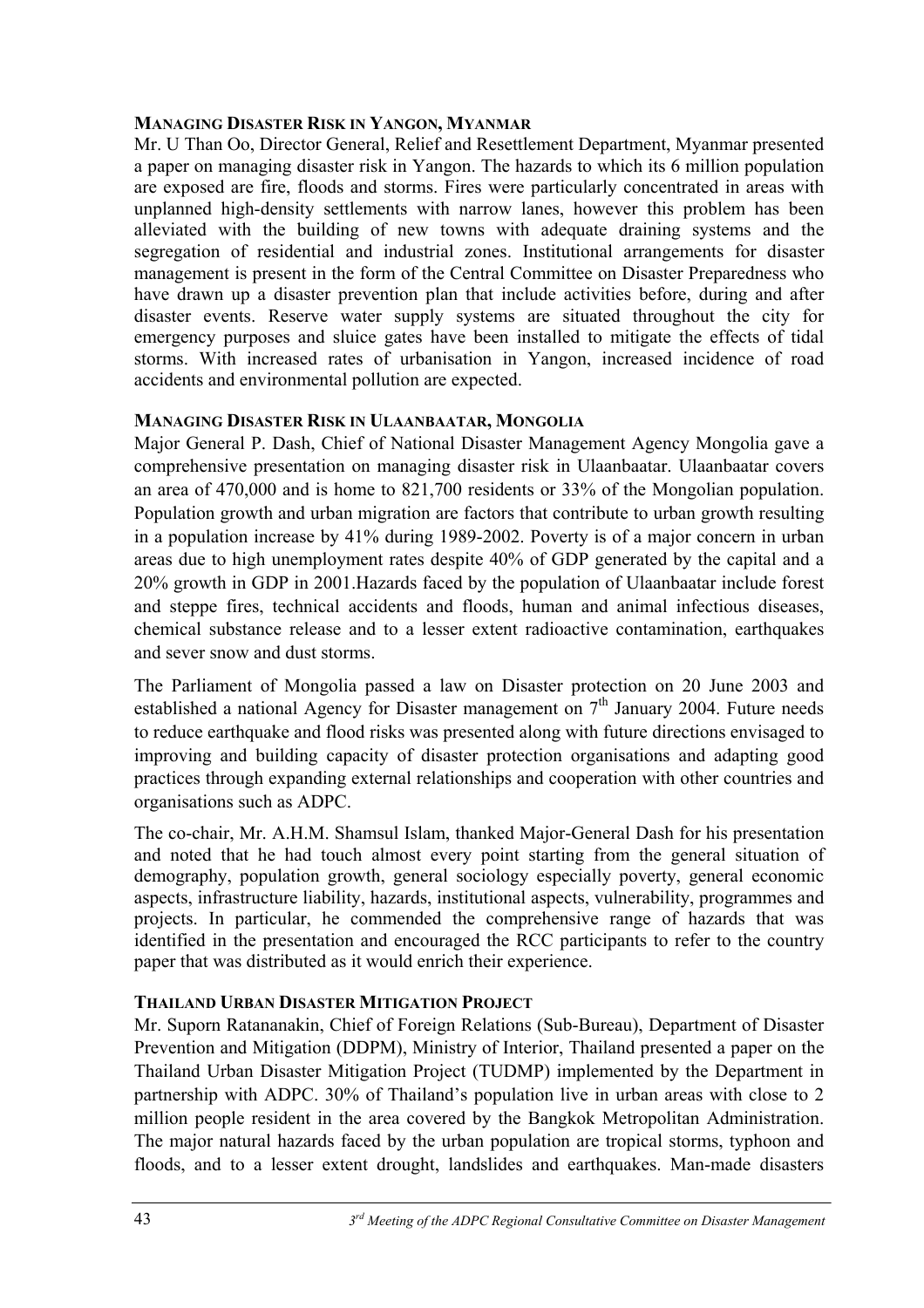### MANAGING DISASTER RISK IN YANGON, MYANMAR

Mr. U Than Oo, Director General, Relief and Resettlement Department, Myanmar presented a paper on managing disaster risk in Yangon. The hazards to which its 6 million population are exposed are fire, floods and storms. Fires were particularly concentrated in areas with unplanned high-density settlements with narrow lanes, however this problem has been alleviated with the building of new towns with adequate draining systems and the segregation of residential and industrial zones. Institutional arrangements for disaster management is present in the form of the Central Committee on Disaster Preparedness who have drawn up a disaster prevention plan that include activities before, during and after disaster events. Reserve water supply systems are situated throughout the city for emergency purposes and sluice gates have been installed to mitigate the effects of tidal storms. With increased rates of urbanisation in Yangon, increased incidence of road accidents and environmental pollution are expected.

### MANAGING DISASTER RISK IN ULAANBAATAR, MONGOLIA

Major General P. Dash, Chief of National Disaster Management Agency Mongolia gave a comprehensive presentation on managing disaster risk in Ulaanbaatar. Ulaanbaatar covers an area of 470,000 and is home to 821,700 residents or 33% of the Mongolian population. Population growth and urban migration are factors that contribute to urban growth resulting in a population increase by 41% during 1989-2002. Poverty is of a major concern in urban areas due to high unemployment rates despite 40% of GDP generated by the capital and a 20% growth in GDP in 2001.Hazards faced by the population of Ulaanbaatar include forest and steppe fires, technical accidents and floods, human and animal infectious diseases, chemical substance release and to a lesser extent radioactive contamination, earthquakes and sever snow and dust storms.

The Parliament of Mongolia passed a law on Disaster protection on 20 June 2003 and established a national Agency for Disaster management on 7th January 2004. Future needs to reduce earthquake and flood risks was presented along with future directions envisaged to improving and building capacity of disaster protection organisations and adapting good practices through expanding external relationships and cooperation with other countries and organisations such as ADPC.

The co-chair, Mr. A.H.M. Shamsul Islam, thanked Major-General Dash for his presentation and noted that he had touch almost every point starting from the general situation of demography, population growth, general sociology especially poverty, general economic aspects, infrastructure liability, hazards, institutional aspects, vulnerability, programmes and projects. In particular, he commended the comprehensive range of hazards that was identified in the presentation and encouraged the RCC participants to refer to the country paper that was distributed as it would enrich their experience.

### THAILAND URBAN DISASTER MITIGATION PROJECT

Mr. Suporn Ratananakin, Chief of Foreign Relations (Sub-Bureau), Department of Disaster Prevention and Mitigation (DDPM), Ministry of Interior, Thailand presented a paper on the Thailand Urban Disaster Mitigation Project (TUDMP) implemented by the Department in partnership with ADPC. 30% of Thailand's population live in urban areas with close to 2 million people resident in the area covered by the Bangkok Metropolitan Administration. The major natural hazards faced by the urban population are tropical storms, typhoon and floods, and to a lesser extent drought, landslides and earthquakes. Man-made disasters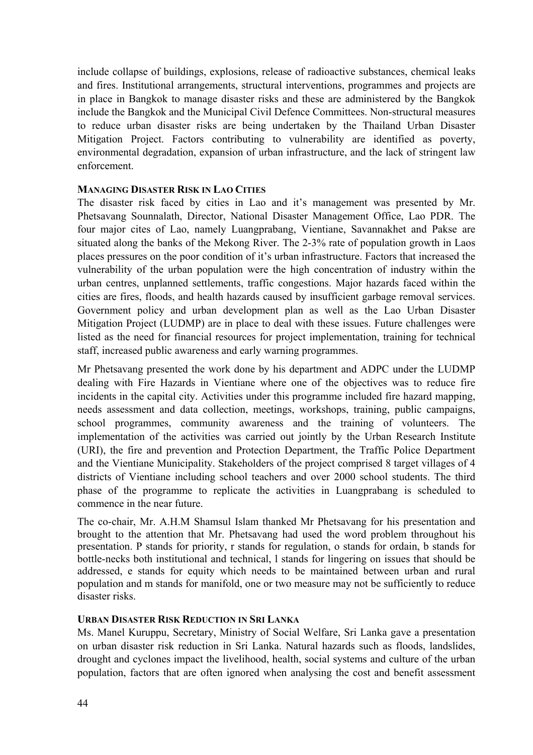include collapse of buildings, explosions, release of radioactive substances, chemical leaks and fires. Institutional arrangements, structural interventions, programmes and projects are in place in Bangkok to manage disaster risks and these are administered by the Bangkok include the Bangkok and the Municipal Civil Defence Committees. Non-structural measures to reduce urban disaster risks are being undertaken by the Thailand Urban Disaster Mitigation Project. Factors contributing to vulnerability are identified as poverty, environmental degradation, expansion of urban infrastructure, and the lack of stringent law enforcement.

### MANAGING DISASTER RISK IN LAO CITIES

The disaster risk faced by cities in Lao and it's management was presented by Mr. Phetsavang Sounnalath, Director, National Disaster Management Office, Lao PDR. The four major cites of Lao, namely Luangprabang, Vientiane, Savannakhet and Pakse are situated along the banks of the Mekong River. The 2-3% rate of population growth in Laos places pressures on the poor condition of it's urban infrastructure. Factors that increased the vulnerability of the urban population were the high concentration of industry within the urban centres, unplanned settlements, traffic congestions. Major hazards faced within the cities are fires, floods, and health hazards caused by insufficient garbage removal services. Government policy and urban development plan as well as the Lao Urban Disaster Mitigation Project (LUDMP) are in place to deal with these issues. Future challenges were listed as the need for financial resources for project implementation, training for technical staff, increased public awareness and early warning programmes.

Mr Phetsavang presented the work done by his department and ADPC under the LUDMP dealing with Fire Hazards in Vientiane where one of the objectives was to reduce fire incidents in the capital city. Activities under this programme included fire hazard mapping, needs assessment and data collection, meetings, workshops, training, public campaigns, school programmes, community awareness and the training of volunteers. The implementation of the activities was carried out jointly by the Urban Research Institute (URI), the fire and prevention and Protection Department, the Traffic Police Department and the Vientiane Municipality. Stakeholders of the project comprised 8 target villages of 4 districts of Vientiane including school teachers and over 2000 school students. The third phase of the programme to replicate the activities in Luangprabang is scheduled to commence in the near future.

The co-chair, Mr. A.H.M Shamsul Islam thanked Mr Phetsavang for his presentation and brought to the attention that Mr. Phetsavang had used the word problem throughout his presentation. P stands for priority, r stands for regulation, o stands for ordain, b stands for bottle-necks both institutional and technical, l stands for lingering on issues that should be addressed, e stands for equity which needs to be maintained between urban and rural population and m stands for manifold, one or two measure may not be sufficiently to reduce disaster risks.

### URBAN DISASTER RISK REDUCTION IN SRI LANKA

Ms. Manel Kuruppu, Secretary, Ministry of Social Welfare, Sri Lanka gave a presentation on urban disaster risk reduction in Sri Lanka. Natural hazards such as floods, landslides, drought and cyclones impact the livelihood, health, social systems and culture of the urban population, factors that are often ignored when analysing the cost and benefit assessment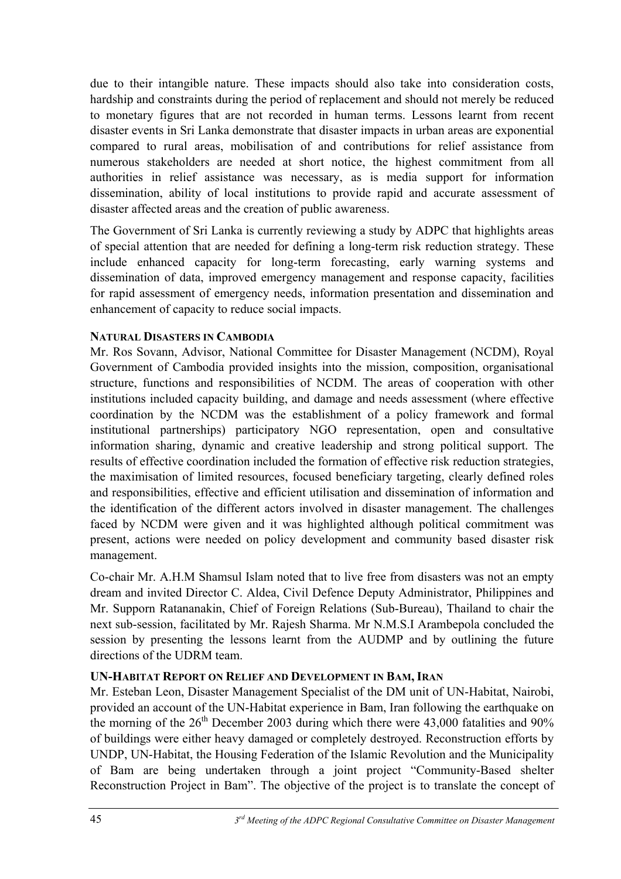due to their intangible nature. These impacts should also take into consideration costs, hardship and constraints during the period of replacement and should not merely be reduced to monetary figures that are not recorded in human terms. Lessons learnt from recent disaster events in Sri Lanka demonstrate that disaster impacts in urban areas are exponential compared to rural areas, mobilisation of and contributions for relief assistance from numerous stakeholders are needed at short notice, the highest commitment from all authorities in relief assistance was necessary, as is media support for information dissemination, ability of local institutions to provide rapid and accurate assessment of disaster affected areas and the creation of public awareness.

The Government of Sri Lanka is currently reviewing a study by ADPC that highlights areas of special attention that are needed for defining a long-term risk reduction strategy. These include enhanced capacity for long-term forecasting, early warning systems and dissemination of data, improved emergency management and response capacity, facilities for rapid assessment of emergency needs, information presentation and dissemination and enhancement of capacity to reduce social impacts.

### NATURAL DISASTERS IN CAMBODIA

Mr. Ros Sovann, Advisor, National Committee for Disaster Management (NCDM), Royal Government of Cambodia provided insights into the mission, composition, organisational structure, functions and responsibilities of NCDM. The areas of cooperation with other institutions included capacity building, and damage and needs assessment (where effective coordination by the NCDM was the establishment of a policy framework and formal institutional partnerships) participatory NGO representation, open and consultative information sharing, dynamic and creative leadership and strong political support. The results of effective coordination included the formation of effective risk reduction strategies, the maximisation of limited resources, focused beneficiary targeting, clearly defined roles and responsibilities, effective and efficient utilisation and dissemination of information and the identification of the different actors involved in disaster management. The challenges faced by NCDM were given and it was highlighted although political commitment was present, actions were needed on policy development and community based disaster risk management.

Co-chair Mr. A.H.M Shamsul Islam noted that to live free from disasters was not an empty dream and invited Director C. Aldea, Civil Defence Deputy Administrator, Philippines and Mr. Supporn Ratananakin, Chief of Foreign Relations (Sub-Bureau), Thailand to chair the next sub-session, facilitated by Mr. Rajesh Sharma. Mr N.M.S.I Arambepola concluded the session by presenting the lessons learnt from the AUDMP and by outlining the future directions of the UDRM team.

### UN-HABITAT REPORT ON RELIEF AND DEVELOPMENT IN BAM, IRAN

Mr. Esteban Leon, Disaster Management Specialist of the DM unit of UN-Habitat, Nairobi, provided an account of the UN-Habitat experience in Bam, Iran following the earthquake on the morning of the 26th December 2003 during which there were 43,000 fatalities and 90% of buildings were either heavy damaged or completely destroyed. Reconstruction efforts by UNDP, UN-Habitat, the Housing Federation of the Islamic Revolution and the Municipality of Bam are being undertaken through a joint project "Community-Based shelter Reconstruction Project in Bam". The objective of the project is to translate the concept of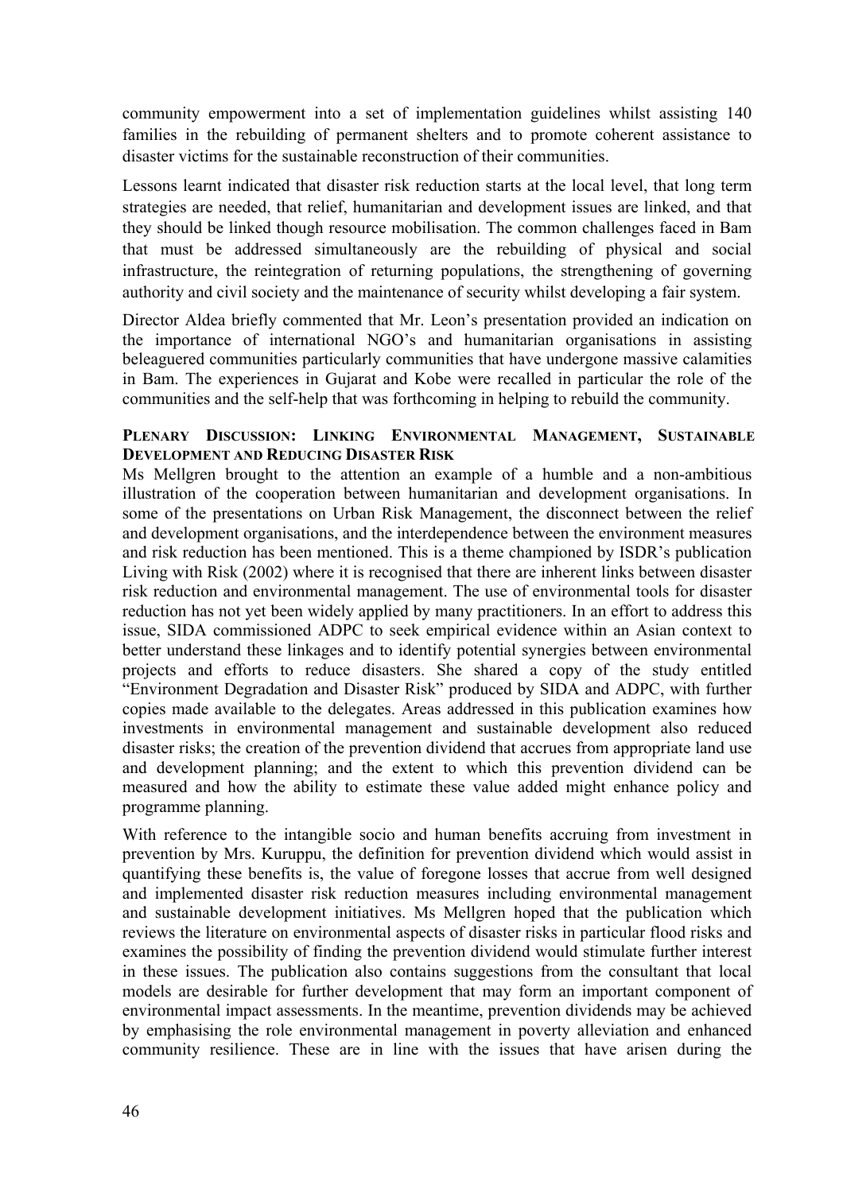community empowerment into a set of implementation guidelines whilst assisting 140 families in the rebuilding of permanent shelters and to promote coherent assistance to disaster victims for the sustainable reconstruction of their communities.

Lessons learnt indicated that disaster risk reduction starts at the local level, that long term strategies are needed, that relief, humanitarian and development issues are linked, and that they should be linked though resource mobilisation. The common challenges faced in Bam that must be addressed simultaneously are the rebuilding of physical and social infrastructure, the reintegration of returning populations, the strengthening of governing authority and civil society and the maintenance of security whilst developing a fair system.

Director Aldea briefly commented that Mr. Leon's presentation provided an indication on the importance of international NGO's and humanitarian organisations in assisting beleaguered communities particularly communities that have undergone massive calamities in Bam. The experiences in Gujarat and Kobe were recalled in particular the role of the communities and the self-help that was forthcoming in helping to rebuild the community.

### PLENARY DISCUSSION: LINKING ENVIRONMENTAL MANAGEMENT, SUSTAINABLE DEVELOPMENT AND REDUCING DISASTER RISK

Ms Mellgren brought to the attention an example of a humble and a non-ambitious illustration of the cooperation between humanitarian and development organisations. In some of the presentations on Urban Risk Management, the disconnect between the relief and development organisations, and the interdependence between the environment measures and risk reduction has been mentioned. This is a theme championed by ISDR's publication Living with Risk (2002) where it is recognised that there are inherent links between disaster risk reduction and environmental management. The use of environmental tools for disaster reduction has not yet been widely applied by many practitioners. In an effort to address this issue, SIDA commissioned ADPC to seek empirical evidence within an Asian context to better understand these linkages and to identify potential synergies between environmental projects and efforts to reduce disasters. She shared a copy of the study entitled "Environment Degradation and Disaster Risk" produced by SIDA and ADPC, with further copies made available to the delegates. Areas addressed in this publication examines how investments in environmental management and sustainable development also reduced disaster risks; the creation of the prevention dividend that accrues from appropriate land use and development planning; and the extent to which this prevention dividend can be measured and how the ability to estimate these value added might enhance policy and programme planning.

With reference to the intangible socio and human benefits accruing from investment in prevention by Mrs. Kuruppu, the definition for prevention dividend which would assist in quantifying these benefits is, the value of foregone losses that accrue from well designed and implemented disaster risk reduction measures including environmental management and sustainable development initiatives. Ms Mellgren hoped that the publication which reviews the literature on environmental aspects of disaster risks in particular flood risks and examines the possibility of finding the prevention dividend would stimulate further interest in these issues. The publication also contains suggestions from the consultant that local models are desirable for further development that may form an important component of environmental impact assessments. In the meantime, prevention dividends may be achieved by emphasising the role environmental management in poverty alleviation and enhanced community resilience. These are in line with the issues that have arisen during the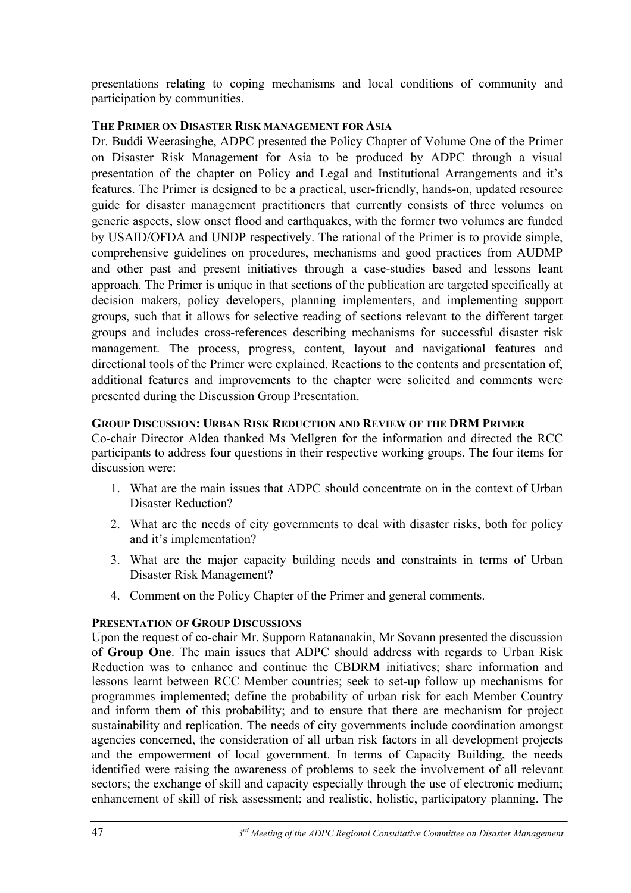presentations relating to coping mechanisms and local conditions of community and participation by communities.

**THE PRIMER ON DISASTER RISK MANAGEMENT FOR ASIA**

Dr. Buddi Weerasinghe, ADPC presented the Policy Chapter of Volume One of the Primer on Disaster Risk Management for Asia to be produced by ADPC through a visual presentation of the chapter on Policy and Legal and Institutional Arrangements and it's features. The Primer is designed to be a practical, user-friendly, hands-on, updated resource guide for disaster management practitioners that currently consists of three volumes on generic aspects, slow onset flood and earthquakes, with the former two volumes are funded by USAID/OFDA and UNDP respectively. The rational of the Primer is to provide simple, comprehensive guidelines on procedures, mechanisms and good practices from AUDMP and other past and present initiatives through a case-studies based and lessons leant approach. The Primer is unique in that sections of the publication are targeted specifically at decision makers, policy developers, planning implementers, and implementing support groups, such that it allows for selective reading of sections relevant to the different target groups and includes cross-references describing mechanisms for successful disaster risk management. The process, progress, content, layout and navigational features and directional tools of the Primer were explained. Reactions to the contents and presentation of, additional features and improvements to the chapter were solicited and comments were presented during the Discussion Group Presentation.

**GROUP DISCUSSION: URBAN RISK REDUCTION AND REVIEW OF THE DRM PRIMER**

Co-chair Director Aldea thanked Ms Mellgren for the information and directed the RCC participants to address four questions in their respective working groups. The four items for discussion were:

1. What are the main issues that ADPC should concentrate on in the context of Urban Disaster Reduction?
2. What are the needs of city governments to deal with disaster risks, both for policy and it's implementation?
3. What are the major capacity building needs and constraints in terms of Urban Disaster Risk Management?
4. Comment on the Policy Chapter of the Primer and general comments.

**PRESENTATION OF GROUP DISCUSSIONS**

Upon the request of co-chair Mr. Supporn Ratananakin, Mr Sovann presented the discussion of **Group One**. The main issues that ADPC should address with regards to Urban Risk Reduction was to enhance and continue the CBDRM initiatives; share information and lessons learnt between RCC Member countries; seek to set-up follow up mechanisms for programmes implemented; define the probability of urban risk for each Member Country and inform them of this probability; and to ensure that there are mechanism for project sustainability and replication. The needs of city governments include coordination amongst agencies concerned, the consideration of all urban risk factors in all development projects and the empowerment of local government. In terms of Capacity Building, the needs identified were raising the awareness of problems to seek the involvement of all relevant sectors; the exchange of skill and capacity especially through the use of electronic medium; enhancement of skill of risk assessment; and realistic, holistic, participatory planning. The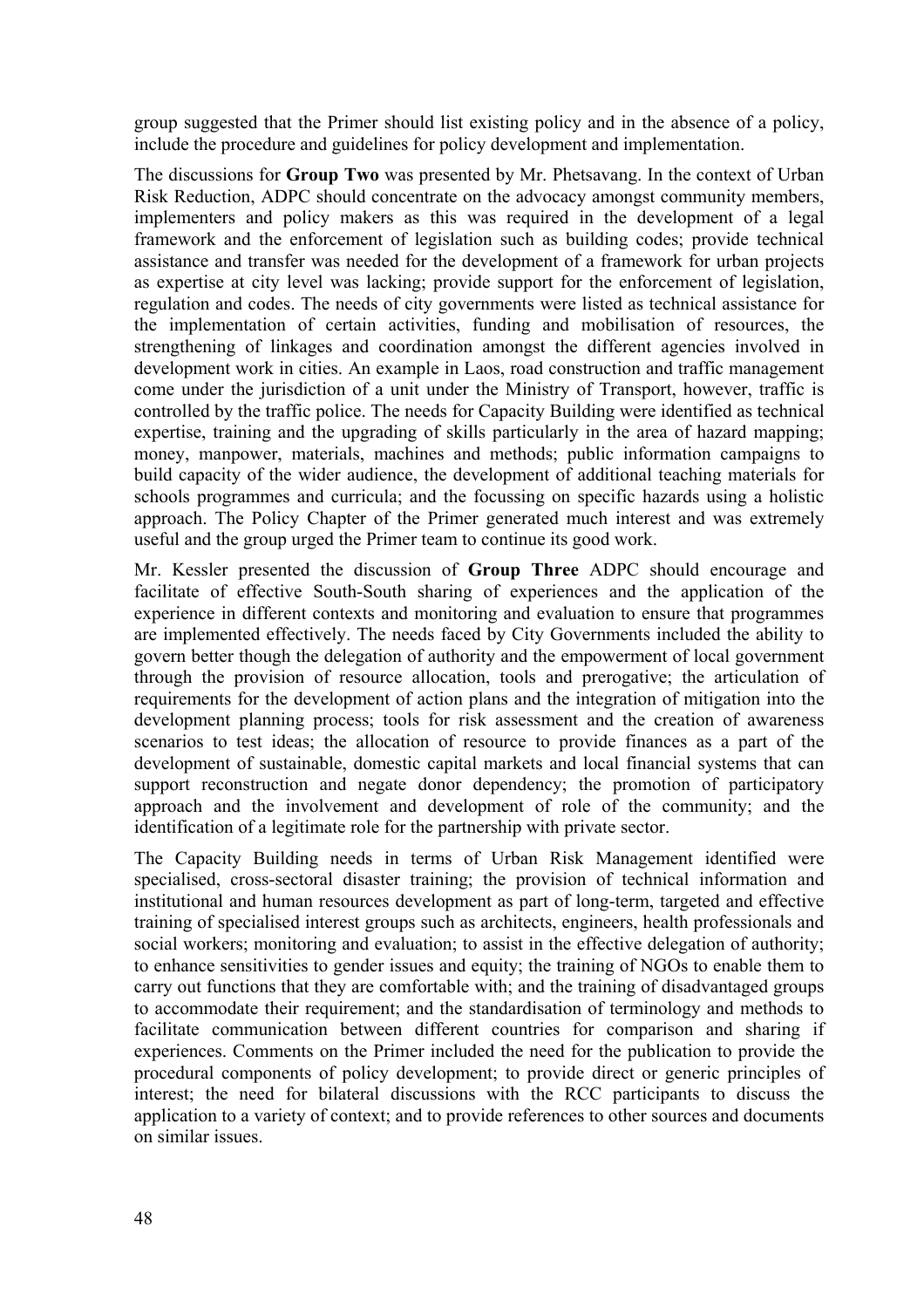group suggested that the Primer should list existing policy and in the absence of a policy, include the procedure and guidelines for policy development and implementation.

The discussions for **Group Two** was presented by Mr. Phetsavang. In the context of Urban Risk Reduction, ADPC should concentrate on the advocacy amongst community members, implementers and policy makers as this was required in the development of a legal framework and the enforcement of legislation such as building codes; provide technical assistance and transfer was needed for the development of a framework for urban projects as expertise at city level was lacking; provide support for the enforcement of legislation, regulation and codes. The needs of city governments were listed as technical assistance for the implementation of certain activities, funding and mobilisation of resources, the strengthening of linkages and coordination amongst the different agencies involved in development work in cities. An example in Laos, road construction and traffic management come under the jurisdiction of a unit under the Ministry of Transport, however, traffic is controlled by the traffic police. The needs for Capacity Building were identified as technical expertise, training and the upgrading of skills particularly in the area of hazard mapping; money, manpower, materials, machines and methods; public information campaigns to build capacity of the wider audience, the development of additional teaching materials for schools programmes and curricula; and the focussing on specific hazards using a holistic approach. The Policy Chapter of the Primer generated much interest and was extremely useful and the group urged the Primer team to continue its good work.

Mr. Kessler presented the discussion of **Group Three** ADPC should encourage and facilitate of effective South-South sharing of experiences and the application of the experience in different contexts and monitoring and evaluation to ensure that programmes are implemented effectively. The needs faced by City Governments included the ability to govern better though the delegation of authority and the empowerment of local government through the provision of resource allocation, tools and prerogative; the articulation of requirements for the development of action plans and the integration of mitigation into the development planning process; tools for risk assessment and the creation of awareness scenarios to test ideas; the allocation of resource to provide finances as a part of the development of sustainable, domestic capital markets and local financial systems that can support reconstruction and negate donor dependency; the promotion of participatory approach and the involvement and development of role of the community; and the identification of a legitimate role for the partnership with private sector.

The Capacity Building needs in terms of Urban Risk Management identified were specialised, cross-sectoral disaster training; the provision of technical information and institutional and human resources development as part of long-term, targeted and effective training of specialised interest groups such as architects, engineers, health professionals and social workers; monitoring and evaluation; to assist in the effective delegation of authority; to enhance sensitivities to gender issues and equity; the training of NGOs to enable them to carry out functions that they are comfortable with; and the training of disadvantaged groups to accommodate their requirement; and the standardisation of terminology and methods to facilitate communication between different countries for comparison and sharing if experiences. Comments on the Primer included the need for the publication to provide the procedural components of policy development; to provide direct or generic principles of interest; the need for bilateral discussions with the RCC participants to discuss the application to a variety of context; and to provide references to other sources and documents on similar issues.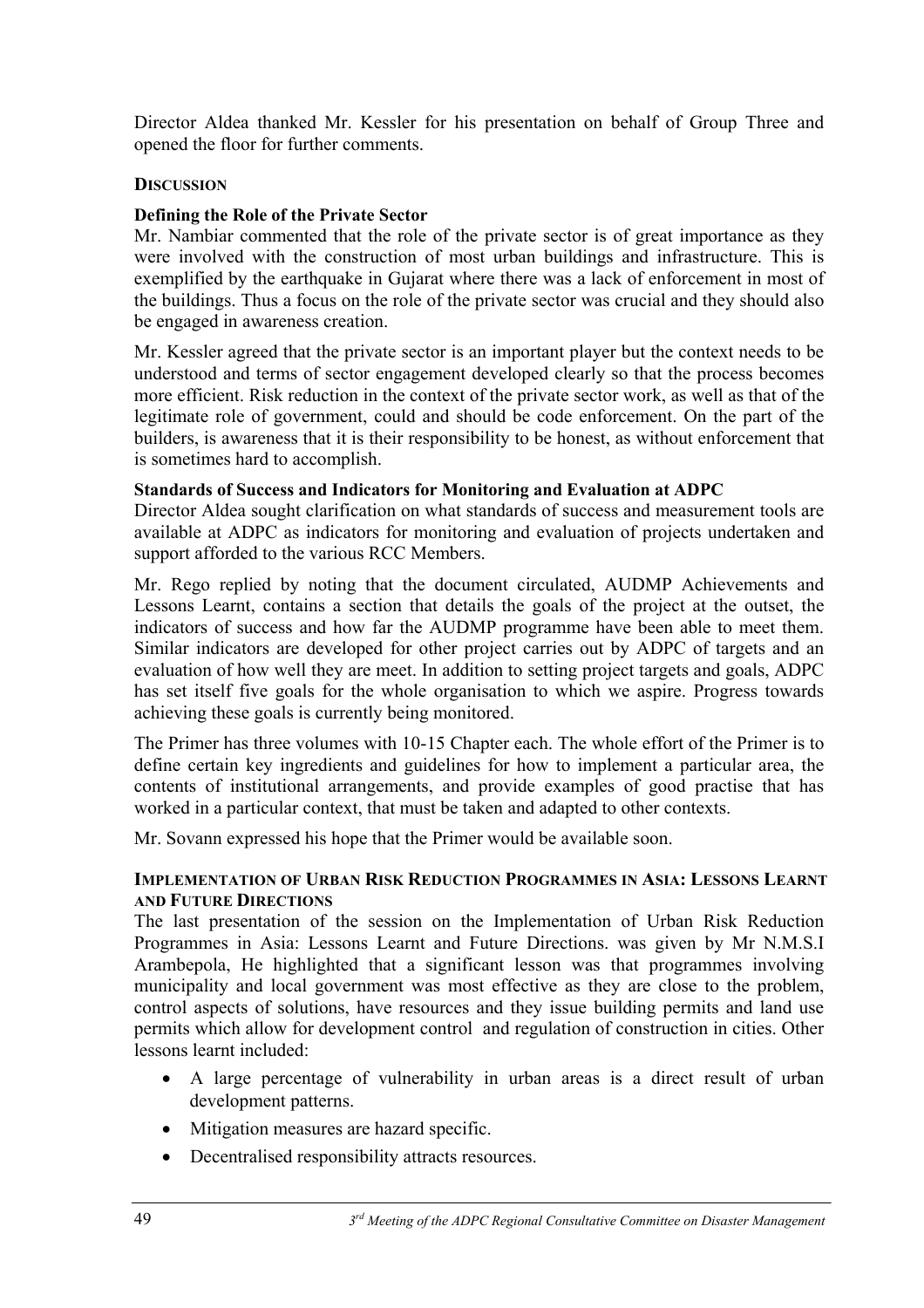Director Aldea thanked Mr. Kessler for his presentation on behalf of Group Three and opened the floor for further comments.

## DISCUSSION

**Defining the Role of the Private Sector**

Mr. Nambiar commented that the role of the private sector is of great importance as they were involved with the construction of most urban buildings and infrastructure. This is exemplified by the earthquake in Gujarat where there was a lack of enforcement in most of the buildings. Thus a focus on the role of the private sector was crucial and they should also be engaged in awareness creation.

Mr. Kessler agreed that the private sector is an important player but the context needs to be understood and terms of sector engagement developed clearly so that the process becomes more efficient. Risk reduction in the context of the private sector work, as well as that of the legitimate role of government, could and should be code enforcement. On the part of the builders, is awareness that it is their responsibility to be honest, as without enforcement that is sometimes hard to accomplish.

**Standards of Success and Indicators for Monitoring and Evaluation at ADPC**

Director Aldea sought clarification on what standards of success and measurement tools are available at ADPC as indicators for monitoring and evaluation of projects undertaken and support afforded to the various RCC Members.

Mr. Rego replied by noting that the document circulated, AUDMP Achievements and Lessons Learnt, contains a section that details the goals of the project at the outset, the indicators of success and how far the AUDMP programme have been able to meet them. Similar indicators are developed for other project carries out by ADPC of targets and an evaluation of how well they are meet. In addition to setting project targets and goals, ADPC has set itself five goals for the whole organisation to which we aspire. Progress towards achieving these goals is currently being monitored.

The Primer has three volumes with 10-15 Chapter each. The whole effort of the Primer is to define certain key ingredients and guidelines for how to implement a particular area, the contents of institutional arrangements, and provide examples of good practise that has worked in a particular context, that must be taken and adapted to other contexts.

Mr. Sovann expressed his hope that the Primer would be available soon.

## IMPLEMENTATION OF URBAN RISK REDUCTION PROGRAMMES IN ASIA: LESSONS LEARNT AND FUTURE DIRECTIONS

The last presentation of the session on the Implementation of Urban Risk Reduction Programmes in Asia: Lessons Learnt and Future Directions. was given by Mr N.M.S.I Arambepola, He highlighted that a significant lesson was that programmes involving municipality and local government was most effective as they are close to the problem, control aspects of solutions, have resources and they issue building permits and land use permits which allow for development control and regulation of construction in cities. Other lessons learnt included:

- A large percentage of vulnerability in urban areas is a direct result of urban development patterns.
- Mitigation measures are hazard specific.
- Decentralised responsibility attracts resources.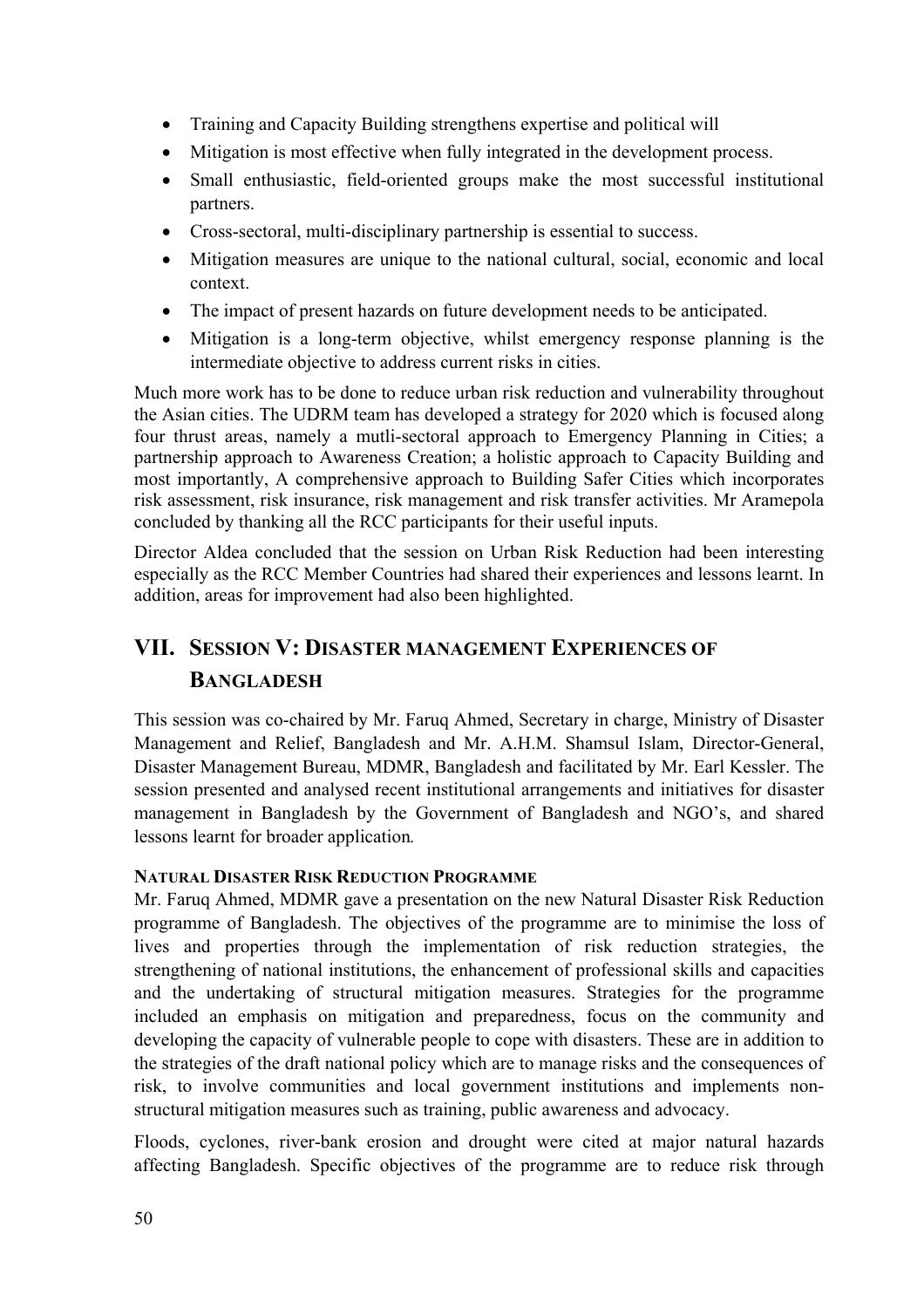- Training and Capacity Building strengthens expertise and political will
- Mitigation is most effective when fully integrated in the development process.
- Small enthusiastic, field-oriented groups make the most successful institutional partners.
- Cross-sectoral, multi-disciplinary partnership is essential to success.
- Mitigation measures are unique to the national cultural, social, economic and local context.
- The impact of present hazards on future development needs to be anticipated.
- Mitigation is a long-term objective, whilst emergency response planning is the intermediate objective to address current risks in cities.

Much more work has to be done to reduce urban risk reduction and vulnerability throughout the Asian cities. The UDRM team has developed a strategy for 2020 which is focused along four thrust areas, namely a mutli-sectoral approach to Emergency Planning in Cities; a partnership approach to Awareness Creation; a holistic approach to Capacity Building and most importantly, A comprehensive approach to Building Safer Cities which incorporates risk assessment, risk insurance, risk management and risk transfer activities. Mr Aramepola concluded by thanking all the RCC participants for their useful inputs.

Director Aldea concluded that the session on Urban Risk Reduction had been interesting especially as the RCC Member Countries had shared their experiences and lessons learnt. In addition, areas for improvement had also been highlighted.

## VII. SESSION V: DISASTER MANAGEMENT EXPERIENCES OF BANGLADESH

This session was co-chaired by Mr. Faruq Ahmed, Secretary in charge, Ministry of Disaster Management and Relief, Bangladesh and Mr. A.H.M. Shamsul Islam, Director-General, Disaster Management Bureau, MDMR, Bangladesh and facilitated by Mr. Earl Kessler. The session presented and analysed recent institutional arrangements and initiatives for disaster management in Bangladesh by the Government of Bangladesh and NGO's, and shared lessons learnt for broader application.

#### NATURAL DISASTER RISK REDUCTION PROGRAMME

Mr. Faruq Ahmed, MDMR gave a presentation on the new Natural Disaster Risk Reduction programme of Bangladesh. The objectives of the programme are to minimise the loss of lives and properties through the implementation of risk reduction strategies, the strengthening of national institutions, the enhancement of professional skills and capacities and the undertaking of structural mitigation measures. Strategies for the programme included an emphasis on mitigation and preparedness, focus on the community and developing the capacity of vulnerable people to cope with disasters. These are in addition to the strategies of the draft national policy which are to manage risks and the consequences of risk, to involve communities and local government institutions and implements non-structural mitigation measures such as training, public awareness and advocacy.

Floods, cyclones, river-bank erosion and drought were cited at major natural hazards affecting Bangladesh. Specific objectives of the programme are to reduce risk through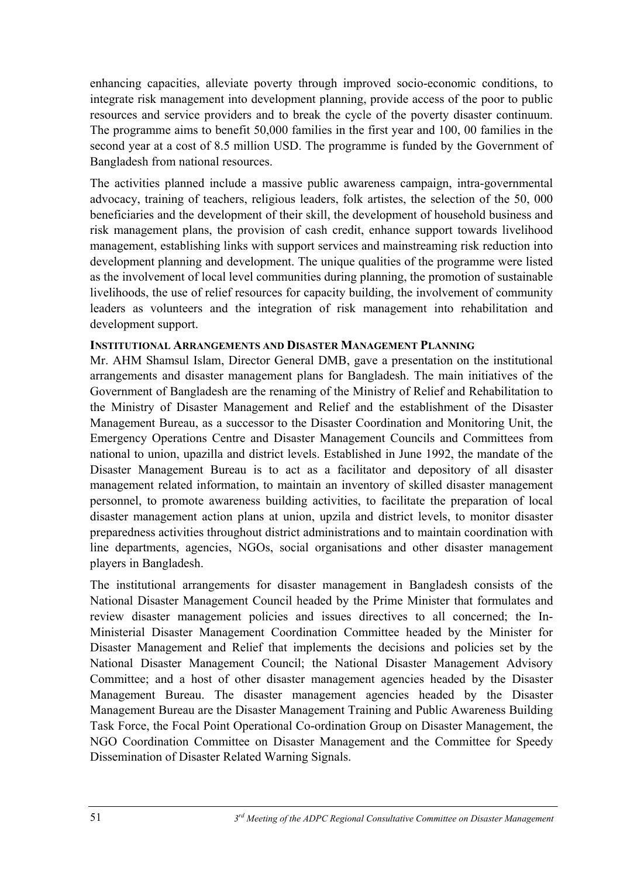enhancing capacities, alleviate poverty through improved socio-economic conditions, to integrate risk management into development planning, provide access of the poor to public resources and service providers and to break the cycle of the poverty disaster continuum. The programme aims to benefit 50,000 families in the first year and 100, 00 families in the second year at a cost of 8.5 million USD. The programme is funded by the Government of Bangladesh from national resources.

The activities planned include a massive public awareness campaign, intra-governmental advocacy, training of teachers, religious leaders, folk artistes, the selection of the 50, 000 beneficiaries and the development of their skill, the development of household business and risk management plans, the provision of cash credit, enhance support towards livelihood management, establishing links with support services and mainstreaming risk reduction into development planning and development. The unique qualities of the programme were listed as the involvement of local level communities during planning, the promotion of sustainable livelihoods, the use of relief resources for capacity building, the involvement of community leaders as volunteers and the integration of risk management into rehabilitation and development support.

#### INSTITUTIONAL ARRANGEMENTS AND DISASTER MANAGEMENT PLANNING

Mr. AHM Shamsul Islam, Director General DMB, gave a presentation on the institutional arrangements and disaster management plans for Bangladesh. The main initiatives of the Government of Bangladesh are the renaming of the Ministry of Relief and Rehabilitation to the Ministry of Disaster Management and Relief and the establishment of the Disaster Management Bureau, as a successor to the Disaster Coordination and Monitoring Unit, the Emergency Operations Centre and Disaster Management Councils and Committees from national to union, upazilla and district levels. Established in June 1992, the mandate of the Disaster Management Bureau is to act as a facilitator and depository of all disaster management related information, to maintain an inventory of skilled disaster management personnel, to promote awareness building activities, to facilitate the preparation of local disaster management action plans at union, upzila and district levels, to monitor disaster preparedness activities throughout district administrations and to maintain coordination with line departments, agencies, NGOs, social organisations and other disaster management players in Bangladesh.

The institutional arrangements for disaster management in Bangladesh consists of the National Disaster Management Council headed by the Prime Minister that formulates and review disaster management policies and issues directives to all concerned; the In-Ministerial Disaster Management Coordination Committee headed by the Minister for Disaster Management and Relief that implements the decisions and policies set by the National Disaster Management Council; the National Disaster Management Advisory Committee; and a host of other disaster management agencies headed by the Disaster Management Bureau. The disaster management agencies headed by the Disaster Management Bureau are the Disaster Management Training and Public Awareness Building Task Force, the Focal Point Operational Co-ordination Group on Disaster Management, the NGO Coordination Committee on Disaster Management and the Committee for Speedy Dissemination of Disaster Related Warning Signals.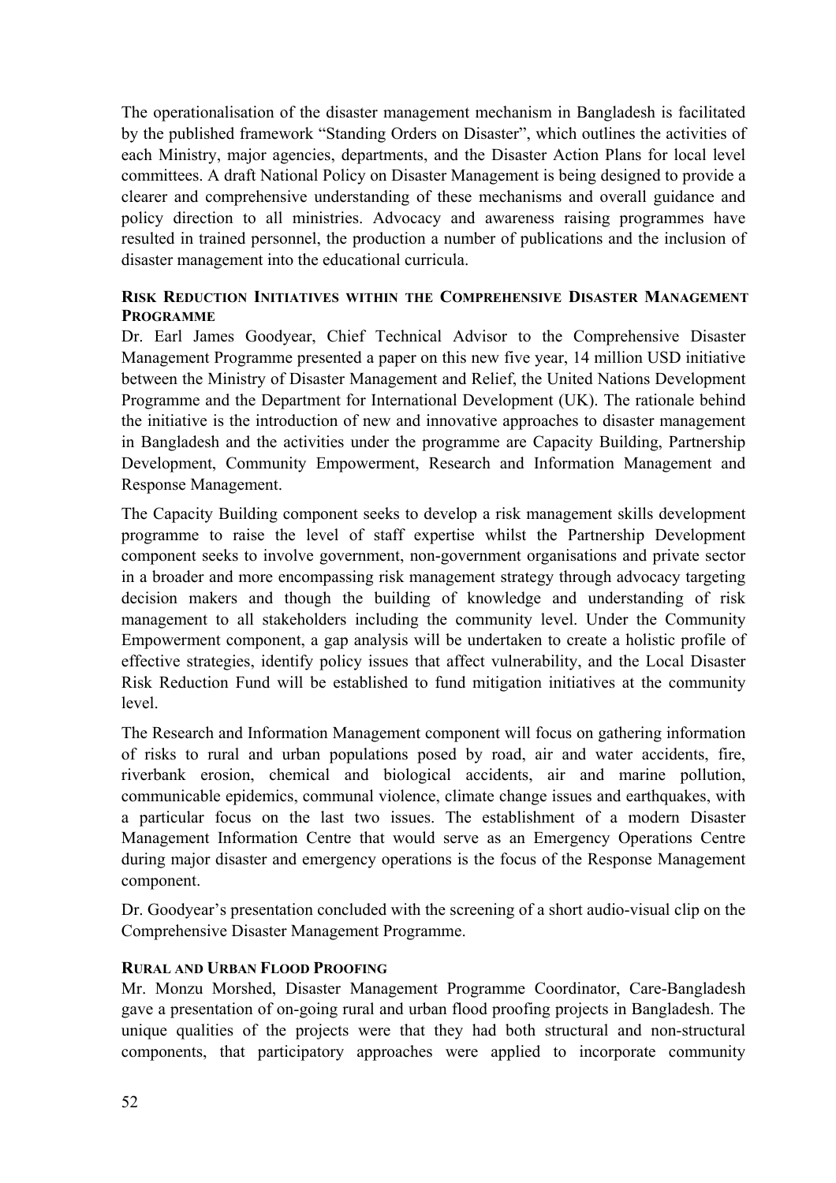The operationalisation of the disaster management mechanism in Bangladesh is facilitated by the published framework "Standing Orders on Disaster", which outlines the activities of each Ministry, major agencies, departments, and the Disaster Action Plans for local level committees. A draft National Policy on Disaster Management is being designed to provide a clearer and comprehensive understanding of these mechanisms and overall guidance and policy direction to all ministries. Advocacy and awareness raising programmes have resulted in trained personnel, the production a number of publications and the inclusion of disaster management into the educational curricula.

### RISK REDUCTION INITIATIVES WITHIN THE COMPREHENSIVE DISASTER MANAGEMENT PROGRAMME

Dr. Earl James Goodyear, Chief Technical Advisor to the Comprehensive Disaster Management Programme presented a paper on this new five year, 14 million USD initiative between the Ministry of Disaster Management and Relief, the United Nations Development Programme and the Department for International Development (UK). The rationale behind the initiative is the introduction of new and innovative approaches to disaster management in Bangladesh and the activities under the programme are Capacity Building, Partnership Development, Community Empowerment, Research and Information Management and Response Management.

The Capacity Building component seeks to develop a risk management skills development programme to raise the level of staff expertise whilst the Partnership Development component seeks to involve government, non-government organisations and private sector in a broader and more encompassing risk management strategy through advocacy targeting decision makers and though the building of knowledge and understanding of risk management to all stakeholders including the community level. Under the Community Empowerment component, a gap analysis will be undertaken to create a holistic profile of effective strategies, identify policy issues that affect vulnerability, and the Local Disaster Risk Reduction Fund will be established to fund mitigation initiatives at the community level.

The Research and Information Management component will focus on gathering information of risks to rural and urban populations posed by road, air and water accidents, fire, riverbank erosion, chemical and biological accidents, air and marine pollution, communicable epidemics, communal violence, climate change issues and earthquakes, with a particular focus on the last two issues. The establishment of a modern Disaster Management Information Centre that would serve as an Emergency Operations Centre during major disaster and emergency operations is the focus of the Response Management component.

Dr. Goodyear's presentation concluded with the screening of a short audio-visual clip on the Comprehensive Disaster Management Programme.

### RURAL AND URBAN FLOOD PROOFING

Mr. Monzu Morshed, Disaster Management Programme Coordinator, Care-Bangladesh gave a presentation of on-going rural and urban flood proofing projects in Bangladesh. The unique qualities of the projects were that they had both structural and non-structural components, that participatory approaches were applied to incorporate community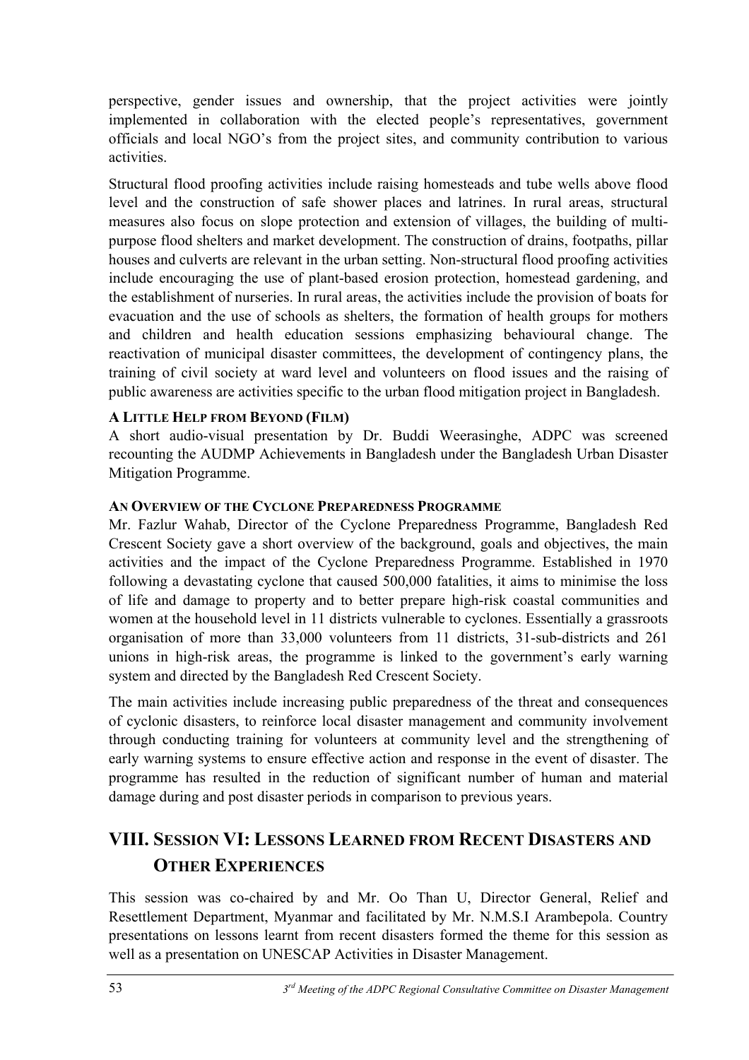perspective, gender issues and ownership, that the project activities were jointly implemented in collaboration with the elected people's representatives, government officials and local NGO's from the project sites, and community contribution to various activities.

Structural flood proofing activities include raising homesteads and tube wells above flood level and the construction of safe shower places and latrines. In rural areas, structural measures also focus on slope protection and extension of villages, the building of multi-purpose flood shelters and market development. The construction of drains, footpaths, pillar houses and culverts are relevant in the urban setting. Non-structural flood proofing activities include encouraging the use of plant-based erosion protection, homestead gardening, and the establishment of nurseries. In rural areas, the activities include the provision of boats for evacuation and the use of schools as shelters, the formation of health groups for mothers and children and health education sessions emphasizing behavioural change. The reactivation of municipal disaster committees, the development of contingency plans, the training of civil society at ward level and volunteers on flood issues and the raising of public awareness are activities specific to the urban flood mitigation project in Bangladesh.

#### A LITTLE HELP FROM BEYOND (FILM)

A short audio-visual presentation by Dr. Buddi Weerasinghe, ADPC was screened recounting the AUDMP Achievements in Bangladesh under the Bangladesh Urban Disaster Mitigation Programme.

#### AN OVERVIEW OF THE CYCLONE PREPAREDNESS PROGRAMME

Mr. Fazlur Wahab, Director of the Cyclone Preparedness Programme, Bangladesh Red Crescent Society gave a short overview of the background, goals and objectives, the main activities and the impact of the Cyclone Preparedness Programme. Established in 1970 following a devastating cyclone that caused 500,000 fatalities, it aims to minimise the loss of life and damage to property and to better prepare high-risk coastal communities and women at the household level in 11 districts vulnerable to cyclones. Essentially a grassroots organisation of more than 33,000 volunteers from 11 districts, 31-sub-districts and 261 unions in high-risk areas, the programme is linked to the government's early warning system and directed by the Bangladesh Red Crescent Society.

The main activities include increasing public preparedness of the threat and consequences of cyclonic disasters, to reinforce local disaster management and community involvement through conducting training for volunteers at community level and the strengthening of early warning systems to ensure effective action and response in the event of disaster. The programme has resulted in the reduction of significant number of human and material damage during and post disaster periods in comparison to previous years.

## VIII. SESSION VI: LESSONS LEARNED FROM RECENT DISASTERS AND OTHER EXPERIENCES

This session was co-chaired by and Mr. Oo Than U, Director General, Relief and Resettlement Department, Myanmar and facilitated by Mr. N.M.S.I Arambepola. Country presentations on lessons learnt from recent disasters formed the theme for this session as well as a presentation on UNESCAP Activities in Disaster Management.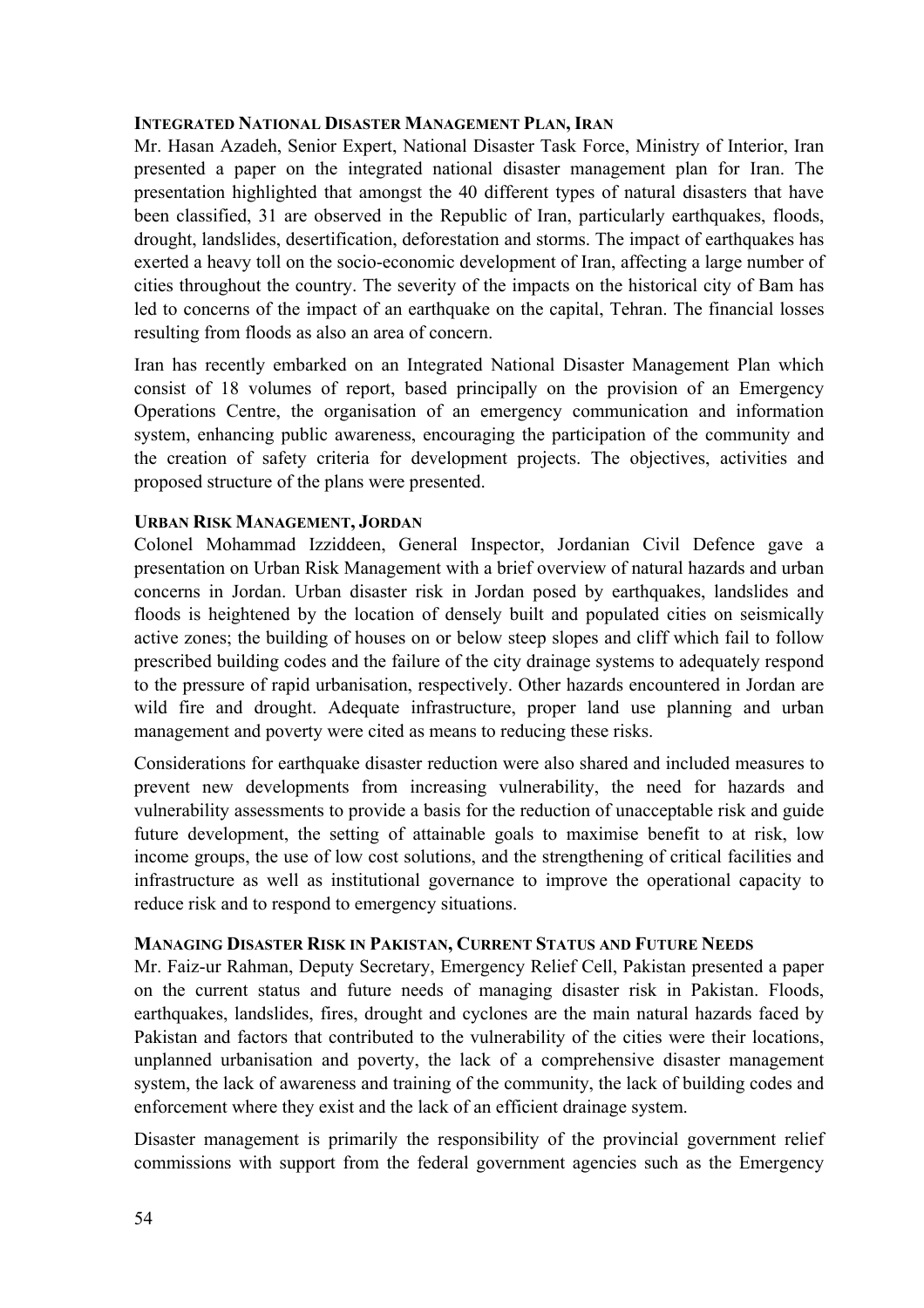### Integrated National Disaster Management Plan, Iran

Mr. Hasan Azadeh, Senior Expert, National Disaster Task Force, Ministry of Interior, Iran presented a paper on the integrated national disaster management plan for Iran. The presentation highlighted that amongst the 40 different types of natural disasters that have been classified, 31 are observed in the Republic of Iran, particularly earthquakes, floods, drought, landslides, desertification, deforestation and storms. The impact of earthquakes has exerted a heavy toll on the socio-economic development of Iran, affecting a large number of cities throughout the country. The severity of the impacts on the historical city of Bam has led to concerns of the impact of an earthquake on the capital, Tehran. The financial losses resulting from floods as also an area of concern.

Iran has recently embarked on an Integrated National Disaster Management Plan which consist of 18 volumes of report, based principally on the provision of an Emergency Operations Centre, the organisation of an emergency communication and information system, enhancing public awareness, encouraging the participation of the community and the creation of safety criteria for development projects. The objectives, activities and proposed structure of the plans were presented.

### Urban Risk Management, Jordan

Colonel Mohammad Izziddeen, General Inspector, Jordanian Civil Defence gave a presentation on Urban Risk Management with a brief overview of natural hazards and urban concerns in Jordan. Urban disaster risk in Jordan posed by earthquakes, landslides and floods is heightened by the location of densely built and populated cities on seismically active zones; the building of houses on or below steep slopes and cliff which fail to follow prescribed building codes and the failure of the city drainage systems to adequately respond to the pressure of rapid urbanisation, respectively. Other hazards encountered in Jordan are wild fire and drought. Adequate infrastructure, proper land use planning and urban management and poverty were cited as means to reducing these risks.

Considerations for earthquake disaster reduction were also shared and included measures to prevent new developments from increasing vulnerability, the need for hazards and vulnerability assessments to provide a basis for the reduction of unacceptable risk and guide future development, the setting of attainable goals to maximise benefit to at risk, low income groups, the use of low cost solutions, and the strengthening of critical facilities and infrastructure as well as institutional governance to improve the operational capacity to reduce risk and to respond to emergency situations.

### Managing Disaster Risk in Pakistan, Current Status and Future Needs

Mr. Faiz-ur Rahman, Deputy Secretary, Emergency Relief Cell, Pakistan presented a paper on the current status and future needs of managing disaster risk in Pakistan. Floods, earthquakes, landslides, fires, drought and cyclones are the main natural hazards faced by Pakistan and factors that contributed to the vulnerability of the cities were their locations, unplanned urbanisation and poverty, the lack of a comprehensive disaster management system, the lack of awareness and training of the community, the lack of building codes and enforcement where they exist and the lack of an efficient drainage system.

Disaster management is primarily the responsibility of the provincial government relief commissions with support from the federal government agencies such as the Emergency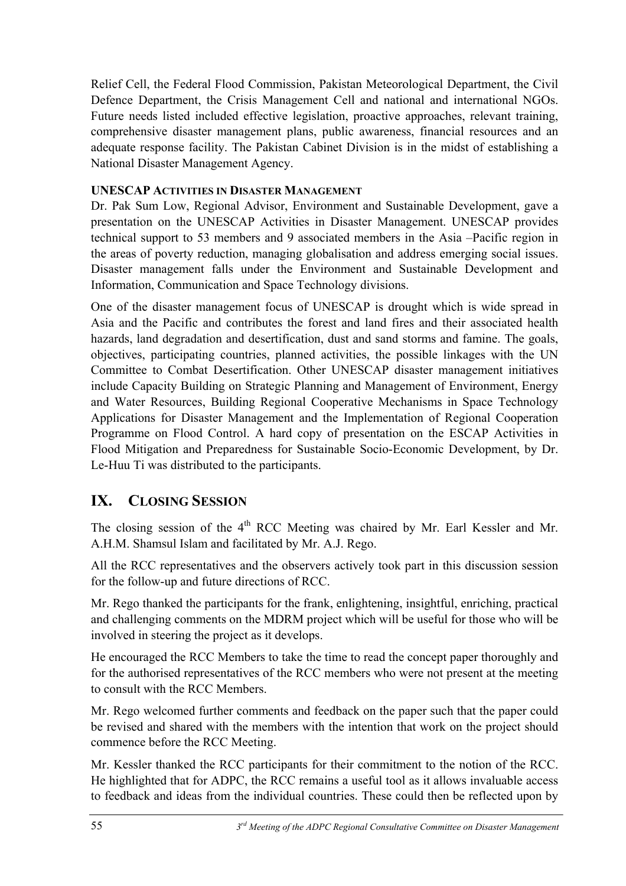Relief Cell, the Federal Flood Commission, Pakistan Meteorological Department, the Civil Defence Department, the Crisis Management Cell and national and international NGOs. Future needs listed included effective legislation, proactive approaches, relevant training, comprehensive disaster management plans, public awareness, financial resources and an adequate response facility. The Pakistan Cabinet Division is in the midst of establishing a National Disaster Management Agency.

**UNESCAP ACTIVITIES IN DISASTER MANAGEMENT**

Dr. Pak Sum Low, Regional Advisor, Environment and Sustainable Development, gave a presentation on the UNESCAP Activities in Disaster Management. UNESCAP provides technical support to 53 members and 9 associated members in the Asia –Pacific region in the areas of poverty reduction, managing globalisation and address emerging social issues. Disaster management falls under the Environment and Sustainable Development and Information, Communication and Space Technology divisions.

One of the disaster management focus of UNESCAP is drought which is wide spread in Asia and the Pacific and contributes the forest and land fires and their associated health hazards, land degradation and desertification, dust and sand storms and famine. The goals, objectives, participating countries, planned activities, the possible linkages with the UN Committee to Combat Desertification. Other UNESCAP disaster management initiatives include Capacity Building on Strategic Planning and Management of Environment, Energy and Water Resources, Building Regional Cooperative Mechanisms in Space Technology Applications for Disaster Management and the Implementation of Regional Cooperation Programme on Flood Control. A hard copy of presentation on the ESCAP Activities in Flood Mitigation and Preparedness for Sustainable Socio-Economic Development, by Dr. Le-Huu Ti was distributed to the participants.

## IX. CLOSING SESSION

The closing session of the 4th RCC Meeting was chaired by Mr. Earl Kessler and Mr. A.H.M. Shamsul Islam and facilitated by Mr. A.J. Rego.

All the RCC representatives and the observers actively took part in this discussion session for the follow-up and future directions of RCC.

Mr. Rego thanked the participants for the frank, enlightening, insightful, enriching, practical and challenging comments on the MDRM project which will be useful for those who will be involved in steering the project as it develops.

He encouraged the RCC Members to take the time to read the concept paper thoroughly and for the authorised representatives of the RCC members who were not present at the meeting to consult with the RCC Members.

Mr. Rego welcomed further comments and feedback on the paper such that the paper could be revised and shared with the members with the intention that work on the project should commence before the RCC Meeting.

Mr. Kessler thanked the RCC participants for their commitment to the notion of the RCC. He highlighted that for ADPC, the RCC remains a useful tool as it allows invaluable access to feedback and ideas from the individual countries. These could then be reflected upon by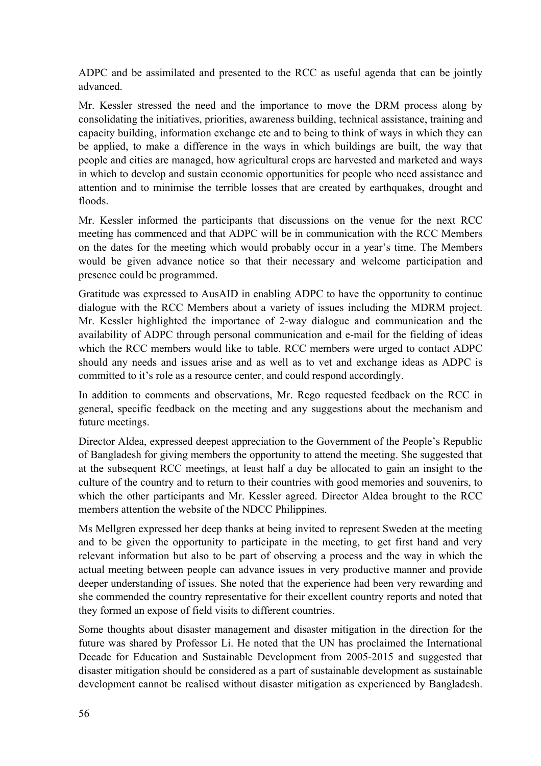ADPC and be assimilated and presented to the RCC as useful agenda that can be jointly advanced.

Mr. Kessler stressed the need and the importance to move the DRM process along by consolidating the initiatives, priorities, awareness building, technical assistance, training and capacity building, information exchange etc and to being to think of ways in which they can be applied, to make a difference in the ways in which buildings are built, the way that people and cities are managed, how agricultural crops are harvested and marketed and ways in which to develop and sustain economic opportunities for people who need assistance and attention and to minimise the terrible losses that are created by earthquakes, drought and floods.

Mr. Kessler informed the participants that discussions on the venue for the next RCC meeting has commenced and that ADPC will be in communication with the RCC Members on the dates for the meeting which would probably occur in a year's time. The Members would be given advance notice so that their necessary and welcome participation and presence could be programmed.

Gratitude was expressed to AusAID in enabling ADPC to have the opportunity to continue dialogue with the RCC Members about a variety of issues including the MDRM project. Mr. Kessler highlighted the importance of 2-way dialogue and communication and the availability of ADPC through personal communication and e-mail for the fielding of ideas which the RCC members would like to table. RCC members were urged to contact ADPC should any needs and issues arise and as well as to vet and exchange ideas as ADPC is committed to it's role as a resource center, and could respond accordingly.

In addition to comments and observations, Mr. Rego requested feedback on the RCC in general, specific feedback on the meeting and any suggestions about the mechanism and future meetings.

Director Aldea, expressed deepest appreciation to the Government of the People's Republic of Bangladesh for giving members the opportunity to attend the meeting. She suggested that at the subsequent RCC meetings, at least half a day be allocated to gain an insight to the culture of the country and to return to their countries with good memories and souvenirs, to which the other participants and Mr. Kessler agreed. Director Aldea brought to the RCC members attention the website of the NDCC Philippines.

Ms Mellgren expressed her deep thanks at being invited to represent Sweden at the meeting and to be given the opportunity to participate in the meeting, to get first hand and very relevant information but also to be part of observing a process and the way in which the actual meeting between people can advance issues in very productive manner and provide deeper understanding of issues. She noted that the experience had been very rewarding and she commended the country representative for their excellent country reports and noted that they formed an expose of field visits to different countries.

Some thoughts about disaster management and disaster mitigation in the direction for the future was shared by Professor Li. He noted that the UN has proclaimed the International Decade for Education and Sustainable Development from 2005-2015 and suggested that disaster mitigation should be considered as a part of sustainable development as sustainable development cannot be realised without disaster mitigation as experienced by Bangladesh.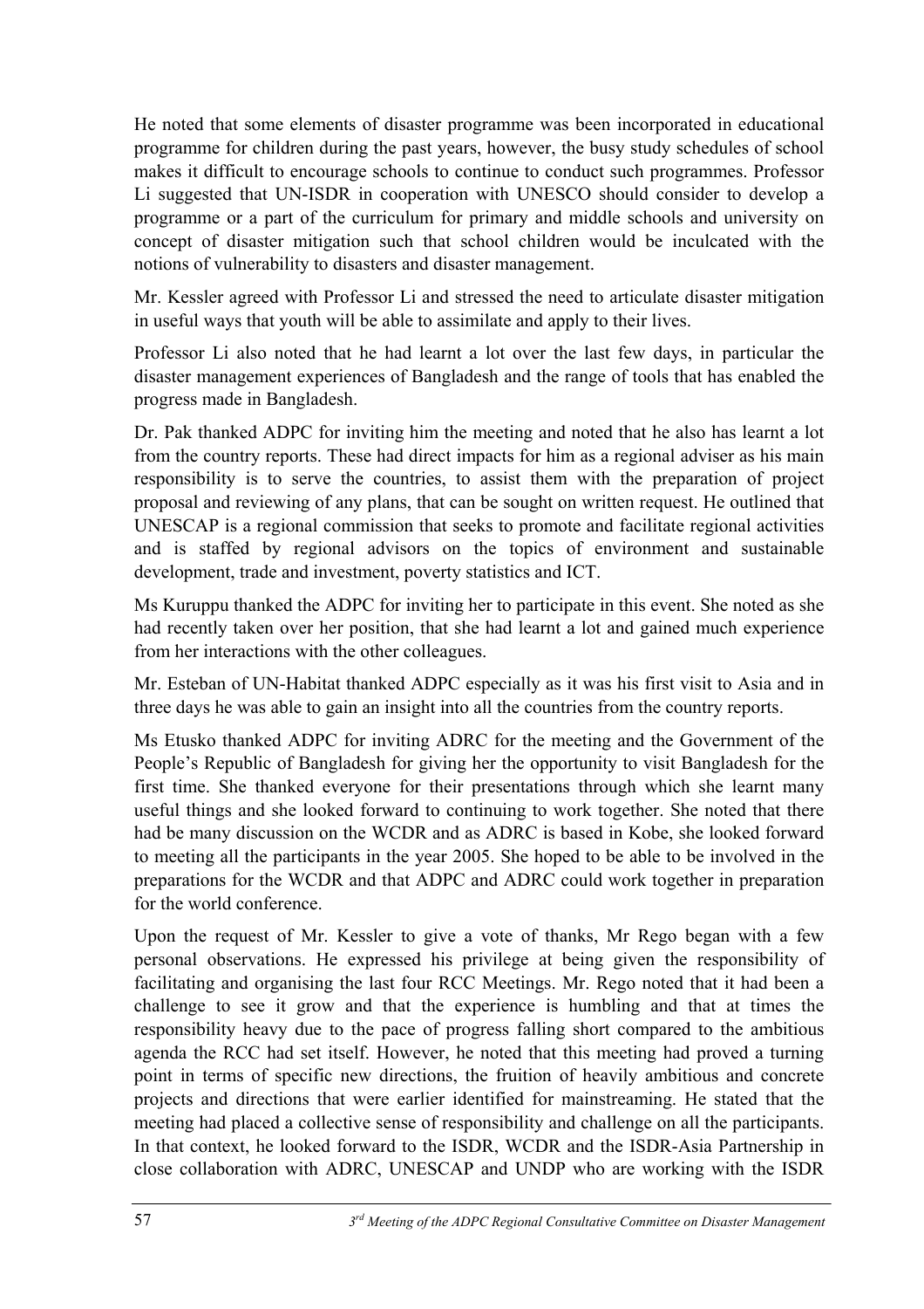He noted that some elements of disaster programme was been incorporated in educational programme for children during the past years, however, the busy study schedules of school makes it difficult to encourage schools to continue to conduct such programmes. Professor Li suggested that UN-ISDR in cooperation with UNESCO should consider to develop a programme or a part of the curriculum for primary and middle schools and university on concept of disaster mitigation such that school children would be inculcated with the notions of vulnerability to disasters and disaster management.

Mr. Kessler agreed with Professor Li and stressed the need to articulate disaster mitigation in useful ways that youth will be able to assimilate and apply to their lives.

Professor Li also noted that he had learnt a lot over the last few days, in particular the disaster management experiences of Bangladesh and the range of tools that has enabled the progress made in Bangladesh.

Dr. Pak thanked ADPC for inviting him the meeting and noted that he also has learnt a lot from the country reports. These had direct impacts for him as a regional adviser as his main responsibility is to serve the countries, to assist them with the preparation of project proposal and reviewing of any plans, that can be sought on written request. He outlined that UNESCAP is a regional commission that seeks to promote and facilitate regional activities and is staffed by regional advisors on the topics of environment and sustainable development, trade and investment, poverty statistics and ICT.

Ms Kuruppu thanked the ADPC for inviting her to participate in this event. She noted as she had recently taken over her position, that she had learnt a lot and gained much experience from her interactions with the other colleagues.

Mr. Esteban of UN-Habitat thanked ADPC especially as it was his first visit to Asia and in three days he was able to gain an insight into all the countries from the country reports.

Ms Etusko thanked ADPC for inviting ADRC for the meeting and the Government of the People's Republic of Bangladesh for giving her the opportunity to visit Bangladesh for the first time. She thanked everyone for their presentations through which she learnt many useful things and she looked forward to continuing to work together. She noted that there had be many discussion on the WCDR and as ADRC is based in Kobe, she looked forward to meeting all the participants in the year 2005. She hoped to be able to be involved in the preparations for the WCDR and that ADPC and ADRC could work together in preparation for the world conference.

Upon the request of Mr. Kessler to give a vote of thanks, Mr Rego began with a few personal observations. He expressed his privilege at being given the responsibility of facilitating and organising the last four RCC Meetings. Mr. Rego noted that it had been a challenge to see it grow and that the experience is humbling and that at times the responsibility heavy due to the pace of progress falling short compared to the ambitious agenda the RCC had set itself. However, he noted that this meeting had proved a turning point in terms of specific new directions, the fruition of heavily ambitious and concrete projects and directions that were earlier identified for mainstreaming. He stated that the meeting had placed a collective sense of responsibility and challenge on all the participants. In that context, he looked forward to the ISDR, WCDR and the ISDR-Asia Partnership in close collaboration with ADRC, UNESCAP and UNDP who are working with the ISDR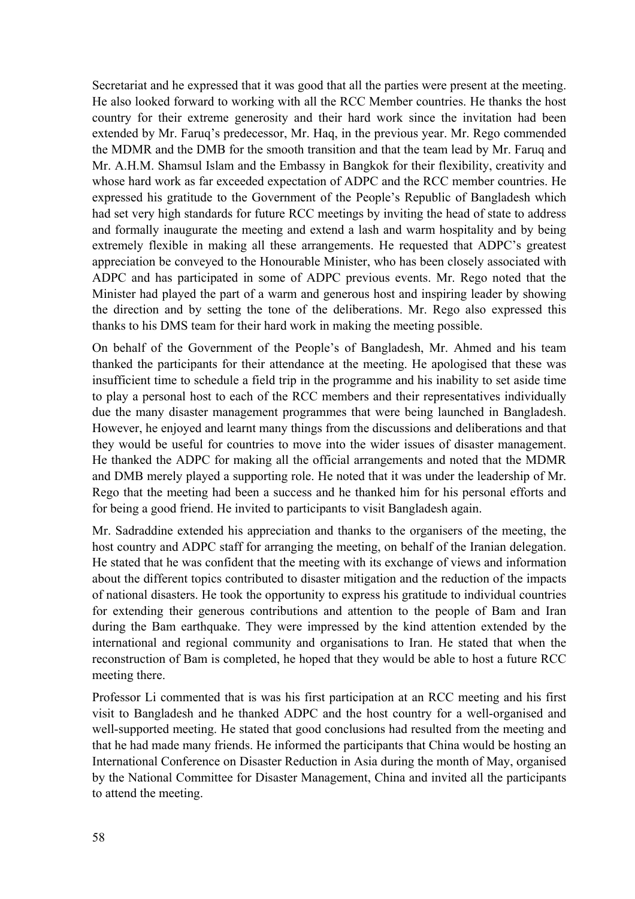Secretariat and he expressed that it was good that all the parties were present at the meeting. He also looked forward to working with all the RCC Member countries. He thanks the host country for their extreme generosity and their hard work since the invitation had been extended by Mr. Faruq's predecessor, Mr. Haq, in the previous year. Mr. Rego commended the MDMR and the DMB for the smooth transition and that the team lead by Mr. Faruq and Mr. A.H.M. Shamsul Islam and the Embassy in Bangkok for their flexibility, creativity and whose hard work as far exceeded expectation of ADPC and the RCC member countries. He expressed his gratitude to the Government of the People's Republic of Bangladesh which had set very high standards for future RCC meetings by inviting the head of state to address and formally inaugurate the meeting and extend a lash and warm hospitality and by being extremely flexible in making all these arrangements. He requested that ADPC's greatest appreciation be conveyed to the Honourable Minister, who has been closely associated with ADPC and has participated in some of ADPC previous events. Mr. Rego noted that the Minister had played the part of a warm and generous host and inspiring leader by showing the direction and by setting the tone of the deliberations. Mr. Rego also expressed this thanks to his DMS team for their hard work in making the meeting possible.

On behalf of the Government of the People's of Bangladesh, Mr. Ahmed and his team thanked the participants for their attendance at the meeting. He apologised that these was insufficient time to schedule a field trip in the programme and his inability to set aside time to play a personal host to each of the RCC members and their representatives individually due the many disaster management programmes that were being launched in Bangladesh. However, he enjoyed and learnt many things from the discussions and deliberations and that they would be useful for countries to move into the wider issues of disaster management. He thanked the ADPC for making all the official arrangements and noted that the MDMR and DMB merely played a supporting role. He noted that it was under the leadership of Mr. Rego that the meeting had been a success and he thanked him for his personal efforts and for being a good friend. He invited to participants to visit Bangladesh again.

Mr. Sadraddine extended his appreciation and thanks to the organisers of the meeting, the host country and ADPC staff for arranging the meeting, on behalf of the Iranian delegation. He stated that he was confident that the meeting with its exchange of views and information about the different topics contributed to disaster mitigation and the reduction of the impacts of national disasters. He took the opportunity to express his gratitude to individual countries for extending their generous contributions and attention to the people of Bam and Iran during the Bam earthquake. They were impressed by the kind attention extended by the international and regional community and organisations to Iran. He stated that when the reconstruction of Bam is completed, he hoped that they would be able to host a future RCC meeting there.

Professor Li commented that is was his first participation at an RCC meeting and his first visit to Bangladesh and he thanked ADPC and the host country for a well-organised and well-supported meeting. He stated that good conclusions had resulted from the meeting and that he had made many friends. He informed the participants that China would be hosting an International Conference on Disaster Reduction in Asia during the month of May, organised by the National Committee for Disaster Management, China and invited all the participants to attend the meeting.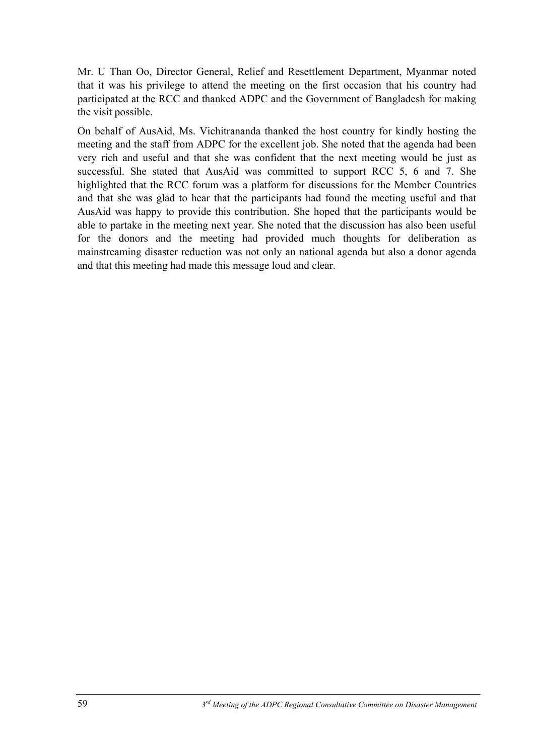Mr. U Than Oo, Director General, Relief and Resettlement Department, Myanmar noted that it was his privilege to attend the meeting on the first occasion that his country had participated at the RCC and thanked ADPC and the Government of Bangladesh for making the visit possible.

On behalf of AusAid, Ms. Vichitrananda thanked the host country for kindly hosting the meeting and the staff from ADPC for the excellent job. She noted that the agenda had been very rich and useful and that she was confident that the next meeting would be just as successful. She stated that AusAid was committed to support RCC 5, 6 and 7. She highlighted that the RCC forum was a platform for discussions for the Member Countries and that she was glad to hear that the participants had found the meeting useful and that AusAid was happy to provide this contribution. She hoped that the participants would be able to partake in the meeting next year. She noted that the discussion has also been useful for the donors and the meeting had provided much thoughts for deliberation as mainstreaming disaster reduction was not only an national agenda but also a donor agenda and that this meeting had made this message loud and clear.